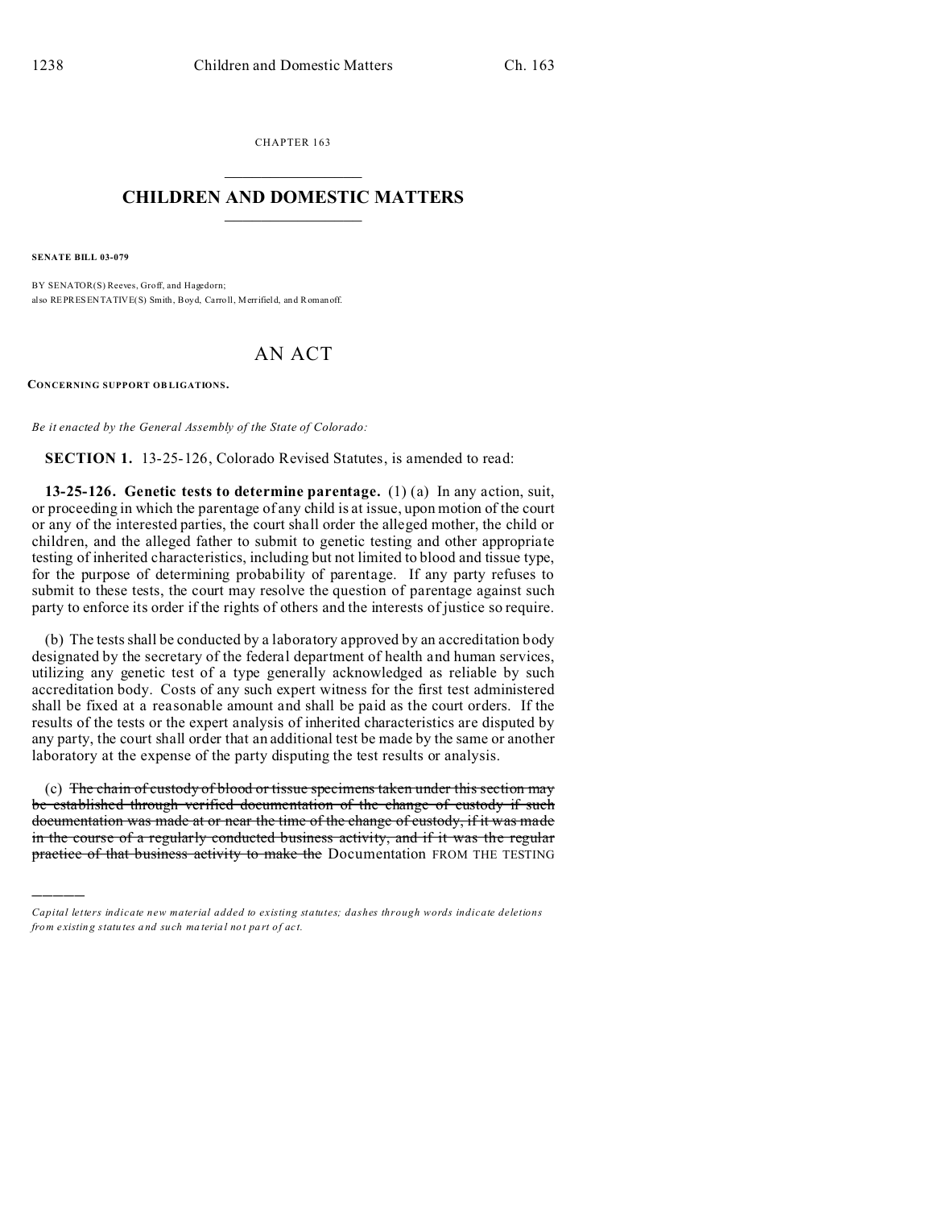CHAPTER 163

# CHILDREN AND DOMESTIC MATTERS

**SENATE BILL 03-079**

BY SENATOR(S) Reeves, Groff, and Hagedorn;
also REPRESENTATIVE(S) Smith, Boyd, Carroll, Merrifield, and Romanoff.

# AN ACT

**CONCERNING SUPPORT OBLIGATIONS.**

*Be it enacted by the General Assembly of the State of Colorado:*

**SECTION 1.** 13-25-126, Colorado Revised Statutes, is amended to read:

**13-25-126. Genetic tests to determine parentage.** (1) (a) In any action, suit, or proceeding in which the parentage of any child is at issue, upon motion of the court or any of the interested parties, the court shall order the alleged mother, the child or children, and the alleged father to submit to genetic testing and other appropriate testing of inherited characteristics, including but not limited to blood and tissue type, for the purpose of determining probability of parentage. If any party refuses to submit to these tests, the court may resolve the question of parentage against such party to enforce its order if the rights of others and the interests of justice so require.

(b) The tests shall be conducted by a laboratory approved by an accreditation body designated by the secretary of the federal department of health and human services, utilizing any genetic test of a type generally acknowledged as reliable by such accreditation body. Costs of any such expert witness for the first test administered shall be fixed at a reasonable amount and shall be paid as the court orders. If the results of the tests or the expert analysis of inherited characteristics are disputed by any party, the court shall order that an additional test be made by the same or another laboratory at the expense of the party disputing the test results or analysis.

(c) ~~The chain of custody of blood or tissue specimens taken under this section may be established through verified documentation of the change of custody if such documentation was made at or near the time of the change of custody, if it was made in the course of a regularly conducted business activity, and if it was the regular practice of that business activity to make the~~ Documentation FROM THE TESTING

---

*Capital letters indicate new material added to existing statutes; dashes through words indicate deletions from existing statutes and such material not part of act.*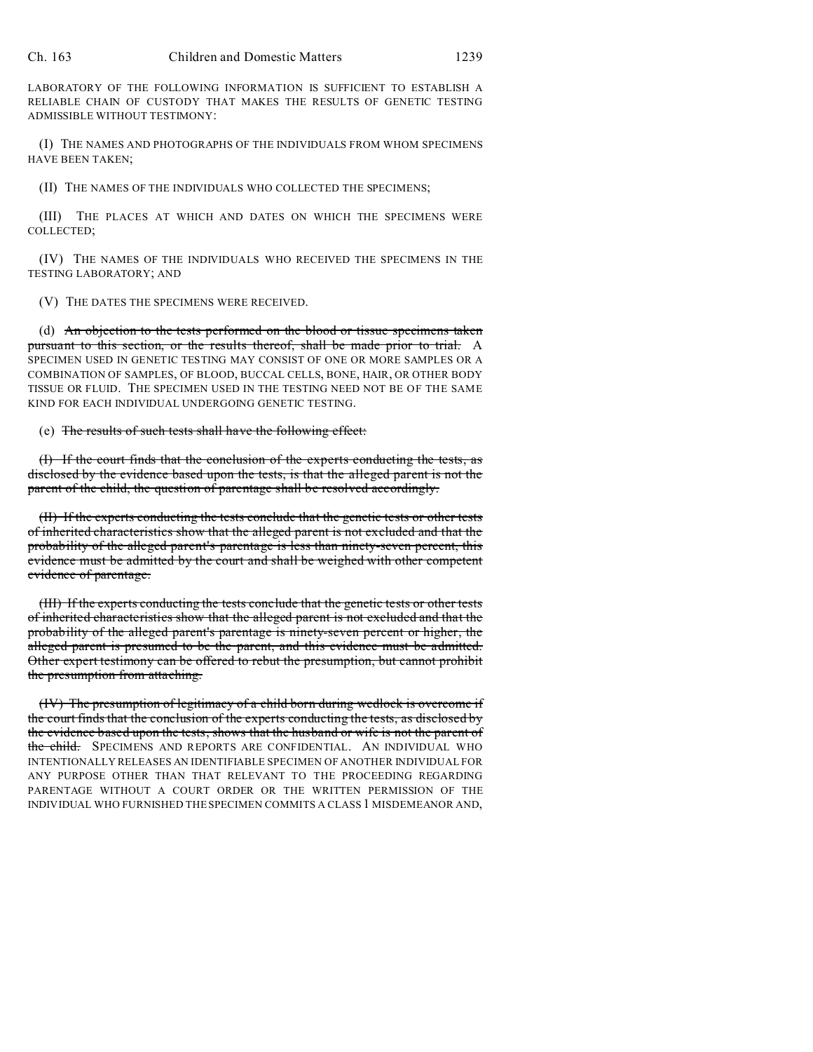LABORATORY OF THE FOLLOWING INFORMATION IS SUFFICIENT TO ESTABLISH A RELIABLE CHAIN OF CUSTODY THAT MAKES THE RESULTS OF GENETIC TESTING ADMISSIBLE WITHOUT TESTIMONY:

(I) THE NAMES AND PHOTOGRAPHS OF THE INDIVIDUALS FROM WHOM SPECIMENS HAVE BEEN TAKEN;

(II) THE NAMES OF THE INDIVIDUALS WHO COLLECTED THE SPECIMENS;

(III) THE PLACES AT WHICH AND DATES ON WHICH THE SPECIMENS WERE COLLECTED;

(IV) THE NAMES OF THE INDIVIDUALS WHO RECEIVED THE SPECIMENS IN THE TESTING LABORATORY; AND

(V) THE DATES THE SPECIMENS WERE RECEIVED.

(d) ~~An objection to the tests performed on the blood or tissue specimens taken pursuant to this section, or the results thereof, shall be made prior to trial.~~ A SPECIMEN USED IN GENETIC TESTING MAY CONSIST OF ONE OR MORE SAMPLES OR A COMBINATION OF SAMPLES, OF BLOOD, BUCCAL CELLS, BONE, HAIR, OR OTHER BODY TISSUE OR FLUID. THE SPECIMEN USED IN THE TESTING NEED NOT BE OF THE SAME KIND FOR EACH INDIVIDUAL UNDERGOING GENETIC TESTING.

(e) ~~The results of such tests shall have the following effect:~~

~~(I) If the court finds that the conclusion of the experts conducting the tests, as disclosed by the evidence based upon the tests, is that the alleged parent is not the parent of the child, the question of parentage shall be resolved accordingly.~~

~~(II) If the experts conducting the tests conclude that the genetic tests or other tests of inherited characteristics show that the alleged parent is not excluded and that the probability of the alleged parent's parentage is less than ninety-seven percent, this evidence must be admitted by the court and shall be weighed with other competent evidence of parentage.~~

~~(III) If the experts conducting the tests conclude that the genetic tests or other tests of inherited characteristics show that the alleged parent is not excluded and that the probability of the alleged parent's parentage is ninety-seven percent or higher, the alleged parent is presumed to be the parent, and this evidence must be admitted. Other expert testimony can be offered to rebut the presumption, but cannot prohibit the presumption from attaching.~~

~~(IV) The presumption of legitimacy of a child born during wedlock is overcome if the court finds that the conclusion of the experts conducting the tests, as disclosed by the evidence based upon the tests, shows that the husband or wife is not the parent of the child.~~ SPECIMENS AND REPORTS ARE CONFIDENTIAL. AN INDIVIDUAL WHO INTENTIONALLY RELEASES AN IDENTIFIABLE SPECIMEN OF ANOTHER INDIVIDUAL FOR ANY PURPOSE OTHER THAN THAT RELEVANT TO THE PROCEEDING REGARDING PARENTAGE WITHOUT A COURT ORDER OR THE WRITTEN PERMISSION OF THE INDIVIDUAL WHO FURNISHED THE SPECIMEN COMMITS A CLASS 1 MISDEMEANOR AND,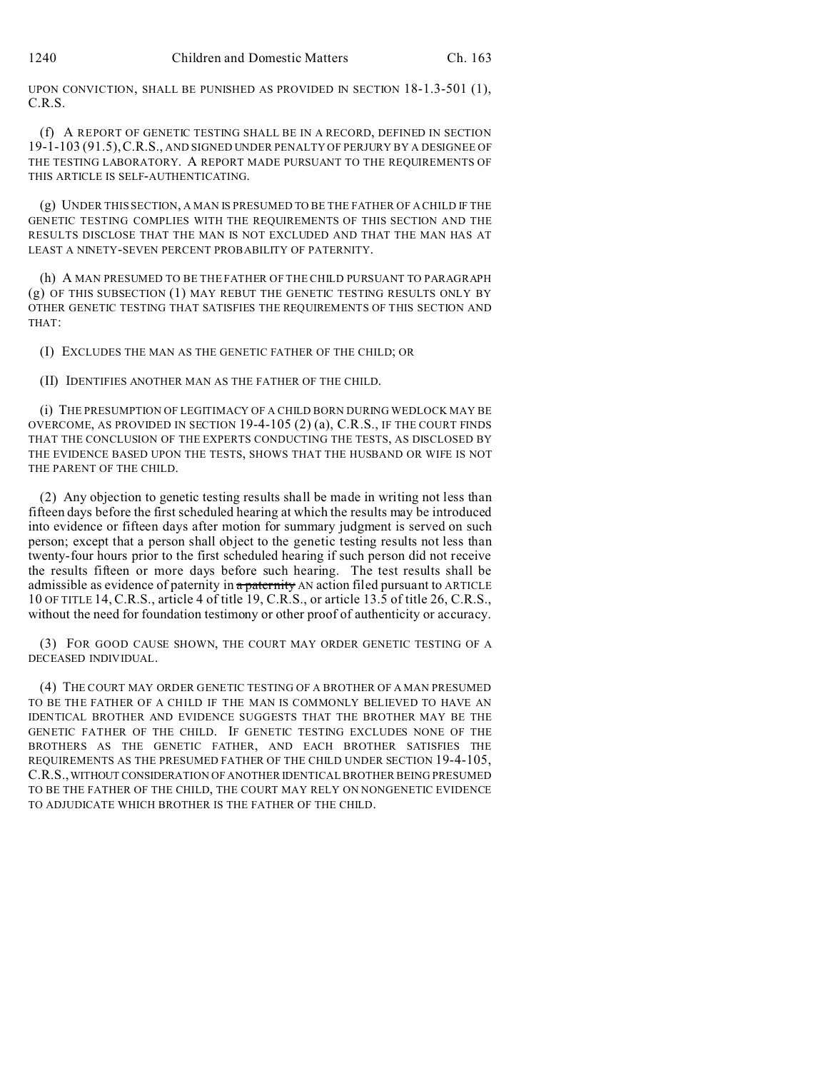UPON CONVICTION, SHALL BE PUNISHED AS PROVIDED IN SECTION 18-1.3-501 (1), C.R.S.

(f) A REPORT OF GENETIC TESTING SHALL BE IN A RECORD, DEFINED IN SECTION 19-1-103 (91.5), C.R.S., AND SIGNED UNDER PENALTY OF PERJURY BY A DESIGNEE OF THE TESTING LABORATORY. A REPORT MADE PURSUANT TO THE REQUIREMENTS OF THIS ARTICLE IS SELF-AUTHENTICATING.

(g) UNDER THIS SECTION, A MAN IS PRESUMED TO BE THE FATHER OF A CHILD IF THE GENETIC TESTING COMPLIES WITH THE REQUIREMENTS OF THIS SECTION AND THE RESULTS DISCLOSE THAT THE MAN IS NOT EXCLUDED AND THAT THE MAN HAS AT LEAST A NINETY-SEVEN PERCENT PROBABILITY OF PATERNITY.

(h) A MAN PRESUMED TO BE THE FATHER OF THE CHILD PURSUANT TO PARAGRAPH (g) OF THIS SUBSECTION (1) MAY REBUT THE GENETIC TESTING RESULTS ONLY BY OTHER GENETIC TESTING THAT SATISFIES THE REQUIREMENTS OF THIS SECTION AND THAT:

(I) EXCLUDES THE MAN AS THE GENETIC FATHER OF THE CHILD; OR

(II) IDENTIFIES ANOTHER MAN AS THE FATHER OF THE CHILD.

(i) THE PRESUMPTION OF LEGITIMACY OF A CHILD BORN DURING WEDLOCK MAY BE OVERCOME, AS PROVIDED IN SECTION 19-4-105 (2) (a), C.R.S., IF THE COURT FINDS THAT THE CONCLUSION OF THE EXPERTS CONDUCTING THE TESTS, AS DISCLOSED BY THE EVIDENCE BASED UPON THE TESTS, SHOWS THAT THE HUSBAND OR WIFE IS NOT THE PARENT OF THE CHILD.

(2) Any objection to genetic testing results shall be made in writing not less than fifteen days before the first scheduled hearing at which the results may be introduced into evidence or fifteen days after motion for summary judgment is served on such person; except that a person shall object to the genetic testing results not less than twenty-four hours prior to the first scheduled hearing if such person did not receive the results fifteen or more days before such hearing. The test results shall be admissible as evidence of paternity in ~~a paternity~~ AN action filed pursuant to ARTICLE 10 OF TITLE 14, C.R.S., article 4 of title 19, C.R.S., or article 13.5 of title 26, C.R.S., without the need for foundation testimony or other proof of authenticity or accuracy.

(3) FOR GOOD CAUSE SHOWN, THE COURT MAY ORDER GENETIC TESTING OF A DECEASED INDIVIDUAL.

(4) THE COURT MAY ORDER GENETIC TESTING OF A BROTHER OF A MAN PRESUMED TO BE THE FATHER OF A CHILD IF THE MAN IS COMMONLY BELIEVED TO HAVE AN IDENTICAL BROTHER AND EVIDENCE SUGGESTS THAT THE BROTHER MAY BE THE GENETIC FATHER OF THE CHILD. IF GENETIC TESTING EXCLUDES NONE OF THE BROTHERS AS THE GENETIC FATHER, AND EACH BROTHER SATISFIES THE REQUIREMENTS AS THE PRESUMED FATHER OF THE CHILD UNDER SECTION 19-4-105, C.R.S., WITHOUT CONSIDERATION OF ANOTHER IDENTICAL BROTHER BEING PRESUMED TO BE THE FATHER OF THE CHILD, THE COURT MAY RELY ON NONGENETIC EVIDENCE TO ADJUDICATE WHICH BROTHER IS THE FATHER OF THE CHILD.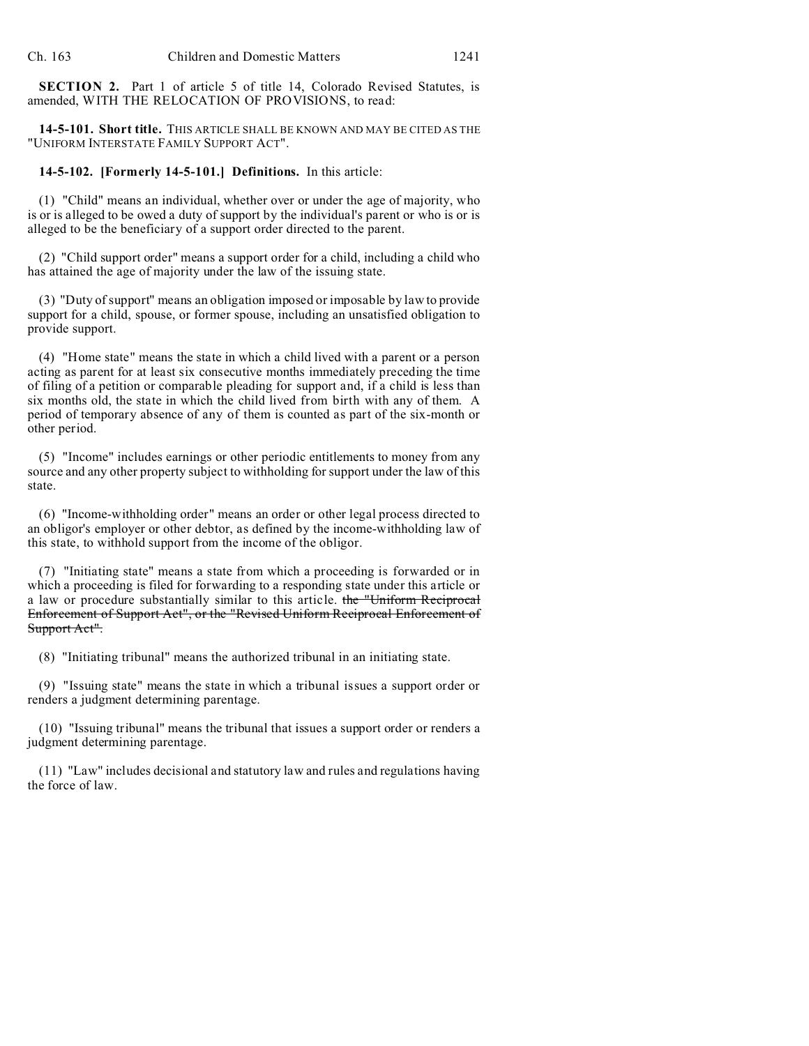**SECTION 2.** Part 1 of article 5 of title 14, Colorado Revised Statutes, is amended, WITH THE RELOCATION OF PROVISIONS, to read:

**14-5-101. Short title.** THIS ARTICLE SHALL BE KNOWN AND MAY BE CITED AS THE "UNIFORM INTERSTATE FAMILY SUPPORT ACT".

**14-5-102. [Formerly 14-5-101.] Definitions.** In this article:

(1) "Child" means an individual, whether over or under the age of majority, who is or is alleged to be owed a duty of support by the individual's parent or who is or is alleged to be the beneficiary of a support order directed to the parent.

(2) "Child support order" means a support order for a child, including a child who has attained the age of majority under the law of the issuing state.

(3) "Duty of support" means an obligation imposed or imposable by law to provide support for a child, spouse, or former spouse, including an unsatisfied obligation to provide support.

(4) "Home state" means the state in which a child lived with a parent or a person acting as parent for at least six consecutive months immediately preceding the time of filing of a petition or comparable pleading for support and, if a child is less than six months old, the state in which the child lived from birth with any of them. A period of temporary absence of any of them is counted as part of the six-month or other period.

(5) "Income" includes earnings or other periodic entitlements to money from any source and any other property subject to withholding for support under the law of this state.

(6) "Income-withholding order" means an order or other legal process directed to an obligor's employer or other debtor, as defined by the income-withholding law of this state, to withhold support from the income of the obligor.

(7) "Initiating state" means a state from which a proceeding is forwarded or in which a proceeding is filed for forwarding to a responding state under this article or a law or procedure substantially similar to this article. ~~the "Uniform Reciprocal Enforcement of Support Act", or the "Revised Uniform Reciprocal Enforcement of Support Act".~~

(8) "Initiating tribunal" means the authorized tribunal in an initiating state.

(9) "Issuing state" means the state in which a tribunal issues a support order or renders a judgment determining parentage.

(10) "Issuing tribunal" means the tribunal that issues a support order or renders a judgment determining parentage.

(11) "Law" includes decisional and statutory law and rules and regulations having the force of law.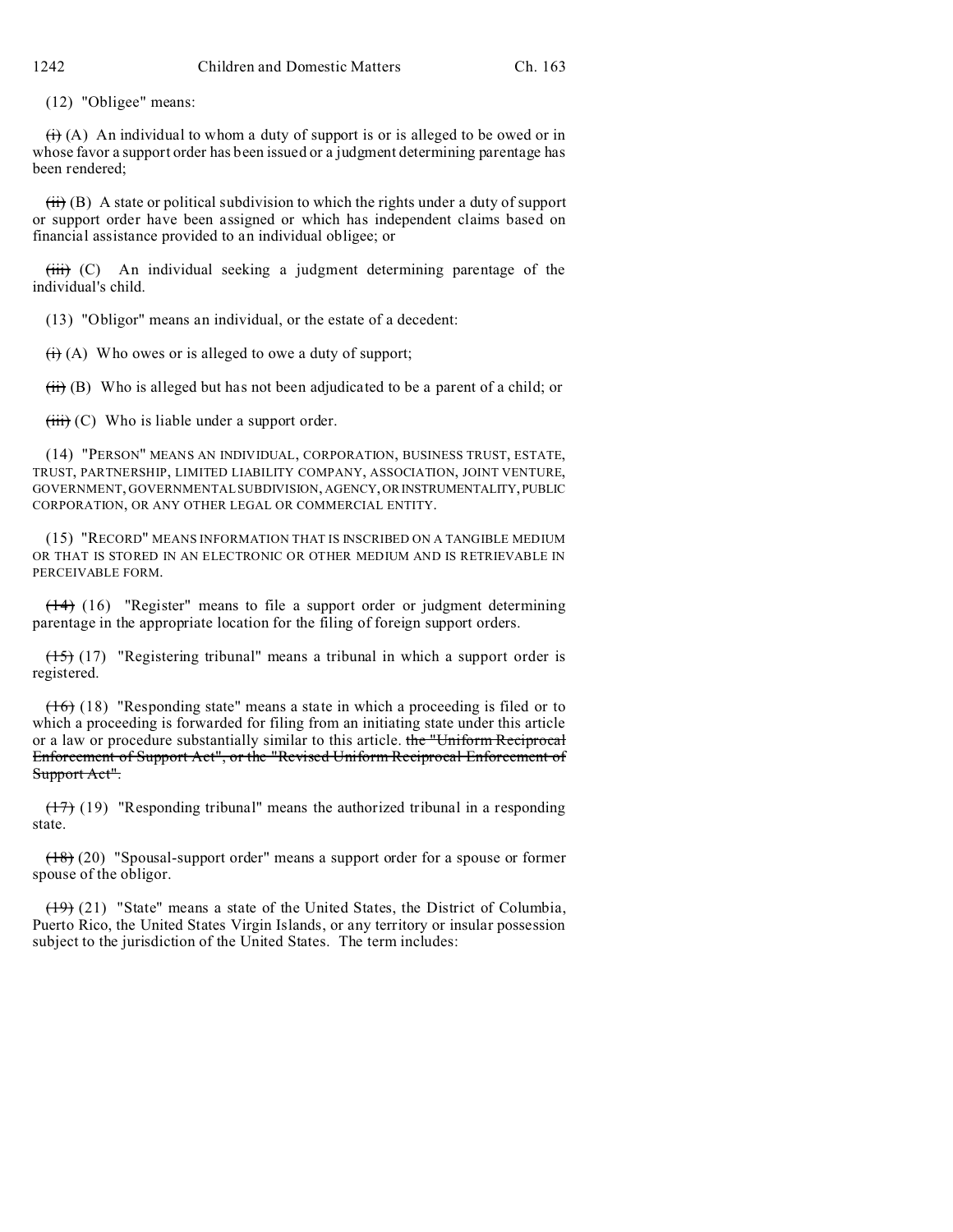(12) "Obligee" means:

~~(i)~~ (A) An individual to whom a duty of support is or is alleged to be owed or in whose favor a support order has been issued or a judgment determining parentage has been rendered;

~~(ii)~~ (B) A state or political subdivision to which the rights under a duty of support or support order have been assigned or which has independent claims based on financial assistance provided to an individual obligee; or

~~(iii)~~ (C) An individual seeking a judgment determining parentage of the individual's child.

(13) "Obligor" means an individual, or the estate of a decedent:

~~(i)~~ (A) Who owes or is alleged to owe a duty of support;

~~(ii)~~ (B) Who is alleged but has not been adjudicated to be a parent of a child; or

~~(iii)~~ (C) Who is liable under a support order.

(14) "PERSON" MEANS AN INDIVIDUAL, CORPORATION, BUSINESS TRUST, ESTATE, TRUST, PARTNERSHIP, LIMITED LIABILITY COMPANY, ASSOCIATION, JOINT VENTURE, GOVERNMENT, GOVERNMENTAL SUBDIVISION, AGENCY, OR INSTRUMENTALITY, PUBLIC CORPORATION, OR ANY OTHER LEGAL OR COMMERCIAL ENTITY.

(15) "RECORD" MEANS INFORMATION THAT IS INSCRIBED ON A TANGIBLE MEDIUM OR THAT IS STORED IN AN ELECTRONIC OR OTHER MEDIUM AND IS RETRIEVABLE IN PERCEIVABLE FORM.

~~(14)~~ (16) "Register" means to file a support order or judgment determining parentage in the appropriate location for the filing of foreign support orders.

~~(15)~~ (17) "Registering tribunal" means a tribunal in which a support order is registered.

~~(16)~~ (18) "Responding state" means a state in which a proceeding is filed or to which a proceeding is forwarded for filing from an initiating state under this article or a law or procedure substantially similar to this article. ~~the "Uniform Reciprocal Enforcement of Support Act", or the "Revised Uniform Reciprocal Enforcement of Support Act".~~

~~(17)~~ (19) "Responding tribunal" means the authorized tribunal in a responding state.

~~(18)~~ (20) "Spousal-support order" means a support order for a spouse or former spouse of the obligor.

~~(19)~~ (21) "State" means a state of the United States, the District of Columbia, Puerto Rico, the United States Virgin Islands, or any territory or insular possession subject to the jurisdiction of the United States. The term includes: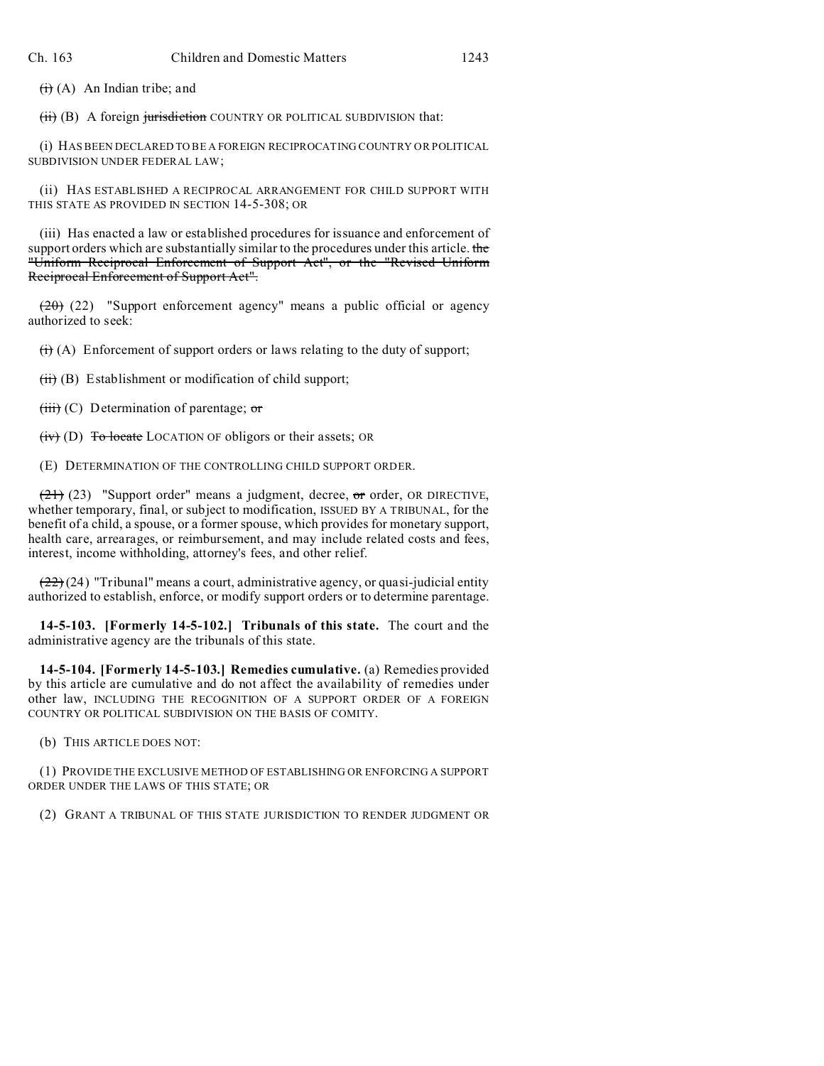~~(i)~~ (A) An Indian tribe; and

~~(ii)~~ (B) A foreign ~~jurisdiction~~ COUNTRY OR POLITICAL SUBDIVISION that:

(i) HAS BEEN DECLARED TO BE A FOREIGN RECIPROCATING COUNTRY OR POLITICAL SUBDIVISION UNDER FEDERAL LAW;

(ii) HAS ESTABLISHED A RECIPROCAL ARRANGEMENT FOR CHILD SUPPORT WITH THIS STATE AS PROVIDED IN SECTION 14-5-308; OR

(iii) Has enacted a law or established procedures for issuance and enforcement of support orders which are substantially similar to the procedures under this article. ~~the "Uniform Reciprocal Enforcement of Support Act", or the "Revised Uniform Reciprocal Enforcement of Support Act".~~

~~(20)~~ (22) "Support enforcement agency" means a public official or agency authorized to seek:

~~(i)~~ (A) Enforcement of support orders or laws relating to the duty of support;

~~(ii)~~ (B) Establishment or modification of child support;

~~(iii)~~ (C) Determination of parentage; ~~or~~

~~(iv)~~ (D) ~~To locate~~ LOCATION OF obligors or their assets; OR

(E) DETERMINATION OF THE CONTROLLING CHILD SUPPORT ORDER.

~~(21)~~ (23) "Support order" means a judgment, decree, ~~or~~ order, OR DIRECTIVE, whether temporary, final, or subject to modification, ISSUED BY A TRIBUNAL, for the benefit of a child, a spouse, or a former spouse, which provides for monetary support, health care, arrearages, or reimbursement, and may include related costs and fees, interest, income withholding, attorney's fees, and other relief.

~~(22)~~ (24) "Tribunal" means a court, administrative agency, or quasi-judicial entity authorized to establish, enforce, or modify support orders or to determine parentage.

**14-5-103. [Formerly 14-5-102.] Tribunals of this state.** The court and the administrative agency are the tribunals of this state.

**14-5-104. [Formerly 14-5-103.] Remedies cumulative.** (a) Remedies provided by this article are cumulative and do not affect the availability of remedies under other law, INCLUDING THE RECOGNITION OF A SUPPORT ORDER OF A FOREIGN COUNTRY OR POLITICAL SUBDIVISION ON THE BASIS OF COMITY.

(b) THIS ARTICLE DOES NOT:

(1) PROVIDE THE EXCLUSIVE METHOD OF ESTABLISHING OR ENFORCING A SUPPORT ORDER UNDER THE LAWS OF THIS STATE; OR

(2) GRANT A TRIBUNAL OF THIS STATE JURISDICTION TO RENDER JUDGMENT OR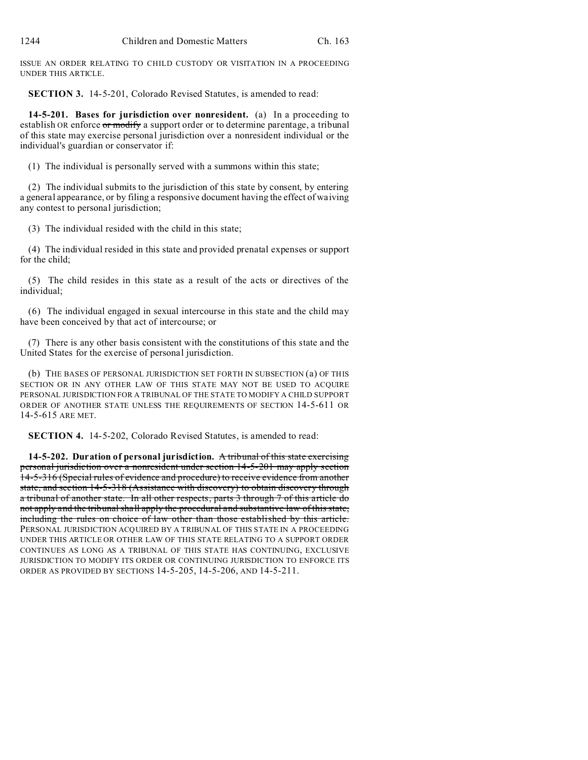ISSUE AN ORDER RELATING TO CHILD CUSTODY OR VISITATION IN A PROCEEDING UNDER THIS ARTICLE.

**SECTION 3.** 14-5-201, Colorado Revised Statutes, is amended to read:

**14-5-201. Bases for jurisdiction over nonresident.** (a) In a proceeding to establish OR enforce ~~or modify~~ a support order or to determine parentage, a tribunal of this state may exercise personal jurisdiction over a nonresident individual or the individual's guardian or conservator if:

(1) The individual is personally served with a summons within this state;

(2) The individual submits to the jurisdiction of this state by consent, by entering a general appearance, or by filing a responsive document having the effect of waiving any contest to personal jurisdiction;

(3) The individual resided with the child in this state;

(4) The individual resided in this state and provided prenatal expenses or support for the child;

(5) The child resides in this state as a result of the acts or directives of the individual;

(6) The individual engaged in sexual intercourse in this state and the child may have been conceived by that act of intercourse; or

(7) There is any other basis consistent with the constitutions of this state and the United States for the exercise of personal jurisdiction.

(b) THE BASES OF PERSONAL JURISDICTION SET FORTH IN SUBSECTION (a) OF THIS SECTION OR IN ANY OTHER LAW OF THIS STATE MAY NOT BE USED TO ACQUIRE PERSONAL JURISDICTION FOR A TRIBUNAL OF THE STATE TO MODIFY A CHILD SUPPORT ORDER OF ANOTHER STATE UNLESS THE REQUIREMENTS OF SECTION 14-5-611 OR 14-5-615 ARE MET.

**SECTION 4.** 14-5-202, Colorado Revised Statutes, is amended to read:

**14-5-202. Duration of personal jurisdiction.** ~~A tribunal of this state exercising personal jurisdiction over a nonresident under section 14-5-201 may apply section 14-5-316 (Special rules of evidence and procedure) to receive evidence from another state, and section 14-5-318 (Assistance with discovery) to obtain discovery through a tribunal of another state. In all other respects, parts 3 through 7 of this article do not apply and the tribunal shall apply the procedural and substantive law of this state, including the rules on choice of law other than those established by this article.~~ PERSONAL JURISDICTION ACQUIRED BY A TRIBUNAL OF THIS STATE IN A PROCEEDING UNDER THIS ARTICLE OR OTHER LAW OF THIS STATE RELATING TO A SUPPORT ORDER CONTINUES AS LONG AS A TRIBUNAL OF THIS STATE HAS CONTINUING, EXCLUSIVE JURISDICTION TO MODIFY ITS ORDER OR CONTINUING JURISDICTION TO ENFORCE ITS ORDER AS PROVIDED BY SECTIONS 14-5-205, 14-5-206, AND 14-5-211.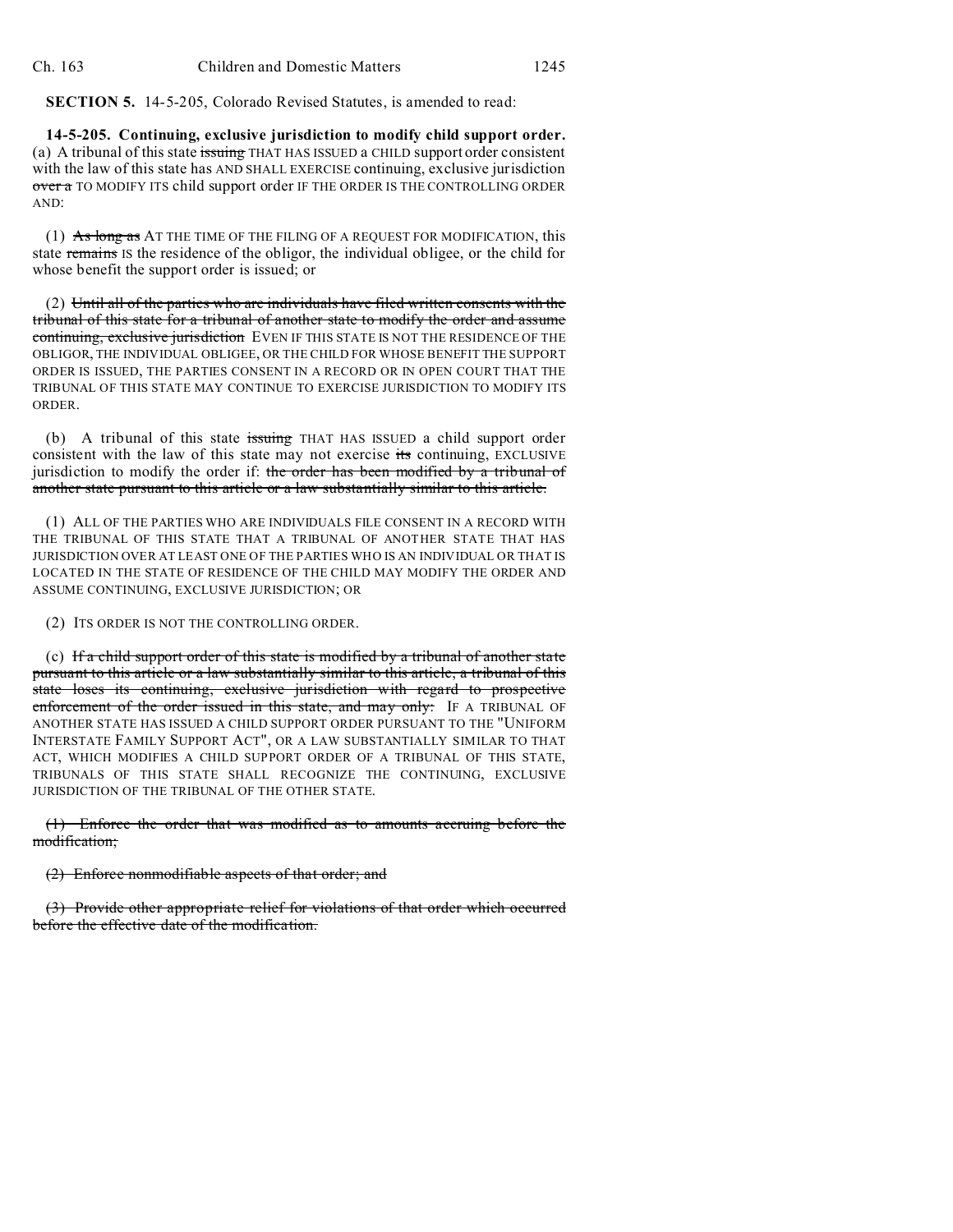**SECTION 5.** 14-5-205, Colorado Revised Statutes, is amended to read:

**14-5-205. Continuing, exclusive jurisdiction to modify child support order.** (a) A tribunal of this state ~~issuing~~ THAT HAS ISSUED a CHILD support order consistent with the law of this state has AND SHALL EXERCISE continuing, exclusive jurisdiction ~~over a~~ TO MODIFY ITS child support order IF THE ORDER IS THE CONTROLLING ORDER AND:

(1) ~~As long as~~ AT THE TIME OF THE FILING OF A REQUEST FOR MODIFICATION, this state ~~remains~~ IS the residence of the obligor, the individual obligee, or the child for whose benefit the support order is issued; or

(2) ~~Until all of the parties who are individuals have filed written consents with the tribunal of this state for a tribunal of another state to modify the order and assume continuing, exclusive jurisdiction~~ EVEN IF THIS STATE IS NOT THE RESIDENCE OF THE OBLIGOR, THE INDIVIDUAL OBLIGEE, OR THE CHILD FOR WHOSE BENEFIT THE SUPPORT ORDER IS ISSUED, THE PARTIES CONSENT IN A RECORD OR IN OPEN COURT THAT THE TRIBUNAL OF THIS STATE MAY CONTINUE TO EXERCISE JURISDICTION TO MODIFY ITS ORDER.

(b) A tribunal of this state ~~issuing~~ THAT HAS ISSUED a child support order consistent with the law of this state may not exercise ~~its~~ continuing, EXCLUSIVE jurisdiction to modify the order if: ~~the order has been modified by a tribunal of another state pursuant to this article or a law substantially similar to this article.~~

(1) ALL OF THE PARTIES WHO ARE INDIVIDUALS FILE CONSENT IN A RECORD WITH THE TRIBUNAL OF THIS STATE THAT A TRIBUNAL OF ANOTHER STATE THAT HAS JURISDICTION OVER AT LEAST ONE OF THE PARTIES WHO IS AN INDIVIDUAL OR THAT IS LOCATED IN THE STATE OF RESIDENCE OF THE CHILD MAY MODIFY THE ORDER AND ASSUME CONTINUING, EXCLUSIVE JURISDICTION; OR

(2) ITS ORDER IS NOT THE CONTROLLING ORDER.

(c) ~~If a child support order of this state is modified by a tribunal of another state pursuant to this article or a law substantially similar to this article, a tribunal of this state loses its continuing, exclusive jurisdiction with regard to prospective enforcement of the order issued in this state, and may only:~~ IF A TRIBUNAL OF ANOTHER STATE HAS ISSUED A CHILD SUPPORT ORDER PURSUANT TO THE "UNIFORM INTERSTATE FAMILY SUPPORT ACT", OR A LAW SUBSTANTIALLY SIMILAR TO THAT ACT, WHICH MODIFIES A CHILD SUPPORT ORDER OF A TRIBUNAL OF THIS STATE, TRIBUNALS OF THIS STATE SHALL RECOGNIZE THE CONTINUING, EXCLUSIVE JURISDICTION OF THE TRIBUNAL OF THE OTHER STATE.

~~(1) Enforce the order that was modified as to amounts accruing before the modification;~~

~~(2) Enforce nonmodifiable aspects of that order; and~~

~~(3) Provide other appropriate relief for violations of that order which occurred before the effective date of the modification.~~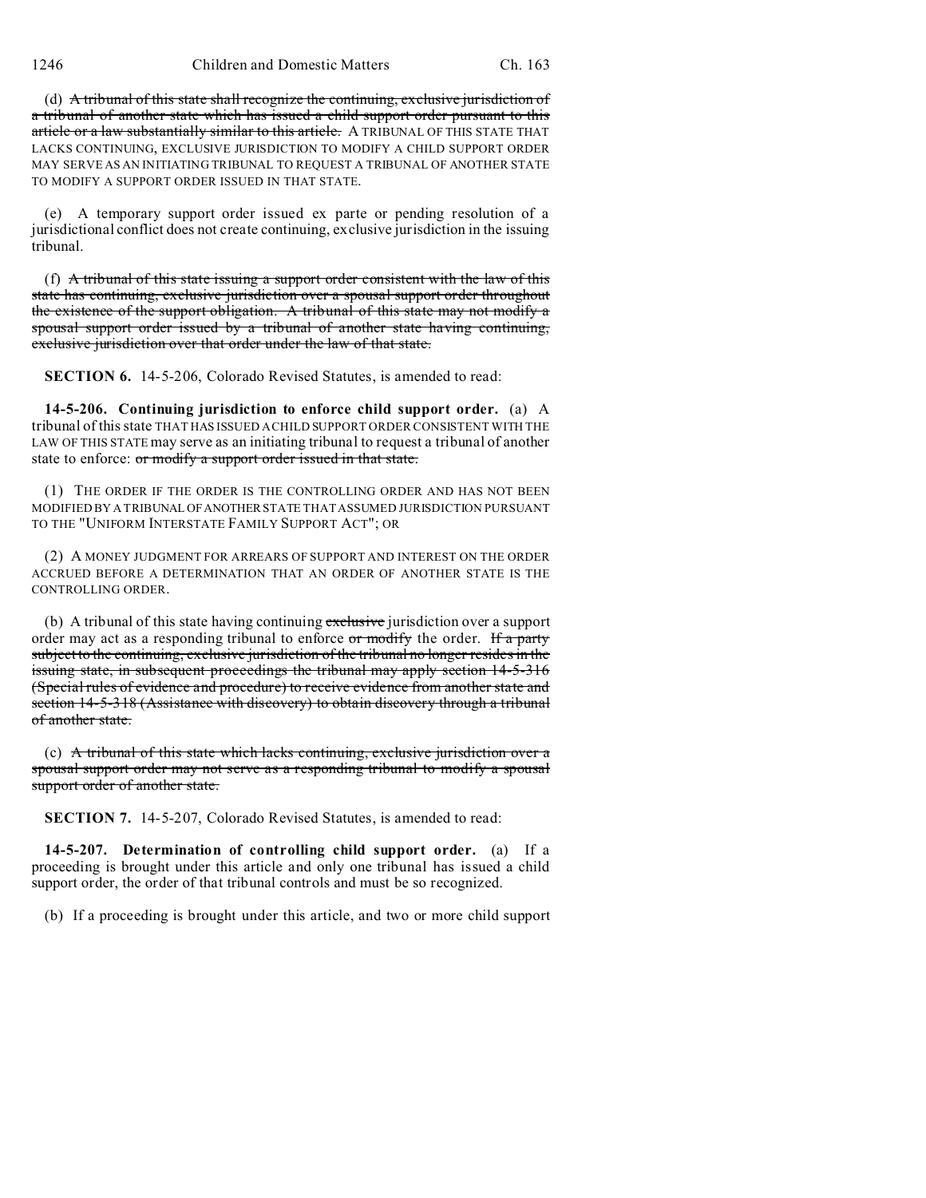(d) ~~A tribunal of this state shall recognize the continuing, exclusive jurisdiction of a tribunal of another state which has issued a child support order pursuant to this article or a law substantially similar to this article.~~ A TRIBUNAL OF THIS STATE THAT LACKS CONTINUING, EXCLUSIVE JURISDICTION TO MODIFY A CHILD SUPPORT ORDER MAY SERVE AS AN INITIATING TRIBUNAL TO REQUEST A TRIBUNAL OF ANOTHER STATE TO MODIFY A SUPPORT ORDER ISSUED IN THAT STATE.

(e) A temporary support order issued ex parte or pending resolution of a jurisdictional conflict does not create continuing, exclusive jurisdiction in the issuing tribunal.

(f) ~~A tribunal of this state issuing a support order consistent with the law of this state has continuing, exclusive jurisdiction over a spousal support order throughout the existence of the support obligation. A tribunal of this state may not modify a spousal support order issued by a tribunal of another state having continuing, exclusive jurisdiction over that order under the law of that state.~~

**SECTION 6.** 14-5-206, Colorado Revised Statutes, is amended to read:

**14-5-206. Continuing jurisdiction to enforce child support order.** (a) A tribunal of this state THAT HAS ISSUED A CHILD SUPPORT ORDER CONSISTENT WITH THE LAW OF THIS STATE may serve as an initiating tribunal to request a tribunal of another state to enforce: ~~or modify a support order issued in that state.~~

(1) THE ORDER IF THE ORDER IS THE CONTROLLING ORDER AND HAS NOT BEEN MODIFIED BY A TRIBUNAL OF ANOTHER STATE THAT ASSUMED JURISDICTION PURSUANT TO THE "UNIFORM INTERSTATE FAMILY SUPPORT ACT"; OR

(2) A MONEY JUDGMENT FOR ARREARS OF SUPPORT AND INTEREST ON THE ORDER ACCRUED BEFORE A DETERMINATION THAT AN ORDER OF ANOTHER STATE IS THE CONTROLLING ORDER.

(b) A tribunal of this state having continuing ~~exclusive~~ jurisdiction over a support order may act as a responding tribunal to enforce ~~or modify~~ the order. ~~If a party subject to the continuing, exclusive jurisdiction of the tribunal no longer resides in the issuing state, in subsequent proceedings the tribunal may apply section 14-5-316 (Special rules of evidence and procedure) to receive evidence from another state and section 14-5-318 (Assistance with discovery) to obtain discovery through a tribunal of another state.~~

(c) ~~A tribunal of this state which lacks continuing, exclusive jurisdiction over a spousal support order may not serve as a responding tribunal to modify a spousal support order of another state.~~

**SECTION 7.** 14-5-207, Colorado Revised Statutes, is amended to read:

**14-5-207. Determination of controlling child support order.** (a) If a proceeding is brought under this article and only one tribunal has issued a child support order, the order of that tribunal controls and must be so recognized.

(b) If a proceeding is brought under this article, and two or more child support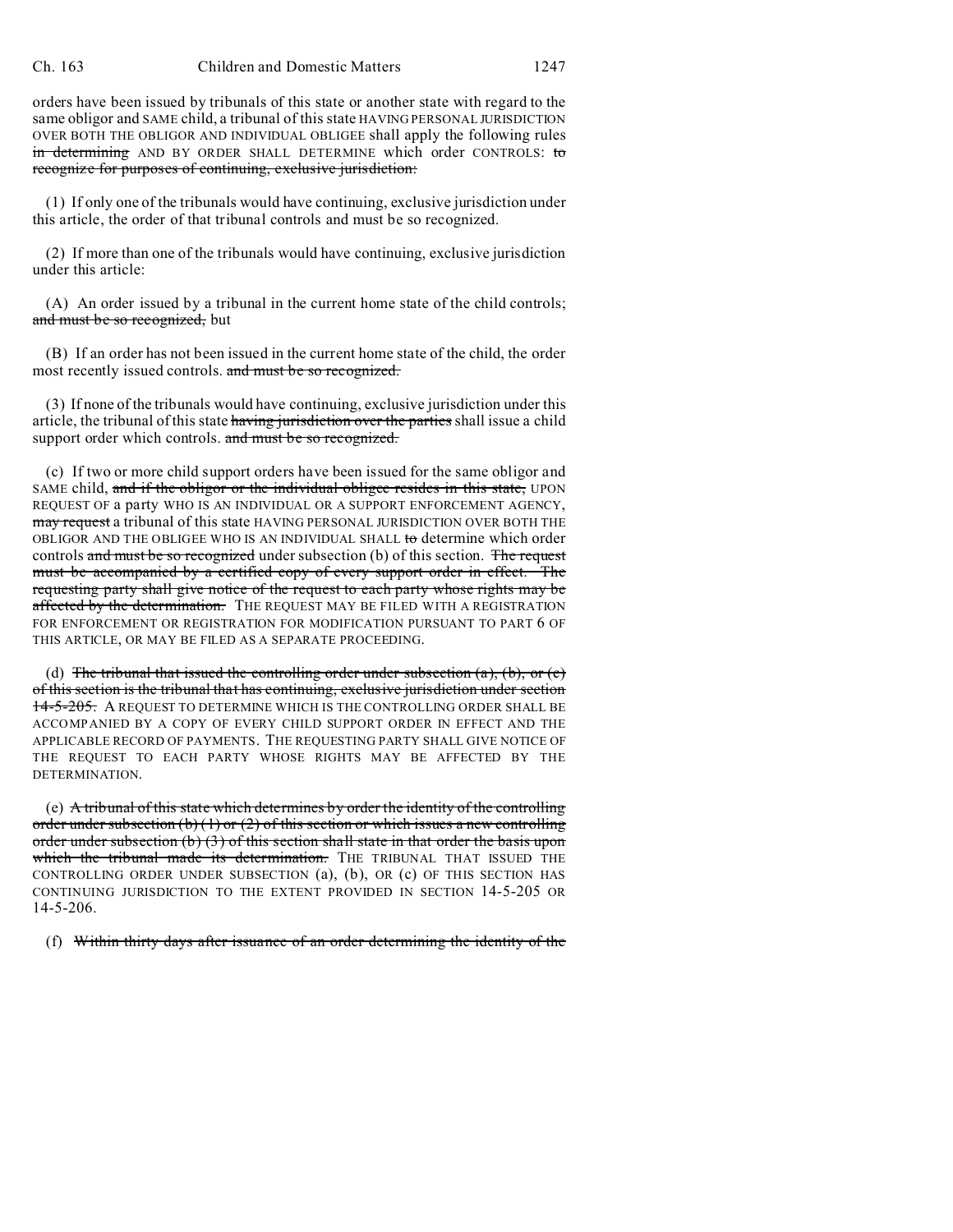orders have been issued by tribunals of this state or another state with regard to the same obligor and SAME child, a tribunal of this state HAVING PERSONAL JURISDICTION OVER BOTH THE OBLIGOR AND INDIVIDUAL OBLIGEE shall apply the following rules ~~in determining~~ AND BY ORDER SHALL DETERMINE which order CONTROLS: ~~to recognize for purposes of continuing, exclusive jurisdiction:~~

(1) If only one of the tribunals would have continuing, exclusive jurisdiction under this article, the order of that tribunal controls and must be so recognized.

(2) If more than one of the tribunals would have continuing, exclusive jurisdiction under this article:

(A) An order issued by a tribunal in the current home state of the child controls; ~~and must be so recognized,~~ but

(B) If an order has not been issued in the current home state of the child, the order most recently issued controls. ~~and must be so recognized.~~

(3) If none of the tribunals would have continuing, exclusive jurisdiction under this article, the tribunal of this state ~~having jurisdiction over the parties~~ shall issue a child support order which controls. ~~and must be so recognized.~~

(c) If two or more child support orders have been issued for the same obligor and SAME child, ~~and if the obligor or the individual obligee resides in this state,~~ UPON REQUEST OF a party WHO IS AN INDIVIDUAL OR A SUPPORT ENFORCEMENT AGENCY, ~~may request~~ a tribunal of this state HAVING PERSONAL JURISDICTION OVER BOTH THE OBLIGOR AND THE OBLIGEE WHO IS AN INDIVIDUAL SHALL ~~to~~ determine which order controls ~~and must be so recognized~~ under subsection (b) of this section. ~~The request must be accompanied by a certified copy of every support order in effect. The requesting party shall give notice of the request to each party whose rights may be affected by the determination.~~ THE REQUEST MAY BE FILED WITH A REGISTRATION FOR ENFORCEMENT OR REGISTRATION FOR MODIFICATION PURSUANT TO PART 6 OF THIS ARTICLE, OR MAY BE FILED AS A SEPARATE PROCEEDING.

(d) ~~The tribunal that issued the controlling order under subsection (a), (b), or (c) of this section is the tribunal that has continuing, exclusive jurisdiction under section 14-5-205.~~ A REQUEST TO DETERMINE WHICH IS THE CONTROLLING ORDER SHALL BE ACCOMPANIED BY A COPY OF EVERY CHILD SUPPORT ORDER IN EFFECT AND THE APPLICABLE RECORD OF PAYMENTS. THE REQUESTING PARTY SHALL GIVE NOTICE OF THE REQUEST TO EACH PARTY WHOSE RIGHTS MAY BE AFFECTED BY THE DETERMINATION.

(e) ~~A tribunal of this state which determines by order the identity of the controlling order under subsection (b) (1) or (2) of this section or which issues a new controlling order under subsection (b) (3) of this section shall state in that order the basis upon which the tribunal made its determination.~~ THE TRIBUNAL THAT ISSUED THE CONTROLLING ORDER UNDER SUBSECTION (a), (b), OR (c) OF THIS SECTION HAS CONTINUING JURISDICTION TO THE EXTENT PROVIDED IN SECTION 14-5-205 OR 14-5-206.

(f) ~~Within thirty days after issuance of an order determining the identity of the~~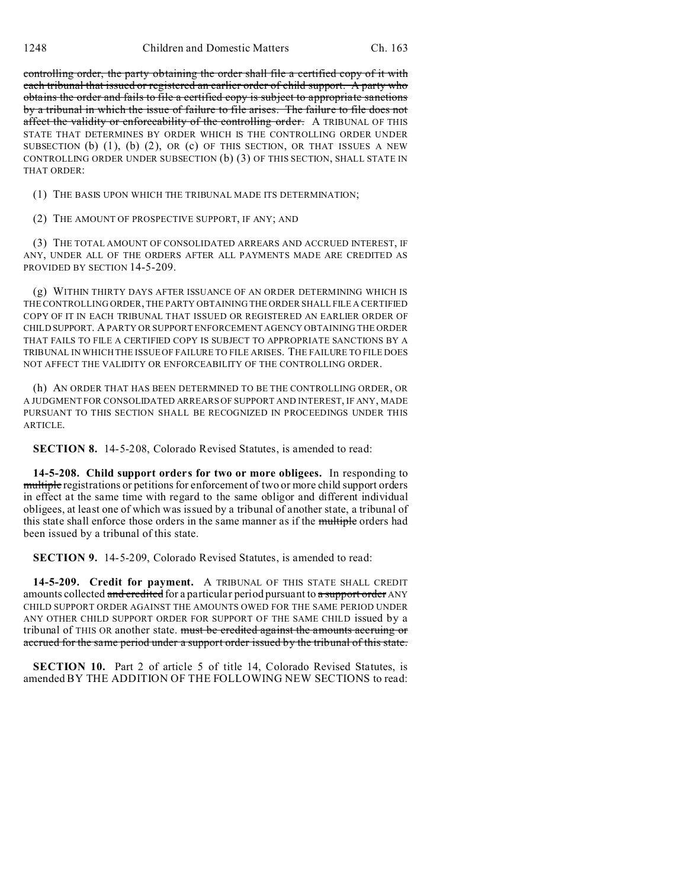controlling order, the party obtaining the order shall file a certified copy of it with each tribunal that issued or registered an earlier order of child support. A party who obtains the order and fails to file a certified copy is subject to appropriate sanctions by a tribunal in which the issue of failure to file arises. The failure to file does not affect the validity or enforceability of the controlling order. A TRIBUNAL OF THIS STATE THAT DETERMINES BY ORDER WHICH IS THE CONTROLLING ORDER UNDER SUBSECTION (b) (1), (b) (2), OR (c) OF THIS SECTION, OR THAT ISSUES A NEW CONTROLLING ORDER UNDER SUBSECTION (b) (3) OF THIS SECTION, SHALL STATE IN THAT ORDER:

(1) THE BASIS UPON WHICH THE TRIBUNAL MADE ITS DETERMINATION;

(2) THE AMOUNT OF PROSPECTIVE SUPPORT, IF ANY; AND

(3) THE TOTAL AMOUNT OF CONSOLIDATED ARREARS AND ACCRUED INTEREST, IF ANY, UNDER ALL OF THE ORDERS AFTER ALL PAYMENTS MADE ARE CREDITED AS PROVIDED BY SECTION 14-5-209.

(g) WITHIN THIRTY DAYS AFTER ISSUANCE OF AN ORDER DETERMINING WHICH IS THE CONTROLLING ORDER, THE PARTY OBTAINING THE ORDER SHALL FILE A CERTIFIED COPY OF IT IN EACH TRIBUNAL THAT ISSUED OR REGISTERED AN EARLIER ORDER OF CHILD SUPPORT. A PARTY OR SUPPORT ENFORCEMENT AGENCY OBTAINING THE ORDER THAT FAILS TO FILE A CERTIFIED COPY IS SUBJECT TO APPROPRIATE SANCTIONS BY A TRIBUNAL IN WHICH THE ISSUE OF FAILURE TO FILE ARISES. THE FAILURE TO FILE DOES NOT AFFECT THE VALIDITY OR ENFORCEABILITY OF THE CONTROLLING ORDER.

(h) AN ORDER THAT HAS BEEN DETERMINED TO BE THE CONTROLLING ORDER, OR A JUDGMENT FOR CONSOLIDATED ARREARS OF SUPPORT AND INTEREST, IF ANY, MADE PURSUANT TO THIS SECTION SHALL BE RECOGNIZED IN PROCEEDINGS UNDER THIS ARTICLE.

**SECTION 8.** 14-5-208, Colorado Revised Statutes, is amended to read:

**14-5-208. Child support orders for two or more obligees.** In responding to multiple registrations or petitions for enforcement of two or more child support orders in effect at the same time with regard to the same obligor and different individual obligees, at least one of which was issued by a tribunal of another state, a tribunal of this state shall enforce those orders in the same manner as if the multiple orders had been issued by a tribunal of this state.

**SECTION 9.** 14-5-209, Colorado Revised Statutes, is amended to read:

**14-5-209. Credit for payment.** A TRIBUNAL OF THIS STATE SHALL CREDIT amounts collected and credited for a particular period pursuant to a support order ANY CHILD SUPPORT ORDER AGAINST THE AMOUNTS OWED FOR THE SAME PERIOD UNDER ANY OTHER CHILD SUPPORT ORDER FOR SUPPORT OF THE SAME CHILD issued by a tribunal of THIS OR another state. must be credited against the amounts accruing or accrued for the same period under a support order issued by the tribunal of this state.

**SECTION 10.** Part 2 of article 5 of title 14, Colorado Revised Statutes, is amended BY THE ADDITION OF THE FOLLOWING NEW SECTIONS to read: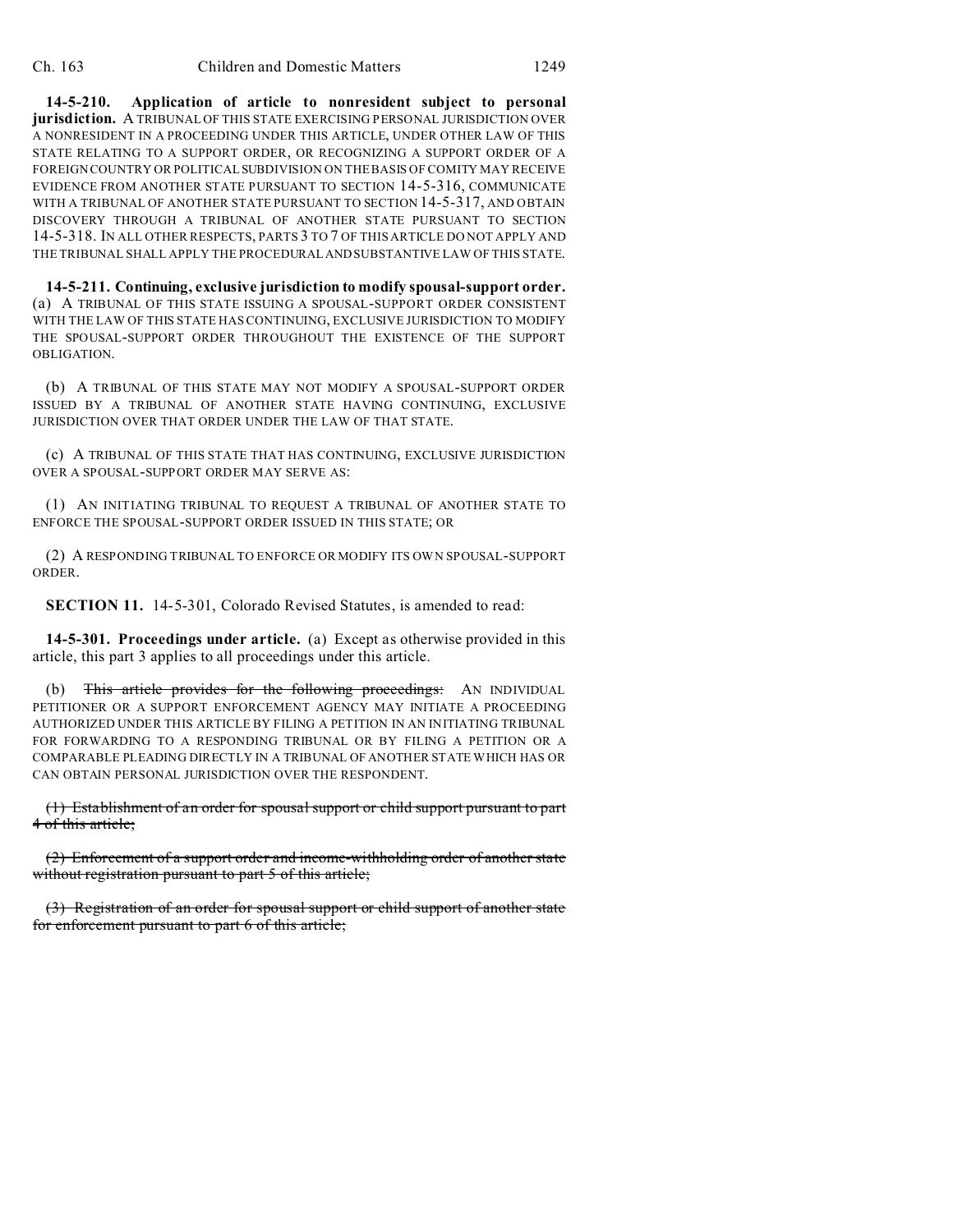**14-5-210. Application of article to nonresident subject to personal jurisdiction.** A TRIBUNAL OF THIS STATE EXERCISING PERSONAL JURISDICTION OVER A NONRESIDENT IN A PROCEEDING UNDER THIS ARTICLE, UNDER OTHER LAW OF THIS STATE RELATING TO A SUPPORT ORDER, OR RECOGNIZING A SUPPORT ORDER OF A FOREIGN COUNTRY OR POLITICAL SUBDIVISION ON THE BASIS OF COMITY MAY RECEIVE EVIDENCE FROM ANOTHER STATE PURSUANT TO SECTION 14-5-316, COMMUNICATE WITH A TRIBUNAL OF ANOTHER STATE PURSUANT TO SECTION 14-5-317, AND OBTAIN DISCOVERY THROUGH A TRIBUNAL OF ANOTHER STATE PURSUANT TO SECTION 14-5-318. IN ALL OTHER RESPECTS, PARTS 3 TO 7 OF THIS ARTICLE DO NOT APPLY AND THE TRIBUNAL SHALL APPLY THE PROCEDURAL AND SUBSTANTIVE LAW OF THIS STATE.

**14-5-211. Continuing, exclusive jurisdiction to modify spousal-support order.** (a) A TRIBUNAL OF THIS STATE ISSUING A SPOUSAL-SUPPORT ORDER CONSISTENT WITH THE LAW OF THIS STATE HAS CONTINUING, EXCLUSIVE JURISDICTION TO MODIFY THE SPOUSAL-SUPPORT ORDER THROUGHOUT THE EXISTENCE OF THE SUPPORT OBLIGATION.

(b) A TRIBUNAL OF THIS STATE MAY NOT MODIFY A SPOUSAL-SUPPORT ORDER ISSUED BY A TRIBUNAL OF ANOTHER STATE HAVING CONTINUING, EXCLUSIVE JURISDICTION OVER THAT ORDER UNDER THE LAW OF THAT STATE.

(c) A TRIBUNAL OF THIS STATE THAT HAS CONTINUING, EXCLUSIVE JURISDICTION OVER A SPOUSAL-SUPPORT ORDER MAY SERVE AS:

(1) AN INITIATING TRIBUNAL TO REQUEST A TRIBUNAL OF ANOTHER STATE TO ENFORCE THE SPOUSAL-SUPPORT ORDER ISSUED IN THIS STATE; OR

(2) A RESPONDING TRIBUNAL TO ENFORCE OR MODIFY ITS OWN SPOUSAL-SUPPORT ORDER.

**SECTION 11.** 14-5-301, Colorado Revised Statutes, is amended to read:

**14-5-301. Proceedings under article.** (a) Except as otherwise provided in this article, this part 3 applies to all proceedings under this article.

(b) ~~This article provides for the following proceedings:~~ AN INDIVIDUAL PETITIONER OR A SUPPORT ENFORCEMENT AGENCY MAY INITIATE A PROCEEDING AUTHORIZED UNDER THIS ARTICLE BY FILING A PETITION IN AN INITIATING TRIBUNAL FOR FORWARDING TO A RESPONDING TRIBUNAL OR BY FILING A PETITION OR A COMPARABLE PLEADING DIRECTLY IN A TRIBUNAL OF ANOTHER STATE WHICH HAS OR CAN OBTAIN PERSONAL JURISDICTION OVER THE RESPONDENT.

~~(1) Establishment of an order for spousal support or child support pursuant to part 4 of this article;~~

~~(2) Enforcement of a support order and income-withholding order of another state without registration pursuant to part 5 of this article;~~

~~(3) Registration of an order for spousal support or child support of another state for enforcement pursuant to part 6 of this article;~~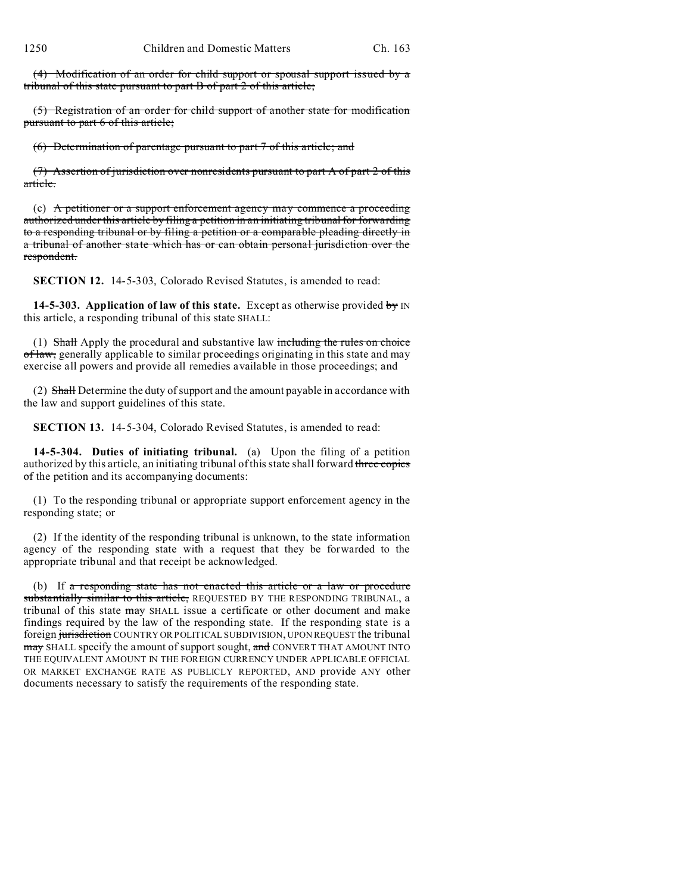(4) ~~Modification of an order for child support or spousal support issued by a tribunal of this state pursuant to part B of part 2 of this article;~~

(5) ~~Registration of an order for child support of another state for modification pursuant to part 6 of this article;~~

(6) ~~Determination of parentage pursuant to part 7 of this article; and~~

(7) ~~Assertion of jurisdiction over nonresidents pursuant to part A of part 2 of this article.~~

(c) ~~A petitioner or a support enforcement agency may commence a proceeding authorized under this article by filing a petition in an initiating tribunal for forwarding to a responding tribunal or by filing a petition or a comparable pleading directly in a tribunal of another state which has or can obtain personal jurisdiction over the respondent.~~

**SECTION 12.** 14-5-303, Colorado Revised Statutes, is amended to read:

**14-5-303. Application of law of this state.** Except as otherwise provided ~~by~~ IN this article, a responding tribunal of this state SHALL:

(1) ~~Shall~~ Apply the procedural and substantive law ~~including the rules on choice of law,~~ generally applicable to similar proceedings originating in this state and may exercise all powers and provide all remedies available in those proceedings; and

(2) ~~Shall~~ Determine the duty of support and the amount payable in accordance with the law and support guidelines of this state.

**SECTION 13.** 14-5-304, Colorado Revised Statutes, is amended to read:

**14-5-304. Duties of initiating tribunal.** (a) Upon the filing of a petition authorized by this article, an initiating tribunal of this state shall forward ~~three copies of~~ the petition and its accompanying documents:

(1) To the responding tribunal or appropriate support enforcement agency in the responding state; or

(2) If the identity of the responding tribunal is unknown, to the state information agency of the responding state with a request that they be forwarded to the appropriate tribunal and that receipt be acknowledged.

(b) If ~~a responding state has not enacted this article or a law or procedure substantially similar to this article,~~ REQUESTED BY THE RESPONDING TRIBUNAL, a tribunal of this state ~~may~~ SHALL issue a certificate or other document and make findings required by the law of the responding state. If the responding state is a foreign ~~jurisdiction~~ COUNTRY OR POLITICAL SUBDIVISION, UPON REQUEST the tribunal ~~may~~ SHALL specify the amount of support sought, ~~and~~ CONVERT THAT AMOUNT INTO THE EQUIVALENT AMOUNT IN THE FOREIGN CURRENCY UNDER APPLICABLE OFFICIAL OR MARKET EXCHANGE RATE AS PUBLICLY REPORTED, AND provide ANY other documents necessary to satisfy the requirements of the responding state.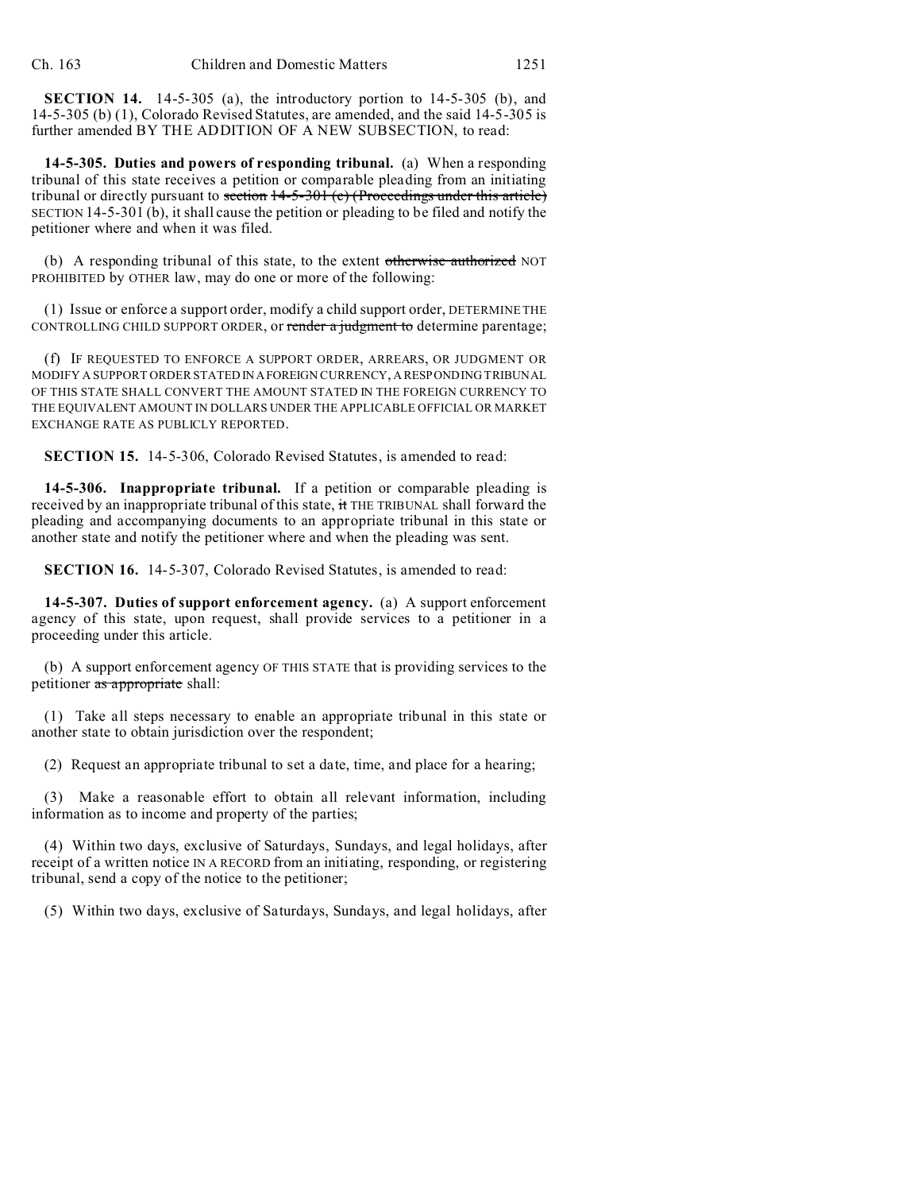**SECTION 14.** 14-5-305 (a), the introductory portion to 14-5-305 (b), and 14-5-305 (b) (1), Colorado Revised Statutes, are amended, and the said 14-5-305 is further amended BY THE ADDITION OF A NEW SUBSECTION, to read:

**14-5-305. Duties and powers of responding tribunal.** (a) When a responding tribunal of this state receives a petition or comparable pleading from an initiating tribunal or directly pursuant to ~~section 14-5-301 (c) (Proceedings under this article)~~ SECTION 14-5-301 (b), it shall cause the petition or pleading to be filed and notify the petitioner where and when it was filed.

(b) A responding tribunal of this state, to the extent ~~otherwise authorized~~ NOT PROHIBITED by OTHER law, may do one or more of the following:

(1) Issue or enforce a support order, modify a child support order, DETERMINE THE CONTROLLING CHILD SUPPORT ORDER, or ~~render a judgment to~~ determine parentage;

(f) IF REQUESTED TO ENFORCE A SUPPORT ORDER, ARREARS, OR JUDGMENT OR MODIFY A SUPPORT ORDER STATED IN A FOREIGN CURRENCY, A RESPONDING TRIBUNAL OF THIS STATE SHALL CONVERT THE AMOUNT STATED IN THE FOREIGN CURRENCY TO THE EQUIVALENT AMOUNT IN DOLLARS UNDER THE APPLICABLE OFFICIAL OR MARKET EXCHANGE RATE AS PUBLICLY REPORTED.

**SECTION 15.** 14-5-306, Colorado Revised Statutes, is amended to read:

**14-5-306. Inappropriate tribunal.** If a petition or comparable pleading is received by an inappropriate tribunal of this state, ~~it~~ THE TRIBUNAL shall forward the pleading and accompanying documents to an appropriate tribunal in this state or another state and notify the petitioner where and when the pleading was sent.

**SECTION 16.** 14-5-307, Colorado Revised Statutes, is amended to read:

**14-5-307. Duties of support enforcement agency.** (a) A support enforcement agency of this state, upon request, shall provide services to a petitioner in a proceeding under this article.

(b) A support enforcement agency OF THIS STATE that is providing services to the petitioner ~~as appropriate~~ shall:

(1) Take all steps necessary to enable an appropriate tribunal in this state or another state to obtain jurisdiction over the respondent;

(2) Request an appropriate tribunal to set a date, time, and place for a hearing;

(3) Make a reasonable effort to obtain all relevant information, including information as to income and property of the parties;

(4) Within two days, exclusive of Saturdays, Sundays, and legal holidays, after receipt of a written notice IN A RECORD from an initiating, responding, or registering tribunal, send a copy of the notice to the petitioner;

(5) Within two days, exclusive of Saturdays, Sundays, and legal holidays, after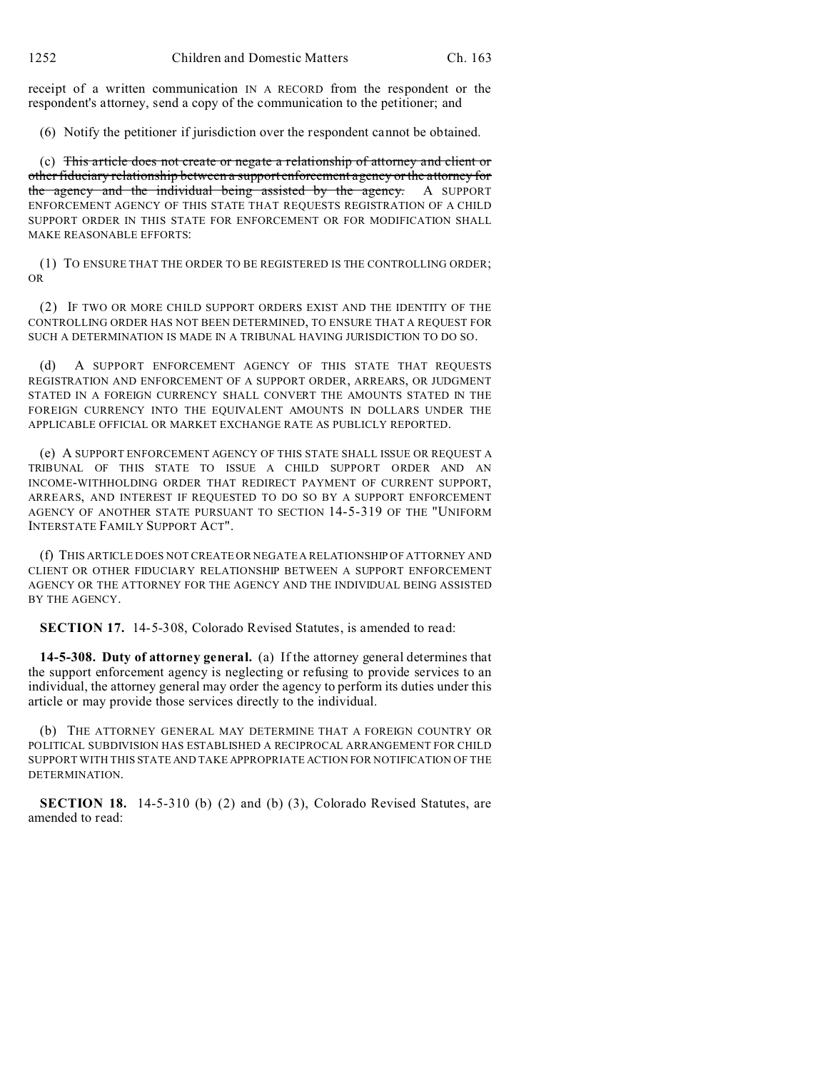receipt of a written communication IN A RECORD from the respondent or the respondent's attorney, send a copy of the communication to the petitioner; and

(6) Notify the petitioner if jurisdiction over the respondent cannot be obtained.

(c) ~~This article does not create or negate a relationship of attorney and client or other fiduciary relationship between a support enforcement agency or the attorney for the agency and the individual being assisted by the agency.~~ A SUPPORT ENFORCEMENT AGENCY OF THIS STATE THAT REQUESTS REGISTRATION OF A CHILD SUPPORT ORDER IN THIS STATE FOR ENFORCEMENT OR FOR MODIFICATION SHALL MAKE REASONABLE EFFORTS:

(1) TO ENSURE THAT THE ORDER TO BE REGISTERED IS THE CONTROLLING ORDER; OR

(2) IF TWO OR MORE CHILD SUPPORT ORDERS EXIST AND THE IDENTITY OF THE CONTROLLING ORDER HAS NOT BEEN DETERMINED, TO ENSURE THAT A REQUEST FOR SUCH A DETERMINATION IS MADE IN A TRIBUNAL HAVING JURISDICTION TO DO SO.

(d) A SUPPORT ENFORCEMENT AGENCY OF THIS STATE THAT REQUESTS REGISTRATION AND ENFORCEMENT OF A SUPPORT ORDER, ARREARS, OR JUDGMENT STATED IN A FOREIGN CURRENCY SHALL CONVERT THE AMOUNTS STATED IN THE FOREIGN CURRENCY INTO THE EQUIVALENT AMOUNTS IN DOLLARS UNDER THE APPLICABLE OFFICIAL OR MARKET EXCHANGE RATE AS PUBLICLY REPORTED.

(e) A SUPPORT ENFORCEMENT AGENCY OF THIS STATE SHALL ISSUE OR REQUEST A TRIBUNAL OF THIS STATE TO ISSUE A CHILD SUPPORT ORDER AND AN INCOME-WITHHOLDING ORDER THAT REDIRECT PAYMENT OF CURRENT SUPPORT, ARREARS, AND INTEREST IF REQUESTED TO DO SO BY A SUPPORT ENFORCEMENT AGENCY OF ANOTHER STATE PURSUANT TO SECTION 14-5-319 OF THE "UNIFORM INTERSTATE FAMILY SUPPORT ACT".

(f) THIS ARTICLE DOES NOT CREATE OR NEGATE A RELATIONSHIP OF ATTORNEY AND CLIENT OR OTHER FIDUCIARY RELATIONSHIP BETWEEN A SUPPORT ENFORCEMENT AGENCY OR THE ATTORNEY FOR THE AGENCY AND THE INDIVIDUAL BEING ASSISTED BY THE AGENCY.

**SECTION 17.** 14-5-308, Colorado Revised Statutes, is amended to read:

**14-5-308. Duty of attorney general.** (a) If the attorney general determines that the support enforcement agency is neglecting or refusing to provide services to an individual, the attorney general may order the agency to perform its duties under this article or may provide those services directly to the individual.

(b) THE ATTORNEY GENERAL MAY DETERMINE THAT A FOREIGN COUNTRY OR POLITICAL SUBDIVISION HAS ESTABLISHED A RECIPROCAL ARRANGEMENT FOR CHILD SUPPORT WITH THIS STATE AND TAKE APPROPRIATE ACTION FOR NOTIFICATION OF THE DETERMINATION.

**SECTION 18.** 14-5-310 (b) (2) and (b) (3), Colorado Revised Statutes, are amended to read: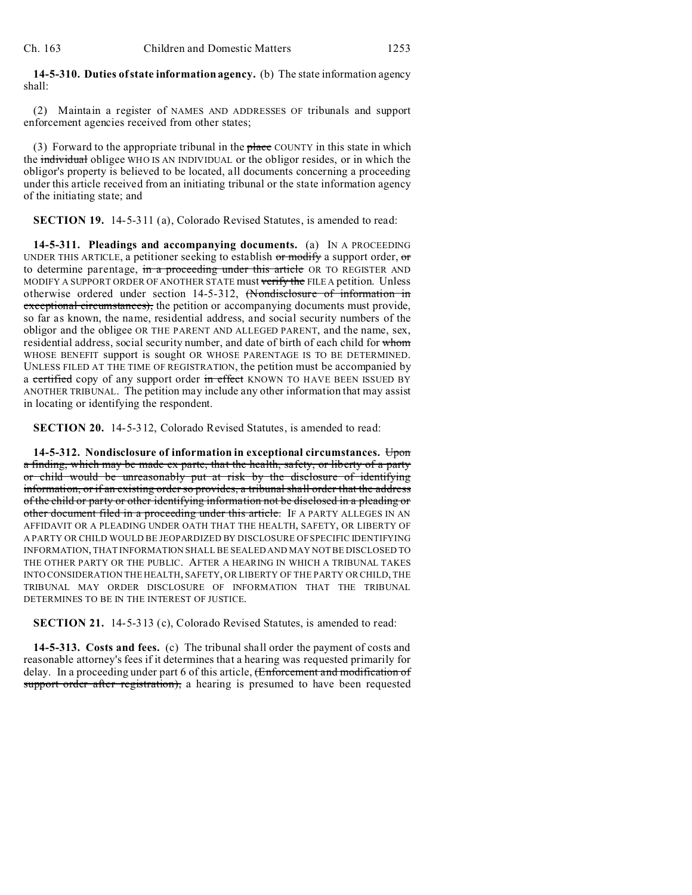**14-5-310. Duties of state information agency.** (b) The state information agency shall:

(2) Maintain a register of NAMES AND ADDRESSES OF tribunals and support enforcement agencies received from other states;

(3) Forward to the appropriate tribunal in the ~~place~~ COUNTY in this state in which the ~~individual~~ obligee WHO IS AN INDIVIDUAL or the obligor resides, or in which the obligor's property is believed to be located, all documents concerning a proceeding under this article received from an initiating tribunal or the state information agency of the initiating state; and

**SECTION 19.** 14-5-311 (a), Colorado Revised Statutes, is amended to read:

**14-5-311. Pleadings and accompanying documents.** (a) IN A PROCEEDING UNDER THIS ARTICLE, a petitioner seeking to establish ~~or modify~~ a support order, ~~or~~ to determine parentage, ~~in a proceeding under this article~~ OR TO REGISTER AND MODIFY A SUPPORT ORDER OF ANOTHER STATE must ~~verify the~~ FILE A petition. Unless otherwise ordered under section 14-5-312, ~~(Nondisclosure of information in exceptional circumstances),~~ the petition or accompanying documents must provide, so far as known, the name, residential address, and social security numbers of the obligor and the obligee OR THE PARENT AND ALLEGED PARENT, and the name, sex, residential address, social security number, and date of birth of each child for ~~whom~~ WHOSE BENEFIT support is sought OR WHOSE PARENTAGE IS TO BE DETERMINED. UNLESS FILED AT THE TIME OF REGISTRATION, the petition must be accompanied by a ~~certified~~ copy of any support order ~~in effect~~ KNOWN TO HAVE BEEN ISSUED BY ANOTHER TRIBUNAL. The petition may include any other information that may assist in locating or identifying the respondent.

**SECTION 20.** 14-5-312, Colorado Revised Statutes, is amended to read:

**14-5-312. Nondisclosure of information in exceptional circumstances.** ~~Upon a finding, which may be made ex parte, that the health, safety, or liberty of a party or child would be unreasonably put at risk by the disclosure of identifying information, or if an existing order so provides, a tribunal shall order that the address of the child or party or other identifying information not be disclosed in a pleading or other document filed in a proceeding under this article.~~ IF A PARTY ALLEGES IN AN AFFIDAVIT OR A PLEADING UNDER OATH THAT THE HEALTH, SAFETY, OR LIBERTY OF A PARTY OR CHILD WOULD BE JEOPARDIZED BY DISCLOSURE OF SPECIFIC IDENTIFYING INFORMATION, THAT INFORMATION SHALL BE SEALED AND MAY NOT BE DISCLOSED TO THE OTHER PARTY OR THE PUBLIC. AFTER A HEARING IN WHICH A TRIBUNAL TAKES INTO CONSIDERATION THE HEALTH, SAFETY, OR LIBERTY OF THE PARTY OR CHILD, THE TRIBUNAL MAY ORDER DISCLOSURE OF INFORMATION THAT THE TRIBUNAL DETERMINES TO BE IN THE INTEREST OF JUSTICE.

**SECTION 21.** 14-5-313 (c), Colorado Revised Statutes, is amended to read:

**14-5-313. Costs and fees.** (c) The tribunal shall order the payment of costs and reasonable attorney's fees if it determines that a hearing was requested primarily for delay. In a proceeding under part 6 of this article, ~~(Enforcement and modification of support order after registration),~~ a hearing is presumed to have been requested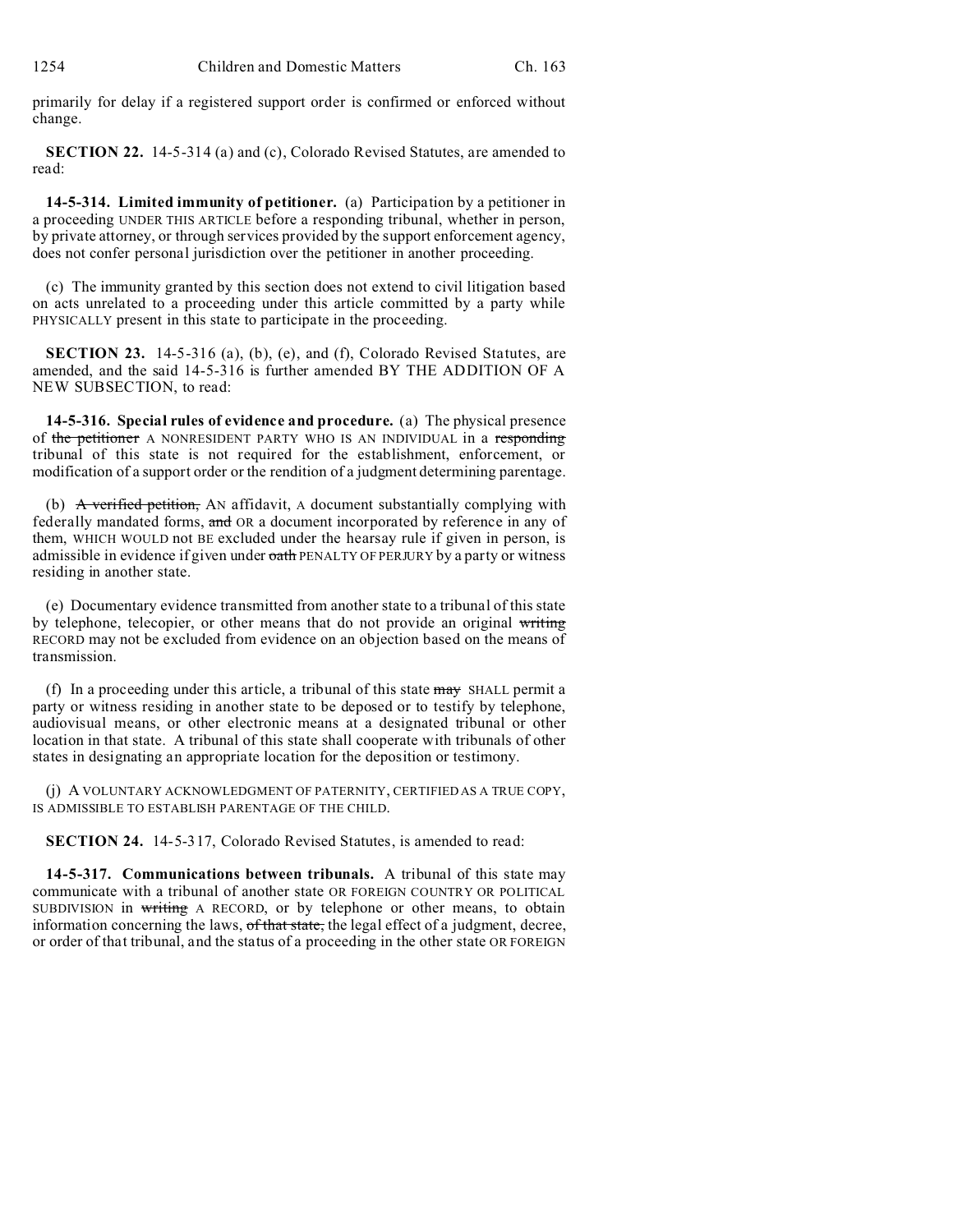primarily for delay if a registered support order is confirmed or enforced without change.

**SECTION 22.** 14-5-314 (a) and (c), Colorado Revised Statutes, are amended to read:

**14-5-314. Limited immunity of petitioner.** (a) Participation by a petitioner in a proceeding UNDER THIS ARTICLE before a responding tribunal, whether in person, by private attorney, or through services provided by the support enforcement agency, does not confer personal jurisdiction over the petitioner in another proceeding.

(c) The immunity granted by this section does not extend to civil litigation based on acts unrelated to a proceeding under this article committed by a party while PHYSICALLY present in this state to participate in the proceeding.

**SECTION 23.** 14-5-316 (a), (b), (e), and (f), Colorado Revised Statutes, are amended, and the said 14-5-316 is further amended BY THE ADDITION OF A NEW SUBSECTION, to read:

**14-5-316. Special rules of evidence and procedure.** (a) The physical presence of ~~the petitioner~~ A NONRESIDENT PARTY WHO IS AN INDIVIDUAL in a ~~responding~~ tribunal of this state is not required for the establishment, enforcement, or modification of a support order or the rendition of a judgment determining parentage.

(b) ~~A verified petition,~~ AN affidavit, A document substantially complying with federally mandated forms, ~~and~~ OR a document incorporated by reference in any of them, WHICH WOULD not BE excluded under the hearsay rule if given in person, is admissible in evidence if given under ~~oath~~ PENALTY OF PERJURY by a party or witness residing in another state.

(e) Documentary evidence transmitted from another state to a tribunal of this state by telephone, telecopier, or other means that do not provide an original ~~writing~~ RECORD may not be excluded from evidence on an objection based on the means of transmission.

(f) In a proceeding under this article, a tribunal of this state ~~may~~ SHALL permit a party or witness residing in another state to be deposed or to testify by telephone, audiovisual means, or other electronic means at a designated tribunal or other location in that state. A tribunal of this state shall cooperate with tribunals of other states in designating an appropriate location for the deposition or testimony.

(j) A VOLUNTARY ACKNOWLEDGMENT OF PATERNITY, CERTIFIED AS A TRUE COPY, IS ADMISSIBLE TO ESTABLISH PARENTAGE OF THE CHILD.

**SECTION 24.** 14-5-317, Colorado Revised Statutes, is amended to read:

**14-5-317. Communications between tribunals.** A tribunal of this state may communicate with a tribunal of another state OR FOREIGN COUNTRY OR POLITICAL SUBDIVISION in ~~writing~~ A RECORD, or by telephone or other means, to obtain information concerning the laws, ~~of that state,~~ the legal effect of a judgment, decree, or order of that tribunal, and the status of a proceeding in the other state OR FOREIGN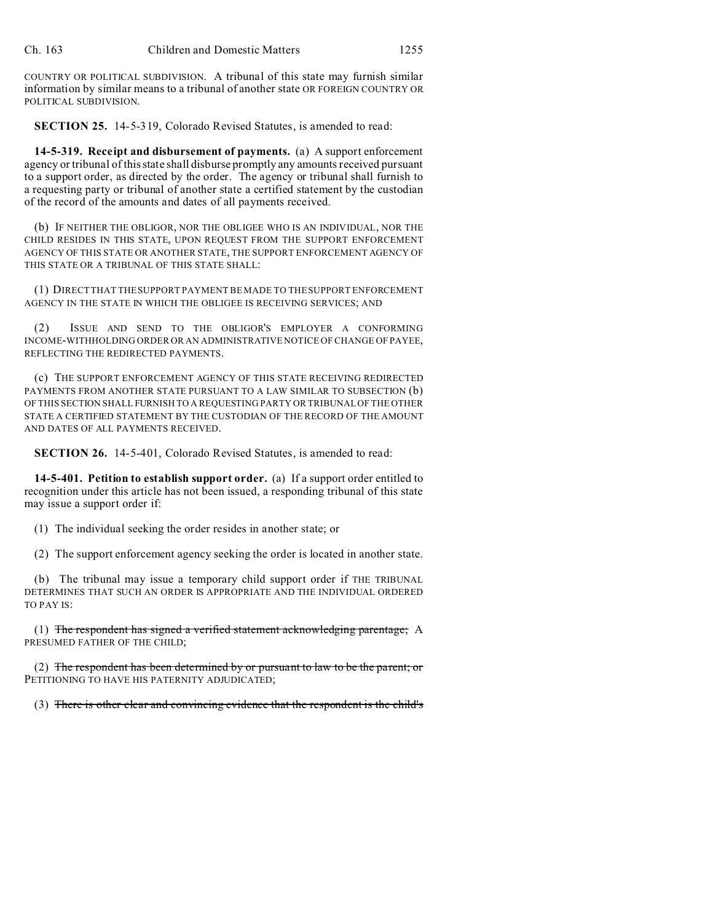COUNTRY OR POLITICAL SUBDIVISION. A tribunal of this state may furnish similar information by similar means to a tribunal of another state OR FOREIGN COUNTRY OR POLITICAL SUBDIVISION.

**SECTION 25.** 14-5-319, Colorado Revised Statutes, is amended to read:

**14-5-319. Receipt and disbursement of payments.** (a) A support enforcement agency or tribunal of this state shall disburse promptly any amounts received pursuant to a support order, as directed by the order. The agency or tribunal shall furnish to a requesting party or tribunal of another state a certified statement by the custodian of the record of the amounts and dates of all payments received.

(b) IF NEITHER THE OBLIGOR, NOR THE OBLIGEE WHO IS AN INDIVIDUAL, NOR THE CHILD RESIDES IN THIS STATE, UPON REQUEST FROM THE SUPPORT ENFORCEMENT AGENCY OF THIS STATE OR ANOTHER STATE, THE SUPPORT ENFORCEMENT AGENCY OF THIS STATE OR A TRIBUNAL OF THIS STATE SHALL:

(1) DIRECT THAT THE SUPPORT PAYMENT BE MADE TO THE SUPPORT ENFORCEMENT AGENCY IN THE STATE IN WHICH THE OBLIGEE IS RECEIVING SERVICES; AND

(2) ISSUE AND SEND TO THE OBLIGOR'S EMPLOYER A CONFORMING INCOME-WITHHOLDING ORDER OR AN ADMINISTRATIVE NOTICE OF CHANGE OF PAYEE, REFLECTING THE REDIRECTED PAYMENTS.

(c) THE SUPPORT ENFORCEMENT AGENCY OF THIS STATE RECEIVING REDIRECTED PAYMENTS FROM ANOTHER STATE PURSUANT TO A LAW SIMILAR TO SUBSECTION (b) OF THIS SECTION SHALL FURNISH TO A REQUESTING PARTY OR TRIBUNAL OF THE OTHER STATE A CERTIFIED STATEMENT BY THE CUSTODIAN OF THE RECORD OF THE AMOUNT AND DATES OF ALL PAYMENTS RECEIVED.

**SECTION 26.** 14-5-401, Colorado Revised Statutes, is amended to read:

**14-5-401. Petition to establish support order.** (a) If a support order entitled to recognition under this article has not been issued, a responding tribunal of this state may issue a support order if:

(1) The individual seeking the order resides in another state; or

(2) The support enforcement agency seeking the order is located in another state.

(b) The tribunal may issue a temporary child support order if THE TRIBUNAL DETERMINES THAT SUCH AN ORDER IS APPROPRIATE AND THE INDIVIDUAL ORDERED TO PAY IS:

(1) ~~The respondent has signed a verified statement acknowledging parentage;~~ A PRESUMED FATHER OF THE CHILD;

(2) ~~The respondent has been determined by or pursuant to law to be the parent; or~~ PETITIONING TO HAVE HIS PATERNITY ADJUDICATED;

(3) ~~There is other clear and convincing evidence that the respondent is the child's~~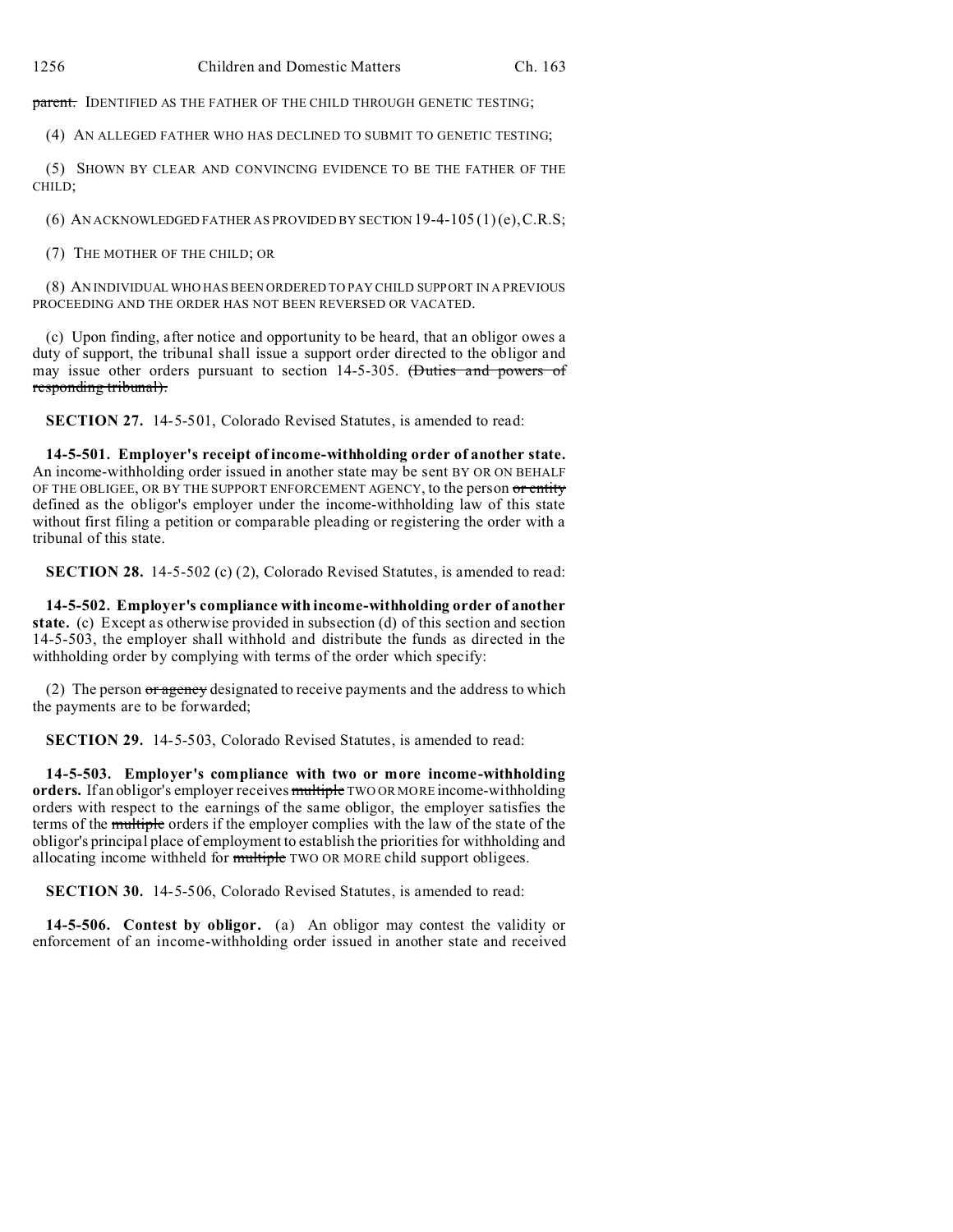parent. IDENTIFIED AS THE FATHER OF THE CHILD THROUGH GENETIC TESTING;

(4) AN ALLEGED FATHER WHO HAS DECLINED TO SUBMIT TO GENETIC TESTING;

(5) SHOWN BY CLEAR AND CONVINCING EVIDENCE TO BE THE FATHER OF THE CHILD;

(6) AN ACKNOWLEDGED FATHER AS PROVIDED BY SECTION 19-4-105 (1) (e), C.R.S;

(7) THE MOTHER OF THE CHILD; OR

(8) AN INDIVIDUAL WHO HAS BEEN ORDERED TO PAY CHILD SUPPORT IN A PREVIOUS PROCEEDING AND THE ORDER HAS NOT BEEN REVERSED OR VACATED.

(c) Upon finding, after notice and opportunity to be heard, that an obligor owes a duty of support, the tribunal shall issue a support order directed to the obligor and may issue other orders pursuant to section 14-5-305. ~~(Duties and powers of responding tribunal).~~

**SECTION 27.** 14-5-501, Colorado Revised Statutes, is amended to read:

**14-5-501. Employer's receipt of income-withholding order of another state.** An income-withholding order issued in another state may be sent BY OR ON BEHALF OF THE OBLIGEE, OR BY THE SUPPORT ENFORCEMENT AGENCY, to the person ~~or entity~~ defined as the obligor's employer under the income-withholding law of this state without first filing a petition or comparable pleading or registering the order with a tribunal of this state.

**SECTION 28.** 14-5-502 (c) (2), Colorado Revised Statutes, is amended to read:

**14-5-502. Employer's compliance with income-withholding order of another state.** (c) Except as otherwise provided in subsection (d) of this section and section 14-5-503, the employer shall withhold and distribute the funds as directed in the withholding order by complying with terms of the order which specify:

(2) The person ~~or agency~~ designated to receive payments and the address to which the payments are to be forwarded;

**SECTION 29.** 14-5-503, Colorado Revised Statutes, is amended to read:

**14-5-503. Employer's compliance with two or more income-withholding orders.** If an obligor's employer receives ~~multiple~~ TWO OR MORE income-withholding orders with respect to the earnings of the same obligor, the employer satisfies the terms of the ~~multiple~~ orders if the employer complies with the law of the state of the obligor's principal place of employment to establish the priorities for withholding and allocating income withheld for ~~multiple~~ TWO OR MORE child support obligees.

**SECTION 30.** 14-5-506, Colorado Revised Statutes, is amended to read:

**14-5-506. Contest by obligor.** (a) An obligor may contest the validity or enforcement of an income-withholding order issued in another state and received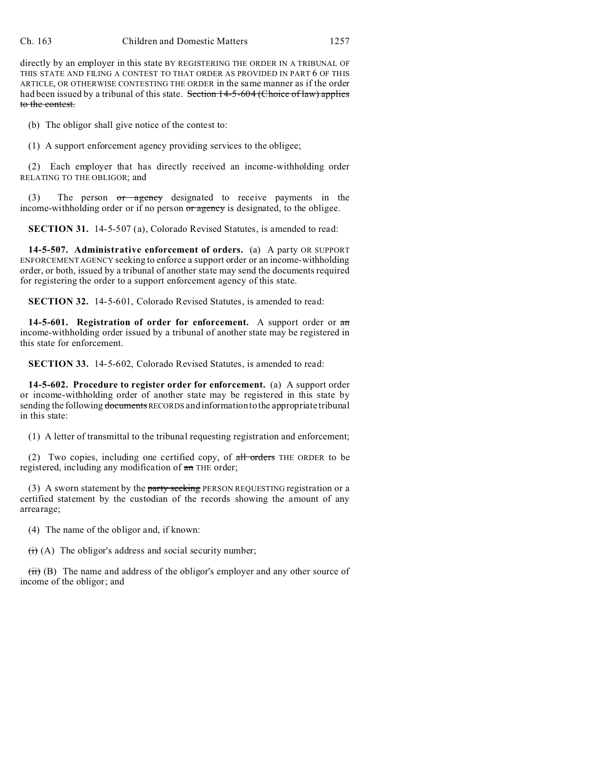directly by an employer in this state BY REGISTERING THE ORDER IN A TRIBUNAL OF THIS STATE AND FILING A CONTEST TO THAT ORDER AS PROVIDED IN PART 6 OF THIS ARTICLE, OR OTHERWISE CONTESTING THE ORDER in the same manner as if the order had been issued by a tribunal of this state. ~~Section 14-5-604 (Choice of law) applies to the contest.~~

(b) The obligor shall give notice of the contest to:

(1) A support enforcement agency providing services to the obligee;

(2) Each employer that has directly received an income-withholding order RELATING TO THE OBLIGOR; and

(3) The person ~~or agency~~ designated to receive payments in the income-withholding order or if no person ~~or agency~~ is designated, to the obligee.

**SECTION 31.** 14-5-507 (a), Colorado Revised Statutes, is amended to read:

**14-5-507. Administrative enforcement of orders.** (a) A party OR SUPPORT ENFORCEMENT AGENCY seeking to enforce a support order or an income-withholding order, or both, issued by a tribunal of another state may send the documents required for registering the order to a support enforcement agency of this state.

**SECTION 32.** 14-5-601, Colorado Revised Statutes, is amended to read:

**14-5-601. Registration of order for enforcement.** A support order or ~~an~~ income-withholding order issued by a tribunal of another state may be registered in this state for enforcement.

**SECTION 33.** 14-5-602, Colorado Revised Statutes, is amended to read:

**14-5-602. Procedure to register order for enforcement.** (a) A support order or income-withholding order of another state may be registered in this state by sending the following ~~documents~~ RECORDS and information to the appropriate tribunal in this state:

(1) A letter of transmittal to the tribunal requesting registration and enforcement;

(2) Two copies, including one certified copy, of ~~all orders~~ THE ORDER to be registered, including any modification of ~~an~~ THE order;

(3) A sworn statement by the ~~party seeking~~ PERSON REQUESTING registration or a certified statement by the custodian of the records showing the amount of any arrearage;

(4) The name of the obligor and, if known:

~~(i)~~ (A) The obligor's address and social security number;

~~(ii)~~ (B) The name and address of the obligor's employer and any other source of income of the obligor; and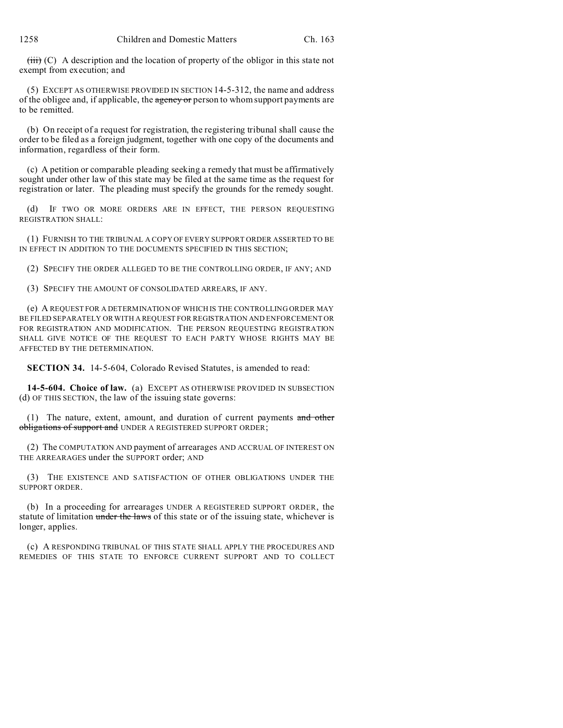~~(iii)~~ (C) A description and the location of property of the obligor in this state not exempt from execution; and

(5) EXCEPT AS OTHERWISE PROVIDED IN SECTION 14-5-312, the name and address of the obligee and, if applicable, the ~~agency or~~ person to whom support payments are to be remitted.

(b) On receipt of a request for registration, the registering tribunal shall cause the order to be filed as a foreign judgment, together with one copy of the documents and information, regardless of their form.

(c) A petition or comparable pleading seeking a remedy that must be affirmatively sought under other law of this state may be filed at the same time as the request for registration or later. The pleading must specify the grounds for the remedy sought.

(d) IF TWO OR MORE ORDERS ARE IN EFFECT, THE PERSON REQUESTING REGISTRATION SHALL:

(1) FURNISH TO THE TRIBUNAL A COPY OF EVERY SUPPORT ORDER ASSERTED TO BE IN EFFECT IN ADDITION TO THE DOCUMENTS SPECIFIED IN THIS SECTION;

(2) SPECIFY THE ORDER ALLEGED TO BE THE CONTROLLING ORDER, IF ANY; AND

(3) SPECIFY THE AMOUNT OF CONSOLIDATED ARREARS, IF ANY.

(e) A REQUEST FOR A DETERMINATION OF WHICH IS THE CONTROLLING ORDER MAY BE FILED SEPARATELY OR WITH A REQUEST FOR REGISTRATION AND ENFORCEMENT OR FOR REGISTRATION AND MODIFICATION. THE PERSON REQUESTING REGISTRATION SHALL GIVE NOTICE OF THE REQUEST TO EACH PARTY WHOSE RIGHTS MAY BE AFFECTED BY THE DETERMINATION.

**SECTION 34.** 14-5-604, Colorado Revised Statutes, is amended to read:

**14-5-604. Choice of law.** (a) EXCEPT AS OTHERWISE PROVIDED IN SUBSECTION (d) OF THIS SECTION, the law of the issuing state governs:

(1) The nature, extent, amount, and duration of current payments ~~and other obligations of support and~~ UNDER A REGISTERED SUPPORT ORDER;

(2) The COMPUTATION AND payment of arrearages AND ACCRUAL OF INTEREST ON THE ARREARAGES under the SUPPORT order; AND

(3) THE EXISTENCE AND SATISFACTION OF OTHER OBLIGATIONS UNDER THE SUPPORT ORDER.

(b) In a proceeding for arrearages UNDER A REGISTERED SUPPORT ORDER, the statute of limitation ~~under the laws~~ of this state or of the issuing state, whichever is longer, applies.

(c) A RESPONDING TRIBUNAL OF THIS STATE SHALL APPLY THE PROCEDURES AND REMEDIES OF THIS STATE TO ENFORCE CURRENT SUPPORT AND TO COLLECT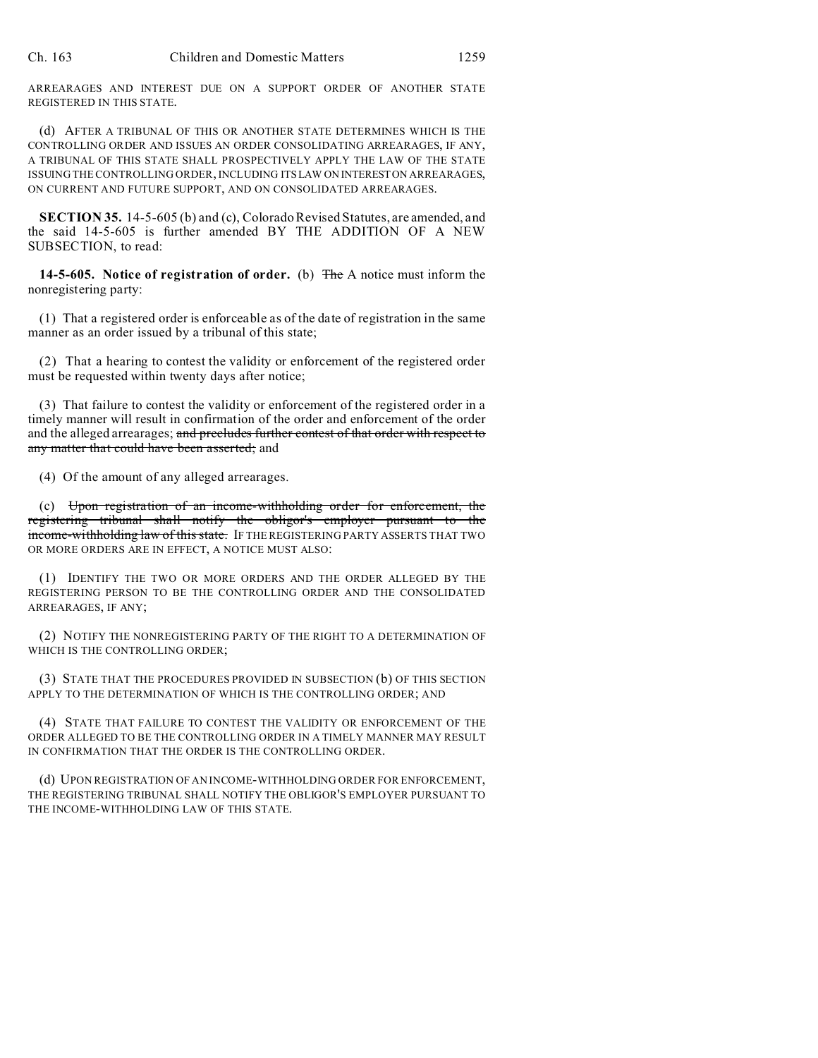ARREARAGES AND INTEREST DUE ON A SUPPORT ORDER OF ANOTHER STATE REGISTERED IN THIS STATE.

(d) AFTER A TRIBUNAL OF THIS OR ANOTHER STATE DETERMINES WHICH IS THE CONTROLLING ORDER AND ISSUES AN ORDER CONSOLIDATING ARREARAGES, IF ANY, A TRIBUNAL OF THIS STATE SHALL PROSPECTIVELY APPLY THE LAW OF THE STATE ISSUING THE CONTROLLING ORDER, INCLUDING ITS LAW ON INTEREST ON ARREARAGES, ON CURRENT AND FUTURE SUPPORT, AND ON CONSOLIDATED ARREARAGES.

**SECTION 35.** 14-5-605 (b) and (c), Colorado Revised Statutes, are amended, and the said 14-5-605 is further amended BY THE ADDITION OF A NEW SUBSECTION, to read:

**14-5-605. Notice of registration of order.** (b) ~~The~~ A notice must inform the nonregistering party:

(1) That a registered order is enforceable as of the date of registration in the same manner as an order issued by a tribunal of this state;

(2) That a hearing to contest the validity or enforcement of the registered order must be requested within twenty days after notice;

(3) That failure to contest the validity or enforcement of the registered order in a timely manner will result in confirmation of the order and enforcement of the order and the alleged arrearages; ~~and precludes further contest of that order with respect to any matter that could have been asserted;~~ and

(4) Of the amount of any alleged arrearages.

(c) ~~Upon registration of an income-withholding order for enforcement, the registering tribunal shall notify the obligor's employer pursuant to the income-withholding law of this state.~~ IF THE REGISTERING PARTY ASSERTS THAT TWO OR MORE ORDERS ARE IN EFFECT, A NOTICE MUST ALSO:

(1) IDENTIFY THE TWO OR MORE ORDERS AND THE ORDER ALLEGED BY THE REGISTERING PERSON TO BE THE CONTROLLING ORDER AND THE CONSOLIDATED ARREARAGES, IF ANY;

(2) NOTIFY THE NONREGISTERING PARTY OF THE RIGHT TO A DETERMINATION OF WHICH IS THE CONTROLLING ORDER;

(3) STATE THAT THE PROCEDURES PROVIDED IN SUBSECTION (b) OF THIS SECTION APPLY TO THE DETERMINATION OF WHICH IS THE CONTROLLING ORDER; AND

(4) STATE THAT FAILURE TO CONTEST THE VALIDITY OR ENFORCEMENT OF THE ORDER ALLEGED TO BE THE CONTROLLING ORDER IN A TIMELY MANNER MAY RESULT IN CONFIRMATION THAT THE ORDER IS THE CONTROLLING ORDER.

(d) UPON REGISTRATION OF AN INCOME-WITHHOLDING ORDER FOR ENFORCEMENT, THE REGISTERING TRIBUNAL SHALL NOTIFY THE OBLIGOR'S EMPLOYER PURSUANT TO THE INCOME-WITHHOLDING LAW OF THIS STATE.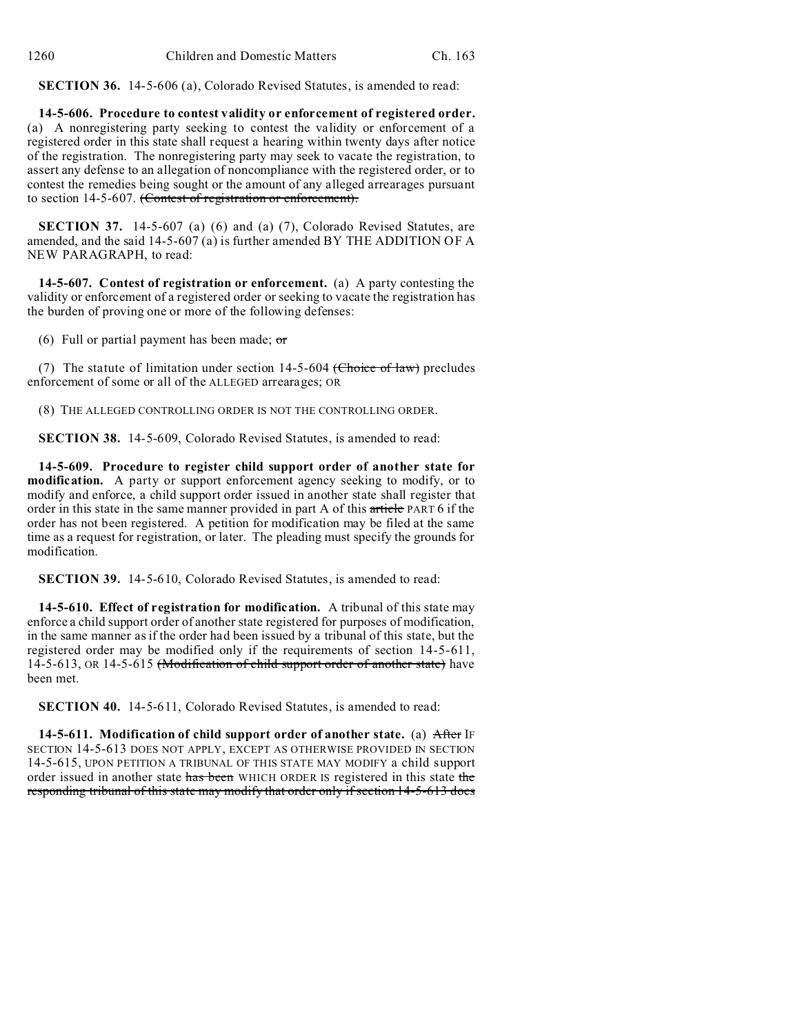**SECTION 36.** 14-5-606 (a), Colorado Revised Statutes, is amended to read:

**14-5-606. Procedure to contest validity or enforcement of registered order.** (a) A nonregistering party seeking to contest the validity or enforcement of a registered order in this state shall request a hearing within twenty days after notice of the registration. The nonregistering party may seek to vacate the registration, to assert any defense to an allegation of noncompliance with the registered order, or to contest the remedies being sought or the amount of any alleged arrearages pursuant to section 14-5-607. ~~(Contest of registration or enforcement).~~

**SECTION 37.** 14-5-607 (a) (6) and (a) (7), Colorado Revised Statutes, are amended, and the said 14-5-607 (a) is further amended BY THE ADDITION OF A NEW PARAGRAPH, to read:

**14-5-607. Contest of registration or enforcement.** (a) A party contesting the validity or enforcement of a registered order or seeking to vacate the registration has the burden of proving one or more of the following defenses:

(6) Full or partial payment has been made; ~~or~~

(7) The statute of limitation under section 14-5-604 ~~(Choice of law)~~ precludes enforcement of some or all of the ALLEGED arrearages; OR

(8) THE ALLEGED CONTROLLING ORDER IS NOT THE CONTROLLING ORDER.

**SECTION 38.** 14-5-609, Colorado Revised Statutes, is amended to read:

**14-5-609. Procedure to register child support order of another state for modification.** A party or support enforcement agency seeking to modify, or to modify and enforce, a child support order issued in another state shall register that order in this state in the same manner provided in part A of this ~~article~~ PART 6 if the order has not been registered. A petition for modification may be filed at the same time as a request for registration, or later. The pleading must specify the grounds for modification.

**SECTION 39.** 14-5-610, Colorado Revised Statutes, is amended to read:

**14-5-610. Effect of registration for modification.** A tribunal of this state may enforce a child support order of another state registered for purposes of modification, in the same manner as if the order had been issued by a tribunal of this state, but the registered order may be modified only if the requirements of section 14-5-611, 14-5-613, OR 14-5-615 ~~(Modification of child support order of another state)~~ have been met.

**SECTION 40.** 14-5-611, Colorado Revised Statutes, is amended to read:

**14-5-611. Modification of child support order of another state.** (a) ~~After~~ IF SECTION 14-5-613 DOES NOT APPLY, EXCEPT AS OTHERWISE PROVIDED IN SECTION 14-5-615, UPON PETITION A TRIBUNAL OF THIS STATE MAY MODIFY a child support order issued in another state ~~has been~~ WHICH ORDER IS registered in this state ~~the responding tribunal of this state may modify that order only if section 14-5-613 does~~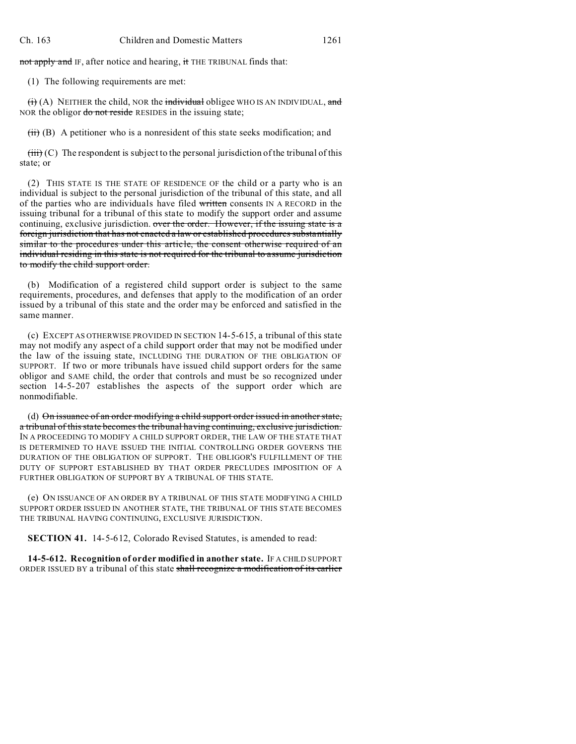not apply and IF, after notice and hearing, it THE TRIBUNAL finds that:

(1) The following requirements are met:

(i) (A) NEITHER the child, NOR the individual obligee WHO IS AN INDIVIDUAL, and NOR the obligor do not reside RESIDES in the issuing state;

(ii) (B) A petitioner who is a nonresident of this state seeks modification; and

(iii) (C) The respondent is subject to the personal jurisdiction of the tribunal of this state; or

(2) THIS STATE IS THE STATE OF RESIDENCE OF the child or a party who is an individual is subject to the personal jurisdiction of the tribunal of this state, and all of the parties who are individuals have filed written consents IN A RECORD in the issuing tribunal for a tribunal of this state to modify the support order and assume continuing, exclusive jurisdiction. over the order. However, if the issuing state is a foreign jurisdiction that has not enacted a law or established procedures substantially similar to the procedures under this article, the consent otherwise required of an individual residing in this state is not required for the tribunal to assume jurisdiction to modify the child support order.

(b) Modification of a registered child support order is subject to the same requirements, procedures, and defenses that apply to the modification of an order issued by a tribunal of this state and the order may be enforced and satisfied in the same manner.

(c) EXCEPT AS OTHERWISE PROVIDED IN SECTION 14-5-615, a tribunal of this state may not modify any aspect of a child support order that may not be modified under the law of the issuing state, INCLUDING THE DURATION OF THE OBLIGATION OF SUPPORT. If two or more tribunals have issued child support orders for the same obligor and SAME child, the order that controls and must be so recognized under section 14-5-207 establishes the aspects of the support order which are nonmodifiable.

(d) On issuance of an order modifying a child support order issued in another state, a tribunal of this state becomes the tribunal having continuing, exclusive jurisdiction. IN A PROCEEDING TO MODIFY A CHILD SUPPORT ORDER, THE LAW OF THE STATE THAT IS DETERMINED TO HAVE ISSUED THE INITIAL CONTROLLING ORDER GOVERNS THE DURATION OF THE OBLIGATION OF SUPPORT. THE OBLIGOR'S FULFILLMENT OF THE DUTY OF SUPPORT ESTABLISHED BY THAT ORDER PRECLUDES IMPOSITION OF A FURTHER OBLIGATION OF SUPPORT BY A TRIBUNAL OF THIS STATE.

(e) ON ISSUANCE OF AN ORDER BY A TRIBUNAL OF THIS STATE MODIFYING A CHILD SUPPORT ORDER ISSUED IN ANOTHER STATE, THE TRIBUNAL OF THIS STATE BECOMES THE TRIBUNAL HAVING CONTINUING, EXCLUSIVE JURISDICTION.

**SECTION 41.** 14-5-612, Colorado Revised Statutes, is amended to read:

**14-5-612. Recognition of order modified in another state.** IF A CHILD SUPPORT ORDER ISSUED BY a tribunal of this state shall recognize a modification of its earlier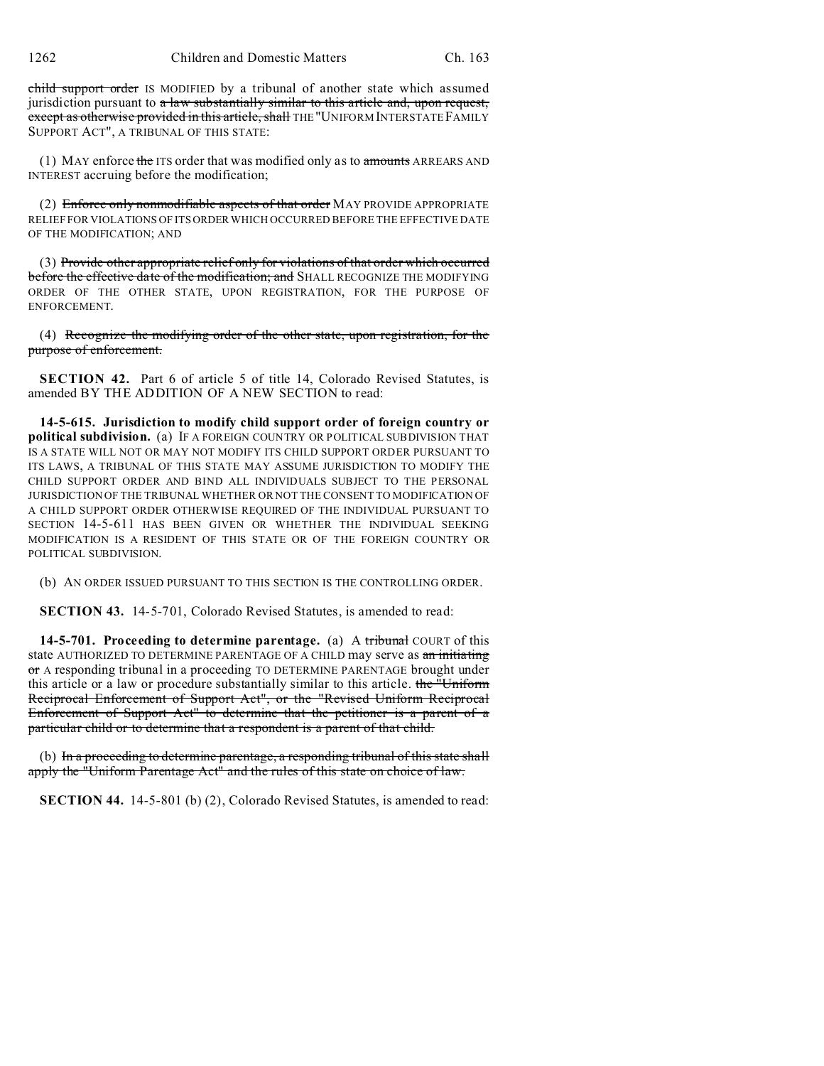~~child support order~~ IS MODIFIED by a tribunal of another state which assumed jurisdiction pursuant to ~~a law substantially similar to this article and, upon request, except as otherwise provided in this article, shall~~ THE "UNIFORM INTERSTATE FAMILY SUPPORT ACT", A TRIBUNAL OF THIS STATE:

(1) MAY enforce ~~the~~ ITS order that was modified only as to ~~amounts~~ ARREARS AND INTEREST accruing before the modification;

(2) ~~Enforce only nonmodifiable aspects of that order~~ MAY PROVIDE APPROPRIATE RELIEF FOR VIOLATIONS OF ITS ORDER WHICH OCCURRED BEFORE THE EFFECTIVE DATE OF THE MODIFICATION; AND

(3) ~~Provide other appropriate relief only for violations of that order which occurred before the effective date of the modification; and~~ SHALL RECOGNIZE THE MODIFYING ORDER OF THE OTHER STATE, UPON REGISTRATION, FOR THE PURPOSE OF ENFORCEMENT.

(4) ~~Recognize the modifying order of the other state, upon registration, for the purpose of enforcement.~~

**SECTION 42.** Part 6 of article 5 of title 14, Colorado Revised Statutes, is amended BY THE ADDITION OF A NEW SECTION to read:

**14-5-615. Jurisdiction to modify child support order of foreign country or political subdivision.** (a) IF A FOREIGN COUNTRY OR POLITICAL SUBDIVISION THAT IS A STATE WILL NOT OR MAY NOT MODIFY ITS CHILD SUPPORT ORDER PURSUANT TO ITS LAWS, A TRIBUNAL OF THIS STATE MAY ASSUME JURISDICTION TO MODIFY THE CHILD SUPPORT ORDER AND BIND ALL INDIVIDUALS SUBJECT TO THE PERSONAL JURISDICTION OF THE TRIBUNAL WHETHER OR NOT THE CONSENT TO MODIFICATION OF A CHILD SUPPORT ORDER OTHERWISE REQUIRED OF THE INDIVIDUAL PURSUANT TO SECTION 14-5-611 HAS BEEN GIVEN OR WHETHER THE INDIVIDUAL SEEKING MODIFICATION IS A RESIDENT OF THIS STATE OR OF THE FOREIGN COUNTRY OR POLITICAL SUBDIVISION.

(b) AN ORDER ISSUED PURSUANT TO THIS SECTION IS THE CONTROLLING ORDER.

**SECTION 43.** 14-5-701, Colorado Revised Statutes, is amended to read:

**14-5-701. Proceeding to determine parentage.** (a) A ~~tribunal~~ COURT of this state AUTHORIZED TO DETERMINE PARENTAGE OF A CHILD may serve as ~~an initiating or~~ A responding tribunal in a proceeding TO DETERMINE PARENTAGE brought under this article or a law or procedure substantially similar to this article. ~~the "Uniform Reciprocal Enforcement of Support Act", or the "Revised Uniform Reciprocal Enforcement of Support Act" to determine that the petitioner is a parent of a particular child or to determine that a respondent is a parent of that child.~~

(b) ~~In a proceeding to determine parentage, a responding tribunal of this state shall apply the "Uniform Parentage Act" and the rules of this state on choice of law.~~

**SECTION 44.** 14-5-801 (b) (2), Colorado Revised Statutes, is amended to read: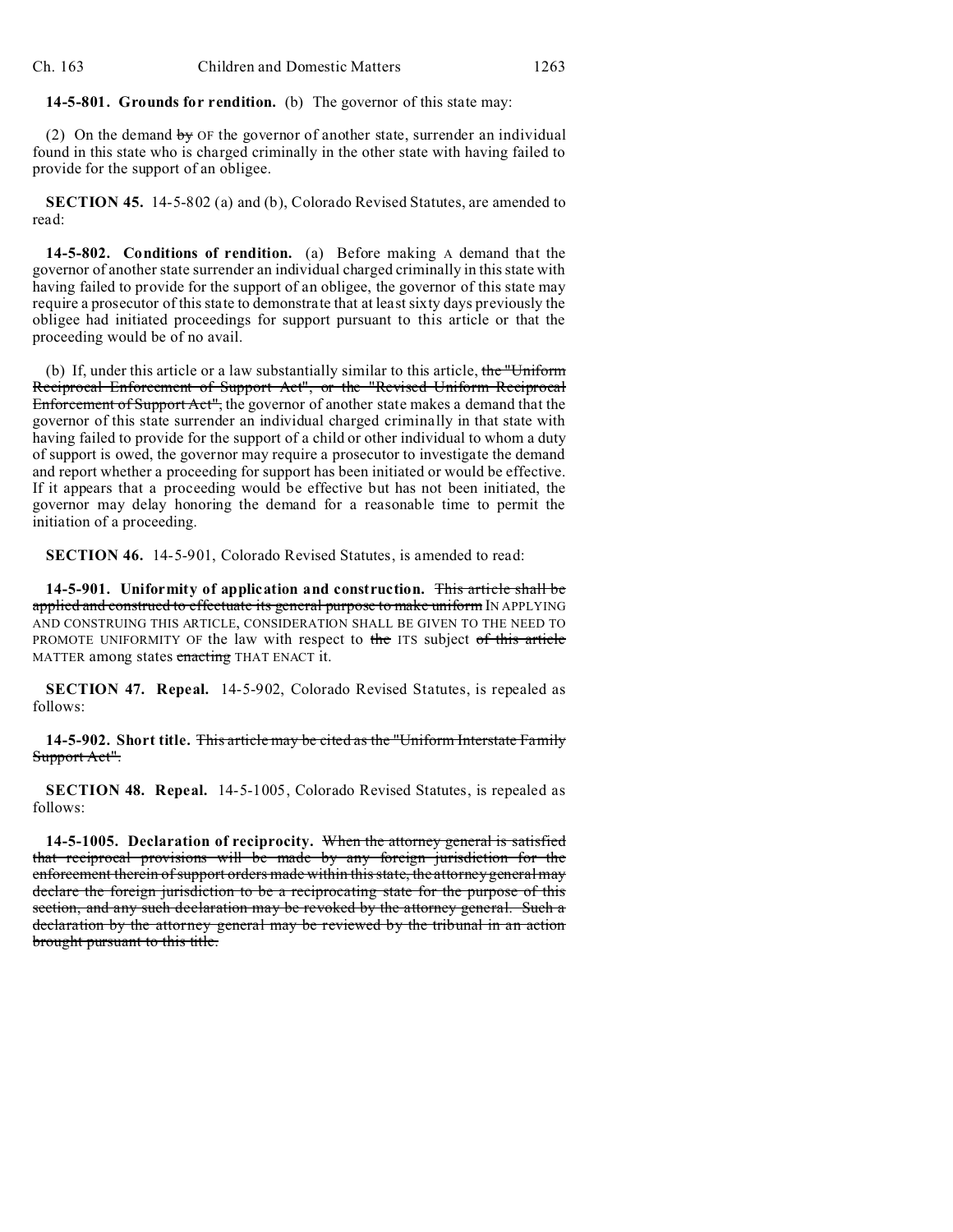**14-5-801. Grounds for rendition.** (b) The governor of this state may:

(2) On the demand ~~by~~ OF the governor of another state, surrender an individual found in this state who is charged criminally in the other state with having failed to provide for the support of an obligee.

**SECTION 45.** 14-5-802 (a) and (b), Colorado Revised Statutes, are amended to read:

**14-5-802. Conditions of rendition.** (a) Before making A demand that the governor of another state surrender an individual charged criminally in this state with having failed to provide for the support of an obligee, the governor of this state may require a prosecutor of this state to demonstrate that at least sixty days previously the obligee had initiated proceedings for support pursuant to this article or that the proceeding would be of no avail.

(b) If, under this article or a law substantially similar to this article, ~~the "Uniform Reciprocal Enforcement of Support Act", or the "Revised Uniform Reciprocal Enforcement of Support Act",~~ the governor of another state makes a demand that the governor of this state surrender an individual charged criminally in that state with having failed to provide for the support of a child or other individual to whom a duty of support is owed, the governor may require a prosecutor to investigate the demand and report whether a proceeding for support has been initiated or would be effective. If it appears that a proceeding would be effective but has not been initiated, the governor may delay honoring the demand for a reasonable time to permit the initiation of a proceeding.

**SECTION 46.** 14-5-901, Colorado Revised Statutes, is amended to read:

**14-5-901. Uniformity of application and construction.** ~~This article shall be applied and construed to effectuate its general purpose to make uniform~~ IN APPLYING AND CONSTRUING THIS ARTICLE, CONSIDERATION SHALL BE GIVEN TO THE NEED TO PROMOTE UNIFORMITY OF the law with respect to ~~the~~ ITS subject ~~of this article~~ MATTER among states ~~enacting~~ THAT ENACT it.

**SECTION 47. Repeal.** 14-5-902, Colorado Revised Statutes, is repealed as follows:

**14-5-902. Short title.** ~~This article may be cited as the "Uniform Interstate Family Support Act".~~

**SECTION 48. Repeal.** 14-5-1005, Colorado Revised Statutes, is repealed as follows:

**14-5-1005. Declaration of reciprocity.** ~~When the attorney general is satisfied that reciprocal provisions will be made by any foreign jurisdiction for the enforcement therein of support orders made within this state, the attorney general may declare the foreign jurisdiction to be a reciprocating state for the purpose of this section, and any such declaration may be revoked by the attorney general. Such a declaration by the attorney general may be reviewed by the tribunal in an action brought pursuant to this title.~~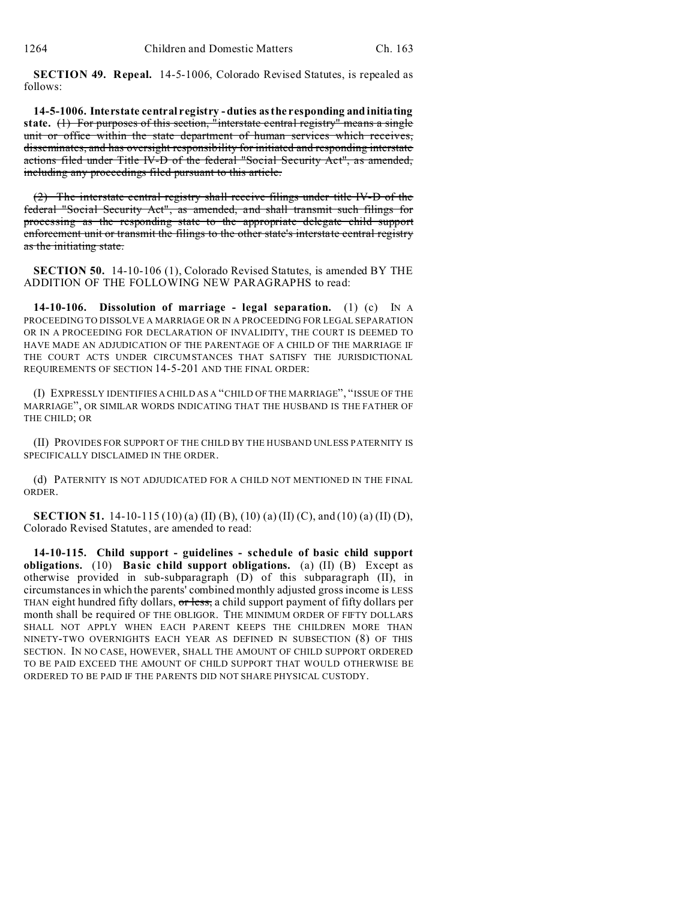**SECTION 49. Repeal.** 14-5-1006, Colorado Revised Statutes, is repealed as follows:

**14-5-1006. Interstate central registry - duties as the responding and initiating state.** ~~(1) For purposes of this section, "interstate central registry" means a single unit or office within the state department of human services which receives, disseminates, and has oversight responsibility for initiated and responding interstate actions filed under Title IV-D of the federal "Social Security Act", as amended, including any proceedings filed pursuant to this article.~~

~~(2) The interstate central registry shall receive filings under title IV-D of the federal "Social Security Act", as amended, and shall transmit such filings for processing as the responding state to the appropriate delegate child support enforcement unit or transmit the filings to the other state's interstate central registry as the initiating state.~~

**SECTION 50.** 14-10-106 (1), Colorado Revised Statutes, is amended BY THE ADDITION OF THE FOLLOWING NEW PARAGRAPHS to read:

**14-10-106. Dissolution of marriage - legal separation.** (1) (c) IN A PROCEEDING TO DISSOLVE A MARRIAGE OR IN A PROCEEDING FOR LEGAL SEPARATION OR IN A PROCEEDING FOR DECLARATION OF INVALIDITY, THE COURT IS DEEMED TO HAVE MADE AN ADJUDICATION OF THE PARENTAGE OF A CHILD OF THE MARRIAGE IF THE COURT ACTS UNDER CIRCUMSTANCES THAT SATISFY THE JURISDICTIONAL REQUIREMENTS OF SECTION 14-5-201 AND THE FINAL ORDER:

(I) EXPRESSLY IDENTIFIES A CHILD AS A "CHILD OF THE MARRIAGE", "ISSUE OF THE MARRIAGE", OR SIMILAR WORDS INDICATING THAT THE HUSBAND IS THE FATHER OF THE CHILD; OR

(II) PROVIDES FOR SUPPORT OF THE CHILD BY THE HUSBAND UNLESS PATERNITY IS SPECIFICALLY DISCLAIMED IN THE ORDER.

(d) PATERNITY IS NOT ADJUDICATED FOR A CHILD NOT MENTIONED IN THE FINAL ORDER.

**SECTION 51.** 14-10-115 (10) (a) (II) (B), (10) (a) (II) (C), and (10) (a) (II) (D), Colorado Revised Statutes, are amended to read:

**14-10-115. Child support - guidelines - schedule of basic child support obligations.** (10) **Basic child support obligations.** (a) (II) (B) Except as otherwise provided in sub-subparagraph (D) of this subparagraph (II), in circumstances in which the parents' combined monthly adjusted gross income is LESS THAN eight hundred fifty dollars, ~~or less,~~ a child support payment of fifty dollars per month shall be required OF THE OBLIGOR. THE MINIMUM ORDER OF FIFTY DOLLARS SHALL NOT APPLY WHEN EACH PARENT KEEPS THE CHILDREN MORE THAN NINETY-TWO OVERNIGHTS EACH YEAR AS DEFINED IN SUBSECTION (8) OF THIS SECTION. IN NO CASE, HOWEVER, SHALL THE AMOUNT OF CHILD SUPPORT ORDERED TO BE PAID EXCEED THE AMOUNT OF CHILD SUPPORT THAT WOULD OTHERWISE BE ORDERED TO BE PAID IF THE PARENTS DID NOT SHARE PHYSICAL CUSTODY.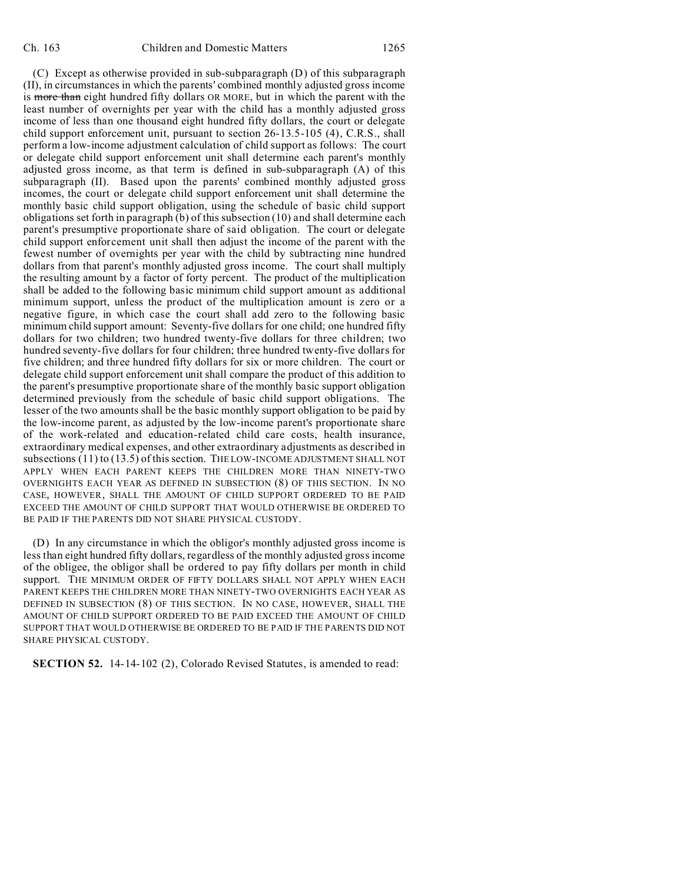(C) Except as otherwise provided in sub-subparagraph (D) of this subparagraph (II), in circumstances in which the parents' combined monthly adjusted gross income is ~~more than~~ eight hundred fifty dollars OR MORE, but in which the parent with the least number of overnights per year with the child has a monthly adjusted gross income of less than one thousand eight hundred fifty dollars, the court or delegate child support enforcement unit, pursuant to section 26-13.5-105 (4), C.R.S., shall perform a low-income adjustment calculation of child support as follows: The court or delegate child support enforcement unit shall determine each parent's monthly adjusted gross income, as that term is defined in sub-subparagraph (A) of this subparagraph (II). Based upon the parents' combined monthly adjusted gross incomes, the court or delegate child support enforcement unit shall determine the monthly basic child support obligation, using the schedule of basic child support obligations set forth in paragraph (b) of this subsection (10) and shall determine each parent's presumptive proportionate share of said obligation. The court or delegate child support enforcement unit shall then adjust the income of the parent with the fewest number of overnights per year with the child by subtracting nine hundred dollars from that parent's monthly adjusted gross income. The court shall multiply the resulting amount by a factor of forty percent. The product of the multiplication shall be added to the following basic minimum child support amount as additional minimum support, unless the product of the multiplication amount is zero or a negative figure, in which case the court shall add zero to the following basic minimum child support amount: Seventy-five dollars for one child; one hundred fifty dollars for two children; two hundred twenty-five dollars for three children; two hundred seventy-five dollars for four children; three hundred twenty-five dollars for five children; and three hundred fifty dollars for six or more children. The court or delegate child support enforcement unit shall compare the product of this addition to the parent's presumptive proportionate share of the monthly basic support obligation determined previously from the schedule of basic child support obligations. The lesser of the two amounts shall be the basic monthly support obligation to be paid by the low-income parent, as adjusted by the low-income parent's proportionate share of the work-related and education-related child care costs, health insurance, extraordinary medical expenses, and other extraordinary adjustments as described in subsections (11) to (13.5) of this section. THE LOW-INCOME ADJUSTMENT SHALL NOT APPLY WHEN EACH PARENT KEEPS THE CHILDREN MORE THAN NINETY-TWO OVERNIGHTS EACH YEAR AS DEFINED IN SUBSECTION (8) OF THIS SECTION. IN NO CASE, HOWEVER, SHALL THE AMOUNT OF CHILD SUPPORT ORDERED TO BE PAID EXCEED THE AMOUNT OF CHILD SUPPORT THAT WOULD OTHERWISE BE ORDERED TO BE PAID IF THE PARENTS DID NOT SHARE PHYSICAL CUSTODY.

(D) In any circumstance in which the obligor's monthly adjusted gross income is less than eight hundred fifty dollars, regardless of the monthly adjusted gross income of the obligee, the obligor shall be ordered to pay fifty dollars per month in child support. THE MINIMUM ORDER OF FIFTY DOLLARS SHALL NOT APPLY WHEN EACH PARENT KEEPS THE CHILDREN MORE THAN NINETY-TWO OVERNIGHTS EACH YEAR AS DEFINED IN SUBSECTION (8) OF THIS SECTION. IN NO CASE, HOWEVER, SHALL THE AMOUNT OF CHILD SUPPORT ORDERED TO BE PAID EXCEED THE AMOUNT OF CHILD SUPPORT THAT WOULD OTHERWISE BE ORDERED TO BE PAID IF THE PARENTS DID NOT SHARE PHYSICAL CUSTODY.

**SECTION 52.** 14-14-102 (2), Colorado Revised Statutes, is amended to read: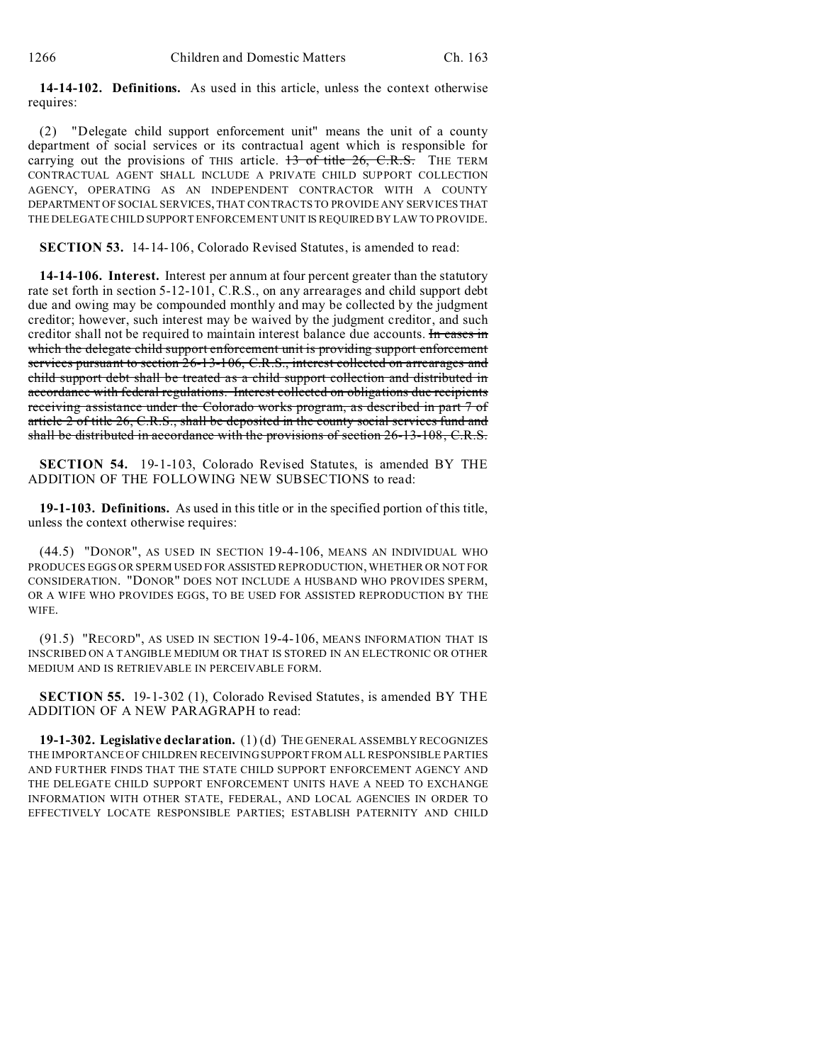**14-14-102. Definitions.** As used in this article, unless the context otherwise requires:

(2) "Delegate child support enforcement unit" means the unit of a county department of social services or its contractual agent which is responsible for carrying out the provisions of THIS article. ~~13 of title 26, C.R.S.~~ THE TERM CONTRACTUAL AGENT SHALL INCLUDE A PRIVATE CHILD SUPPORT COLLECTION AGENCY, OPERATING AS AN INDEPENDENT CONTRACTOR WITH A COUNTY DEPARTMENT OF SOCIAL SERVICES, THAT CONTRACTS TO PROVIDE ANY SERVICES THAT THE DELEGATE CHILD SUPPORT ENFORCEMENT UNIT IS REQUIRED BY LAW TO PROVIDE.

**SECTION 53.** 14-14-106, Colorado Revised Statutes, is amended to read:

**14-14-106. Interest.** Interest per annum at four percent greater than the statutory rate set forth in section 5-12-101, C.R.S., on any arrearages and child support debt due and owing may be compounded monthly and may be collected by the judgment creditor; however, such interest may be waived by the judgment creditor, and such creditor shall not be required to maintain interest balance due accounts. ~~In cases in which the delegate child support enforcement unit is providing support enforcement services pursuant to section 26-13-106, C.R.S., interest collected on arrearages and child support debt shall be treated as a child support collection and distributed in accordance with federal regulations. Interest collected on obligations due recipients receiving assistance under the Colorado works program, as described in part 7 of article 2 of title 26, C.R.S., shall be deposited in the county social services fund and shall be distributed in accordance with the provisions of section 26-13-108, C.R.S.~~

**SECTION 54.** 19-1-103, Colorado Revised Statutes, is amended BY THE ADDITION OF THE FOLLOWING NEW SUBSECTIONS to read:

**19-1-103. Definitions.** As used in this title or in the specified portion of this title, unless the context otherwise requires:

(44.5) "DONOR", AS USED IN SECTION 19-4-106, MEANS AN INDIVIDUAL WHO PRODUCES EGGS OR SPERM USED FOR ASSISTED REPRODUCTION, WHETHER OR NOT FOR CONSIDERATION. "DONOR" DOES NOT INCLUDE A HUSBAND WHO PROVIDES SPERM, OR A WIFE WHO PROVIDES EGGS, TO BE USED FOR ASSISTED REPRODUCTION BY THE WIFE.

(91.5) "RECORD", AS USED IN SECTION 19-4-106, MEANS INFORMATION THAT IS INSCRIBED ON A TANGIBLE MEDIUM OR THAT IS STORED IN AN ELECTRONIC OR OTHER MEDIUM AND IS RETRIEVABLE IN PERCEIVABLE FORM.

**SECTION 55.** 19-1-302 (1), Colorado Revised Statutes, is amended BY THE ADDITION OF A NEW PARAGRAPH to read:

**19-1-302. Legislative declaration.** (1) (d) THE GENERAL ASSEMBLY RECOGNIZES THE IMPORTANCE OF CHILDREN RECEIVING SUPPORT FROM ALL RESPONSIBLE PARTIES AND FURTHER FINDS THAT THE STATE CHILD SUPPORT ENFORCEMENT AGENCY AND THE DELEGATE CHILD SUPPORT ENFORCEMENT UNITS HAVE A NEED TO EXCHANGE INFORMATION WITH OTHER STATE, FEDERAL, AND LOCAL AGENCIES IN ORDER TO EFFECTIVELY LOCATE RESPONSIBLE PARTIES; ESTABLISH PATERNITY AND CHILD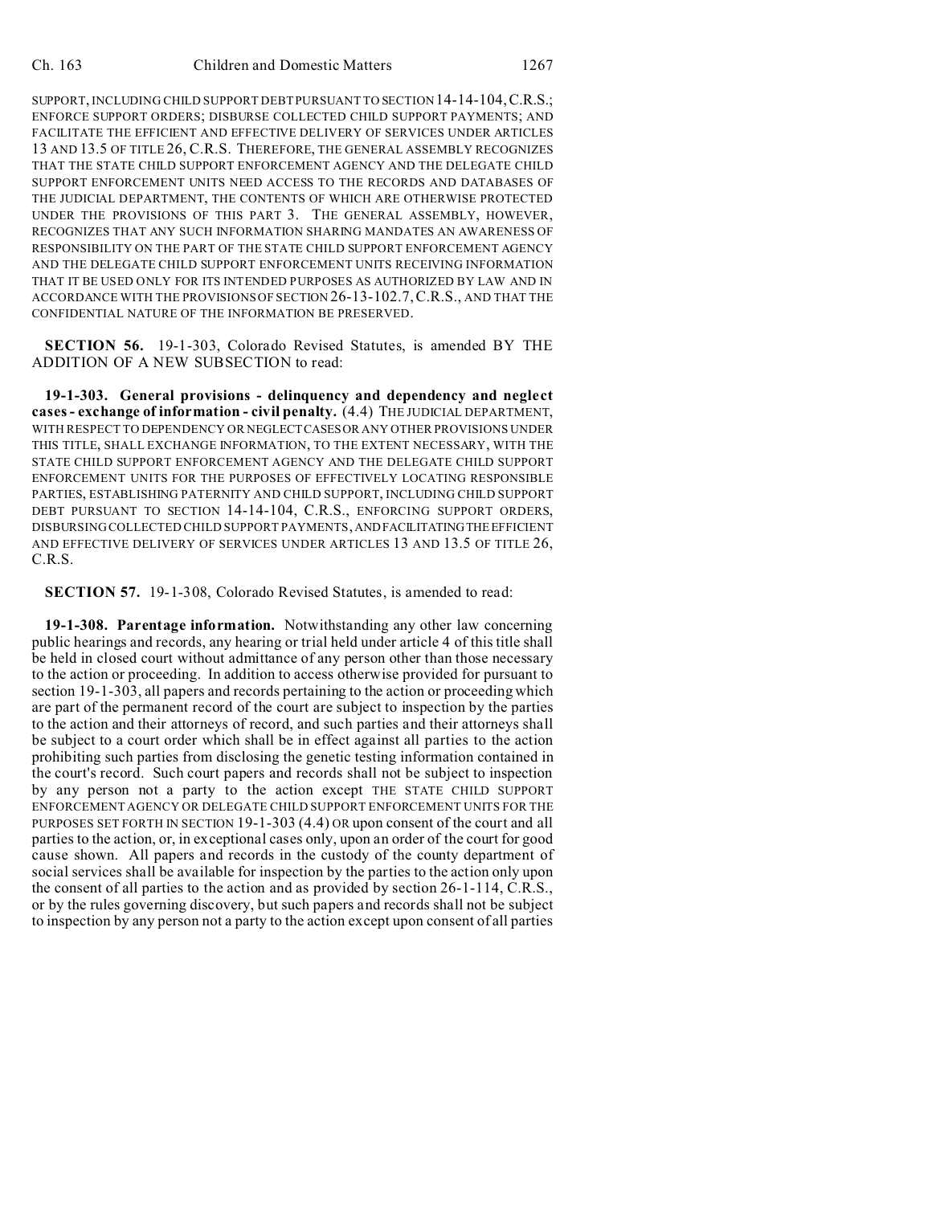SUPPORT, INCLUDING CHILD SUPPORT DEBT PURSUANT TO SECTION 14-14-104, C.R.S.; ENFORCE SUPPORT ORDERS; DISBURSE COLLECTED CHILD SUPPORT PAYMENTS; AND FACILITATE THE EFFICIENT AND EFFECTIVE DELIVERY OF SERVICES UNDER ARTICLES 13 AND 13.5 OF TITLE 26, C.R.S. THEREFORE, THE GENERAL ASSEMBLY RECOGNIZES THAT THE STATE CHILD SUPPORT ENFORCEMENT AGENCY AND THE DELEGATE CHILD SUPPORT ENFORCEMENT UNITS NEED ACCESS TO THE RECORDS AND DATABASES OF THE JUDICIAL DEPARTMENT, THE CONTENTS OF WHICH ARE OTHERWISE PROTECTED UNDER THE PROVISIONS OF THIS PART 3. THE GENERAL ASSEMBLY, HOWEVER, RECOGNIZES THAT ANY SUCH INFORMATION SHARING MANDATES AN AWARENESS OF RESPONSIBILITY ON THE PART OF THE STATE CHILD SUPPORT ENFORCEMENT AGENCY AND THE DELEGATE CHILD SUPPORT ENFORCEMENT UNITS RECEIVING INFORMATION THAT IT BE USED ONLY FOR ITS INTENDED PURPOSES AS AUTHORIZED BY LAW AND IN ACCORDANCE WITH THE PROVISIONS OF SECTION 26-13-102.7, C.R.S., AND THAT THE CONFIDENTIAL NATURE OF THE INFORMATION BE PRESERVED.

**SECTION 56.** 19-1-303, Colorado Revised Statutes, is amended BY THE ADDITION OF A NEW SUBSECTION to read:

**19-1-303. General provisions - delinquency and dependency and neglect cases - exchange of information - civil penalty.** (4.4) THE JUDICIAL DEPARTMENT, WITH RESPECT TO DEPENDENCY OR NEGLECT CASES OR ANY OTHER PROVISIONS UNDER THIS TITLE, SHALL EXCHANGE INFORMATION, TO THE EXTENT NECESSARY, WITH THE STATE CHILD SUPPORT ENFORCEMENT AGENCY AND THE DELEGATE CHILD SUPPORT ENFORCEMENT UNITS FOR THE PURPOSES OF EFFECTIVELY LOCATING RESPONSIBLE PARTIES, ESTABLISHING PATERNITY AND CHILD SUPPORT, INCLUDING CHILD SUPPORT DEBT PURSUANT TO SECTION 14-14-104, C.R.S., ENFORCING SUPPORT ORDERS, DISBURSING COLLECTED CHILD SUPPORT PAYMENTS, AND FACILITATING THE EFFICIENT AND EFFECTIVE DELIVERY OF SERVICES UNDER ARTICLES 13 AND 13.5 OF TITLE 26, C.R.S.

**SECTION 57.** 19-1-308, Colorado Revised Statutes, is amended to read:

**19-1-308. Parentage information.** Notwithstanding any other law concerning public hearings and records, any hearing or trial held under article 4 of this title shall be held in closed court without admittance of any person other than those necessary to the action or proceeding. In addition to access otherwise provided for pursuant to section 19-1-303, all papers and records pertaining to the action or proceeding which are part of the permanent record of the court are subject to inspection by the parties to the action and their attorneys of record, and such parties and their attorneys shall be subject to a court order which shall be in effect against all parties to the action prohibiting such parties from disclosing the genetic testing information contained in the court's record. Such court papers and records shall not be subject to inspection by any person not a party to the action except THE STATE CHILD SUPPORT ENFORCEMENT AGENCY OR DELEGATE CHILD SUPPORT ENFORCEMENT UNITS FOR THE PURPOSES SET FORTH IN SECTION 19-1-303 (4.4) OR upon consent of the court and all parties to the action, or, in exceptional cases only, upon an order of the court for good cause shown. All papers and records in the custody of the county department of social services shall be available for inspection by the parties to the action only upon the consent of all parties to the action and as provided by section 26-1-114, C.R.S., or by the rules governing discovery, but such papers and records shall not be subject to inspection by any person not a party to the action except upon consent of all parties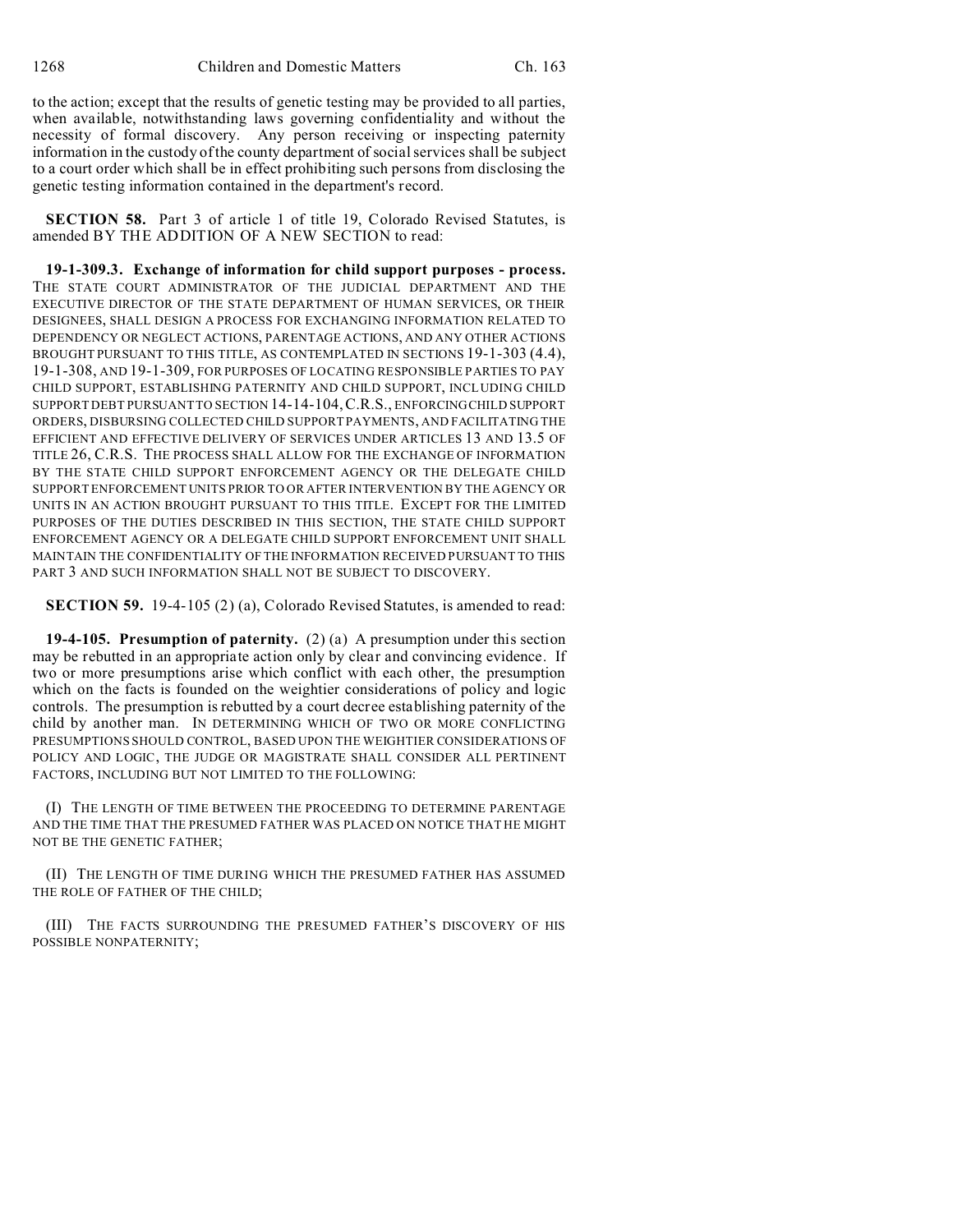to the action; except that the results of genetic testing may be provided to all parties, when available, notwithstanding laws governing confidentiality and without the necessity of formal discovery. Any person receiving or inspecting paternity information in the custody of the county department of social services shall be subject to a court order which shall be in effect prohibiting such persons from disclosing the genetic testing information contained in the department's record.

**SECTION 58.** Part 3 of article 1 of title 19, Colorado Revised Statutes, is amended BY THE ADDITION OF A NEW SECTION to read:

**19-1-309.3. Exchange of information for child support purposes - process.** THE STATE COURT ADMINISTRATOR OF THE JUDICIAL DEPARTMENT AND THE EXECUTIVE DIRECTOR OF THE STATE DEPARTMENT OF HUMAN SERVICES, OR THEIR DESIGNEES, SHALL DESIGN A PROCESS FOR EXCHANGING INFORMATION RELATED TO DEPENDENCY OR NEGLECT ACTIONS, PARENTAGE ACTIONS, AND ANY OTHER ACTIONS BROUGHT PURSUANT TO THIS TITLE, AS CONTEMPLATED IN SECTIONS 19-1-303 (4.4), 19-1-308, AND 19-1-309, FOR PURPOSES OF LOCATING RESPONSIBLE PARTIES TO PAY CHILD SUPPORT, ESTABLISHING PATERNITY AND CHILD SUPPORT, INCLUDING CHILD SUPPORT DEBT PURSUANT TO SECTION 14-14-104, C.R.S., ENFORCING CHILD SUPPORT ORDERS, DISBURSING COLLECTED CHILD SUPPORT PAYMENTS, AND FACILITATING THE EFFICIENT AND EFFECTIVE DELIVERY OF SERVICES UNDER ARTICLES 13 AND 13.5 OF TITLE 26, C.R.S. THE PROCESS SHALL ALLOW FOR THE EXCHANGE OF INFORMATION BY THE STATE CHILD SUPPORT ENFORCEMENT AGENCY OR THE DELEGATE CHILD SUPPORT ENFORCEMENT UNITS PRIOR TO OR AFTER INTERVENTION BY THE AGENCY OR UNITS IN AN ACTION BROUGHT PURSUANT TO THIS TITLE. EXCEPT FOR THE LIMITED PURPOSES OF THE DUTIES DESCRIBED IN THIS SECTION, THE STATE CHILD SUPPORT ENFORCEMENT AGENCY OR A DELEGATE CHILD SUPPORT ENFORCEMENT UNIT SHALL MAINTAIN THE CONFIDENTIALITY OF THE INFORMATION RECEIVED PURSUANT TO THIS PART 3 AND SUCH INFORMATION SHALL NOT BE SUBJECT TO DISCOVERY.

**SECTION 59.** 19-4-105 (2) (a), Colorado Revised Statutes, is amended to read:

**19-4-105. Presumption of paternity.** (2) (a) A presumption under this section may be rebutted in an appropriate action only by clear and convincing evidence. If two or more presumptions arise which conflict with each other, the presumption which on the facts is founded on the weightier considerations of policy and logic controls. The presumption is rebutted by a court decree establishing paternity of the child by another man. IN DETERMINING WHICH OF TWO OR MORE CONFLICTING PRESUMPTIONS SHOULD CONTROL, BASED UPON THE WEIGHTIER CONSIDERATIONS OF POLICY AND LOGIC, THE JUDGE OR MAGISTRATE SHALL CONSIDER ALL PERTINENT FACTORS, INCLUDING BUT NOT LIMITED TO THE FOLLOWING:

(I) THE LENGTH OF TIME BETWEEN THE PROCEEDING TO DETERMINE PARENTAGE AND THE TIME THAT THE PRESUMED FATHER WAS PLACED ON NOTICE THAT HE MIGHT NOT BE THE GENETIC FATHER;

(II) THE LENGTH OF TIME DURING WHICH THE PRESUMED FATHER HAS ASSUMED THE ROLE OF FATHER OF THE CHILD;

(III) THE FACTS SURROUNDING THE PRESUMED FATHER'S DISCOVERY OF HIS POSSIBLE NONPATERNITY;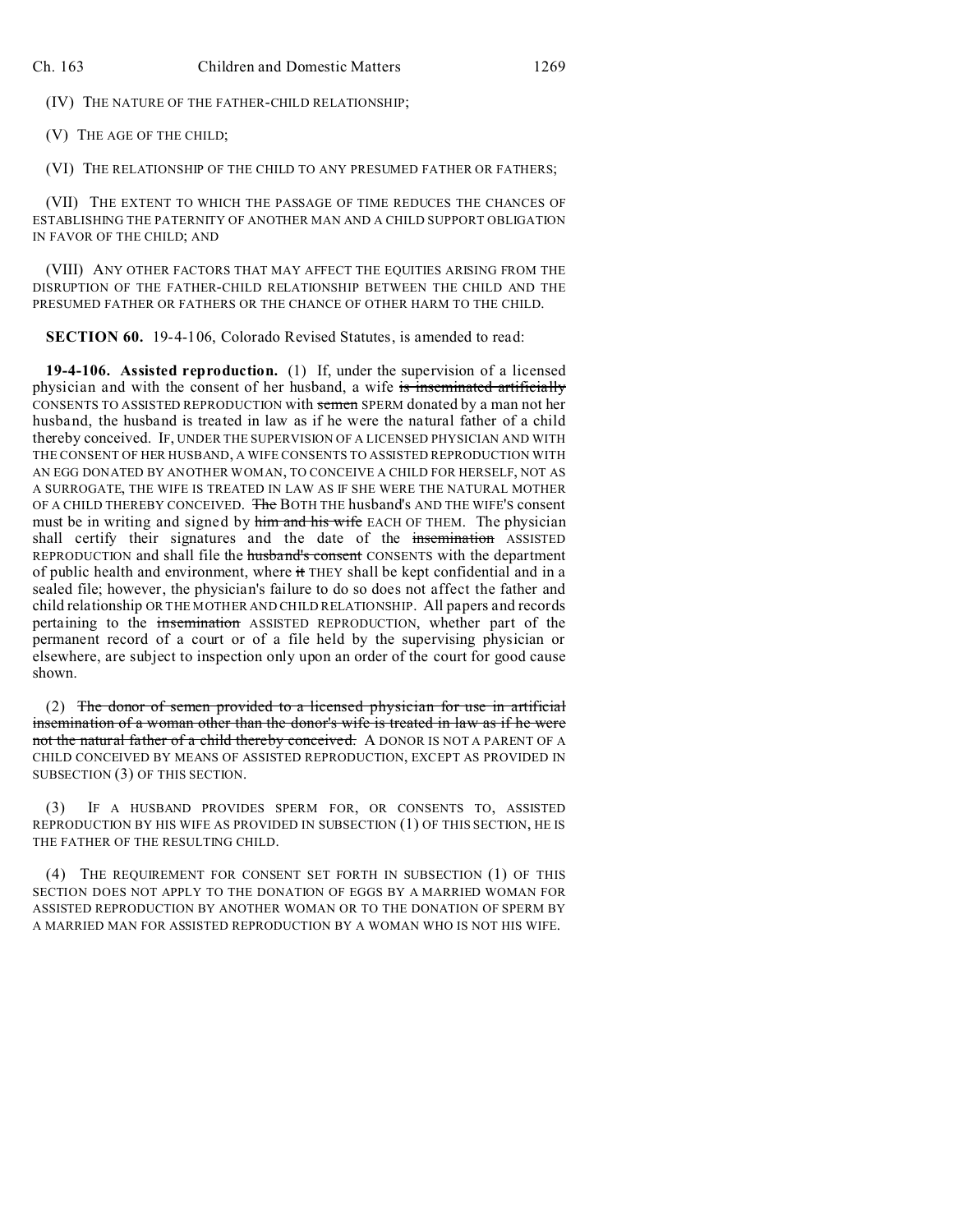(IV) THE NATURE OF THE FATHER-CHILD RELATIONSHIP;

(V) THE AGE OF THE CHILD;

(VI) THE RELATIONSHIP OF THE CHILD TO ANY PRESUMED FATHER OR FATHERS;

(VII) THE EXTENT TO WHICH THE PASSAGE OF TIME REDUCES THE CHANCES OF ESTABLISHING THE PATERNITY OF ANOTHER MAN AND A CHILD SUPPORT OBLIGATION IN FAVOR OF THE CHILD; AND

(VIII) ANY OTHER FACTORS THAT MAY AFFECT THE EQUITIES ARISING FROM THE DISRUPTION OF THE FATHER-CHILD RELATIONSHIP BETWEEN THE CHILD AND THE PRESUMED FATHER OR FATHERS OR THE CHANCE OF OTHER HARM TO THE CHILD.

**SECTION 60.** 19-4-106, Colorado Revised Statutes, is amended to read:

**19-4-106. Assisted reproduction.** (1) If, under the supervision of a licensed physician and with the consent of her husband, a wife ~~is inseminated artificially~~ CONSENTS TO ASSISTED REPRODUCTION with ~~semen~~ SPERM donated by a man not her husband, the husband is treated in law as if he were the natural father of a child thereby conceived. IF, UNDER THE SUPERVISION OF A LICENSED PHYSICIAN AND WITH THE CONSENT OF HER HUSBAND, A WIFE CONSENTS TO ASSISTED REPRODUCTION WITH AN EGG DONATED BY ANOTHER WOMAN, TO CONCEIVE A CHILD FOR HERSELF, NOT AS A SURROGATE, THE WIFE IS TREATED IN LAW AS IF SHE WERE THE NATURAL MOTHER OF A CHILD THEREBY CONCEIVED. ~~The~~ BOTH THE husband's AND THE WIFE'S consent must be in writing and signed by ~~him and his wife~~ EACH OF THEM. The physician shall certify their signatures and the date of the ~~insemination~~ ASSISTED REPRODUCTION and shall file the ~~husband's consent~~ CONSENTS with the department of public health and environment, where ~~it~~ THEY shall be kept confidential and in a sealed file; however, the physician's failure to do so does not affect the father and child relationship OR THE MOTHER AND CHILD RELATIONSHIP. All papers and records pertaining to the ~~insemination~~ ASSISTED REPRODUCTION, whether part of the permanent record of a court or of a file held by the supervising physician or elsewhere, are subject to inspection only upon an order of the court for good cause shown.

(2) ~~The donor of semen provided to a licensed physician for use in artificial insemination of a woman other than the donor's wife is treated in law as if he were not the natural father of a child thereby conceived.~~ A DONOR IS NOT A PARENT OF A CHILD CONCEIVED BY MEANS OF ASSISTED REPRODUCTION, EXCEPT AS PROVIDED IN SUBSECTION (3) OF THIS SECTION.

(3) IF A HUSBAND PROVIDES SPERM FOR, OR CONSENTS TO, ASSISTED REPRODUCTION BY HIS WIFE AS PROVIDED IN SUBSECTION (1) OF THIS SECTION, HE IS THE FATHER OF THE RESULTING CHILD.

(4) THE REQUIREMENT FOR CONSENT SET FORTH IN SUBSECTION (1) OF THIS SECTION DOES NOT APPLY TO THE DONATION OF EGGS BY A MARRIED WOMAN FOR ASSISTED REPRODUCTION BY ANOTHER WOMAN OR TO THE DONATION OF SPERM BY A MARRIED MAN FOR ASSISTED REPRODUCTION BY A WOMAN WHO IS NOT HIS WIFE.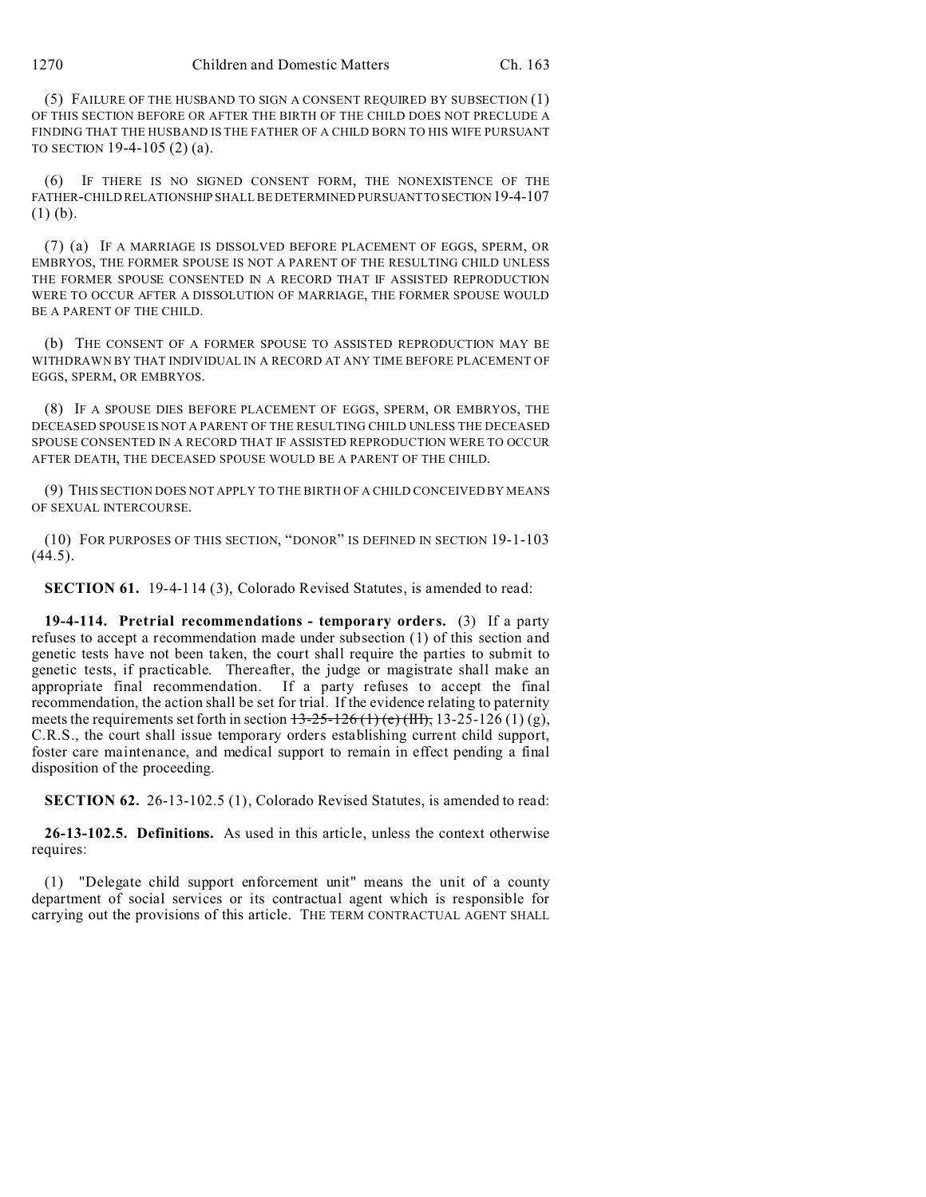(5) FAILURE OF THE HUSBAND TO SIGN A CONSENT REQUIRED BY SUBSECTION (1) OF THIS SECTION BEFORE OR AFTER THE BIRTH OF THE CHILD DOES NOT PRECLUDE A FINDING THAT THE HUSBAND IS THE FATHER OF A CHILD BORN TO HIS WIFE PURSUANT TO SECTION 19-4-105 (2) (a).

(6) IF THERE IS NO SIGNED CONSENT FORM, THE NONEXISTENCE OF THE FATHER-CHILD RELATIONSHIP SHALL BE DETERMINED PURSUANT TO SECTION 19-4-107 (1) (b).

(7) (a) IF A MARRIAGE IS DISSOLVED BEFORE PLACEMENT OF EGGS, SPERM, OR EMBRYOS, THE FORMER SPOUSE IS NOT A PARENT OF THE RESULTING CHILD UNLESS THE FORMER SPOUSE CONSENTED IN A RECORD THAT IF ASSISTED REPRODUCTION WERE TO OCCUR AFTER A DISSOLUTION OF MARRIAGE, THE FORMER SPOUSE WOULD BE A PARENT OF THE CHILD.

(b) THE CONSENT OF A FORMER SPOUSE TO ASSISTED REPRODUCTION MAY BE WITHDRAWN BY THAT INDIVIDUAL IN A RECORD AT ANY TIME BEFORE PLACEMENT OF EGGS, SPERM, OR EMBRYOS.

(8) IF A SPOUSE DIES BEFORE PLACEMENT OF EGGS, SPERM, OR EMBRYOS, THE DECEASED SPOUSE IS NOT A PARENT OF THE RESULTING CHILD UNLESS THE DECEASED SPOUSE CONSENTED IN A RECORD THAT IF ASSISTED REPRODUCTION WERE TO OCCUR AFTER DEATH, THE DECEASED SPOUSE WOULD BE A PARENT OF THE CHILD.

(9) THIS SECTION DOES NOT APPLY TO THE BIRTH OF A CHILD CONCEIVED BY MEANS OF SEXUAL INTERCOURSE.

(10) FOR PURPOSES OF THIS SECTION, "DONOR" IS DEFINED IN SECTION 19-1-103 (44.5).

**SECTION 61.** 19-4-114 (3), Colorado Revised Statutes, is amended to read:

**19-4-114. Pretrial recommendations - temporary orders.** (3) If a party refuses to accept a recommendation made under subsection (1) of this section and genetic tests have not been taken, the court shall require the parties to submit to genetic tests, if practicable. Thereafter, the judge or magistrate shall make an appropriate final recommendation. If a party refuses to accept the final recommendation, the action shall be set for trial. If the evidence relating to paternity meets the requirements set forth in section ~~13-25-126 (1) (e) (III),~~ 13-25-126 (1) (g), C.R.S., the court shall issue temporary orders establishing current child support, foster care maintenance, and medical support to remain in effect pending a final disposition of the proceeding.

**SECTION 62.** 26-13-102.5 (1), Colorado Revised Statutes, is amended to read:

**26-13-102.5. Definitions.** As used in this article, unless the context otherwise requires:

(1) "Delegate child support enforcement unit" means the unit of a county department of social services or its contractual agent which is responsible for carrying out the provisions of this article. THE TERM CONTRACTUAL AGENT SHALL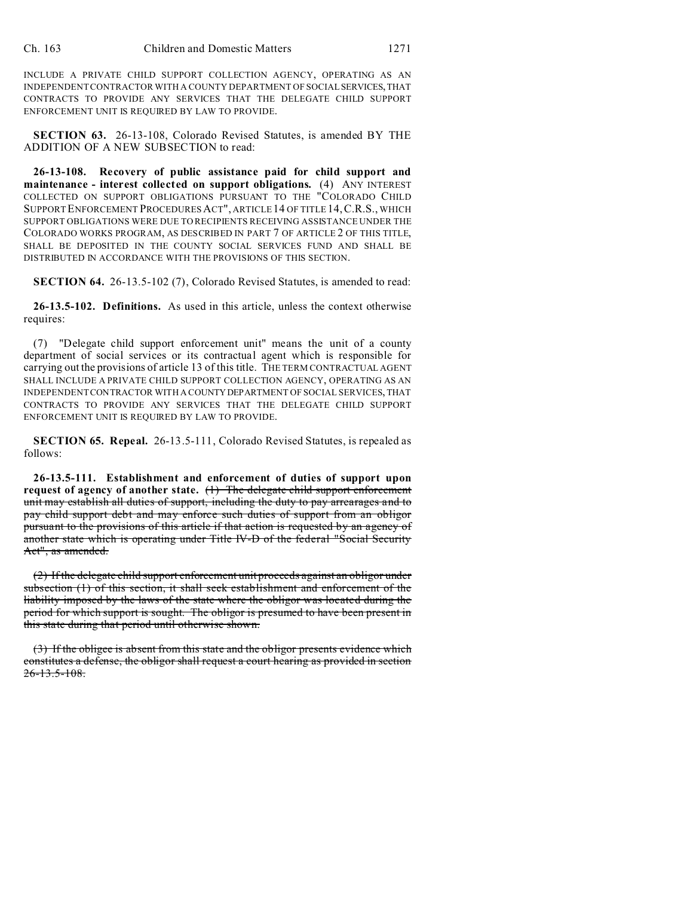INCLUDE A PRIVATE CHILD SUPPORT COLLECTION AGENCY, OPERATING AS AN INDEPENDENT CONTRACTOR WITH A COUNTY DEPARTMENT OF SOCIAL SERVICES, THAT CONTRACTS TO PROVIDE ANY SERVICES THAT THE DELEGATE CHILD SUPPORT ENFORCEMENT UNIT IS REQUIRED BY LAW TO PROVIDE.

**SECTION 63.** 26-13-108, Colorado Revised Statutes, is amended BY THE ADDITION OF A NEW SUBSECTION to read:

**26-13-108. Recovery of public assistance paid for child support and maintenance - interest collected on support obligations.** (4) ANY INTEREST COLLECTED ON SUPPORT OBLIGATIONS PURSUANT TO THE "COLORADO CHILD SUPPORT ENFORCEMENT PROCEDURES ACT", ARTICLE 14 OF TITLE 14, C.R.S., WHICH SUPPORT OBLIGATIONS WERE DUE TO RECIPIENTS RECEIVING ASSISTANCE UNDER THE COLORADO WORKS PROGRAM, AS DESCRIBED IN PART 7 OF ARTICLE 2 OF THIS TITLE, SHALL BE DEPOSITED IN THE COUNTY SOCIAL SERVICES FUND AND SHALL BE DISTRIBUTED IN ACCORDANCE WITH THE PROVISIONS OF THIS SECTION.

**SECTION 64.** 26-13.5-102 (7), Colorado Revised Statutes, is amended to read:

**26-13.5-102. Definitions.** As used in this article, unless the context otherwise requires:

(7) "Delegate child support enforcement unit" means the unit of a county department of social services or its contractual agent which is responsible for carrying out the provisions of article 13 of this title. THE TERM CONTRACTUAL AGENT SHALL INCLUDE A PRIVATE CHILD SUPPORT COLLECTION AGENCY, OPERATING AS AN INDEPENDENT CONTRACTOR WITH A COUNTY DEPARTMENT OF SOCIAL SERVICES, THAT CONTRACTS TO PROVIDE ANY SERVICES THAT THE DELEGATE CHILD SUPPORT ENFORCEMENT UNIT IS REQUIRED BY LAW TO PROVIDE.

**SECTION 65. Repeal.** 26-13.5-111, Colorado Revised Statutes, is repealed as follows:

**26-13.5-111. Establishment and enforcement of duties of support upon request of agency of another state.** ~~(1) The delegate child support enforcement unit may establish all duties of support, including the duty to pay arrearages and to pay child support debt and may enforce such duties of support from an obligor pursuant to the provisions of this article if that action is requested by an agency of another state which is operating under Title IV-D of the federal "Social Security Act", as amended.~~

~~(2) If the delegate child support enforcement unit proceeds against an obligor under subsection (1) of this section, it shall seek establishment and enforcement of the liability imposed by the laws of the state where the obligor was located during the period for which support is sought. The obligor is presumed to have been present in this state during that period until otherwise shown.~~

~~(3) If the obligee is absent from this state and the obligor presents evidence which constitutes a defense, the obligor shall request a court hearing as provided in section 26-13.5-108.~~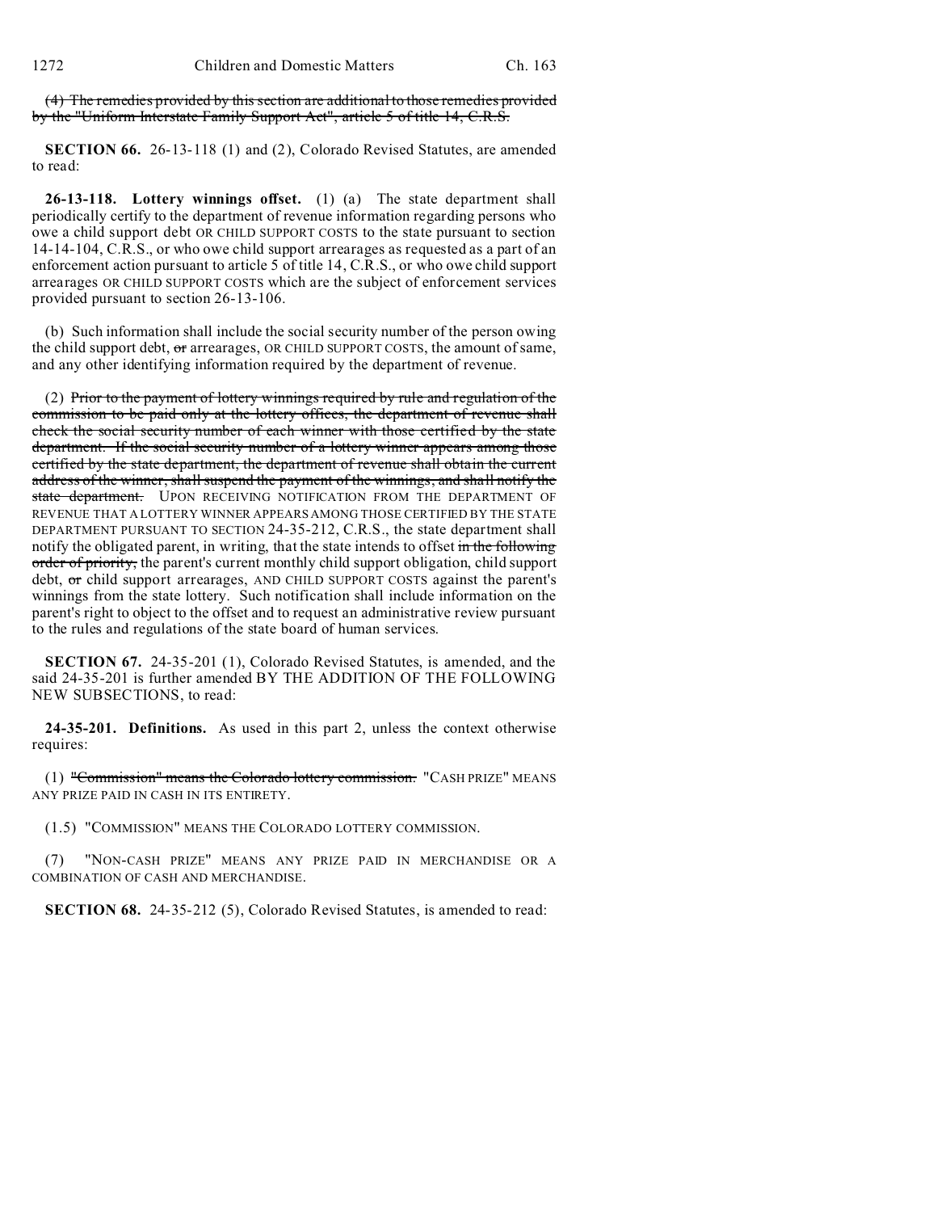(4) ~~The remedies provided by this section are additional to those remedies provided by the "Uniform Interstate Family Support Act", article 5 of title 14, C.R.S.~~

**SECTION 66.** 26-13-118 (1) and (2), Colorado Revised Statutes, are amended to read:

**26-13-118. Lottery winnings offset.** (1) (a) The state department shall periodically certify to the department of revenue information regarding persons who owe a child support debt OR CHILD SUPPORT COSTS to the state pursuant to section 14-14-104, C.R.S., or who owe child support arrearages as requested as a part of an enforcement action pursuant to article 5 of title 14, C.R.S., or who owe child support arrearages OR CHILD SUPPORT COSTS which are the subject of enforcement services provided pursuant to section 26-13-106.

(b) Such information shall include the social security number of the person owing the child support debt, ~~or~~ arrearages, OR CHILD SUPPORT COSTS, the amount of same, and any other identifying information required by the department of revenue.

(2) ~~Prior to the payment of lottery winnings required by rule and regulation of the commission to be paid only at the lottery offices, the department of revenue shall check the social security number of each winner with those certified by the state department. If the social security number of a lottery winner appears among those certified by the state department, the department of revenue shall obtain the current address of the winner, shall suspend the payment of the winnings, and shall notify the state department.~~ UPON RECEIVING NOTIFICATION FROM THE DEPARTMENT OF REVENUE THAT A LOTTERY WINNER APPEARS AMONG THOSE CERTIFIED BY THE STATE DEPARTMENT PURSUANT TO SECTION 24-35-212, C.R.S., the state department shall notify the obligated parent, in writing, that the state intends to offset ~~in the following order of priority,~~ the parent's current monthly child support obligation, child support debt, ~~or~~ child support arrearages, AND CHILD SUPPORT COSTS against the parent's winnings from the state lottery. Such notification shall include information on the parent's right to object to the offset and to request an administrative review pursuant to the rules and regulations of the state board of human services.

**SECTION 67.** 24-35-201 (1), Colorado Revised Statutes, is amended, and the said 24-35-201 is further amended BY THE ADDITION OF THE FOLLOWING NEW SUBSECTIONS, to read:

**24-35-201. Definitions.** As used in this part 2, unless the context otherwise requires:

(1) ~~"Commission" means the Colorado lottery commission.~~ "CASH PRIZE" MEANS ANY PRIZE PAID IN CASH IN ITS ENTIRETY.

(1.5) "COMMISSION" MEANS THE COLORADO LOTTERY COMMISSION.

(7) "NON-CASH PRIZE" MEANS ANY PRIZE PAID IN MERCHANDISE OR A COMBINATION OF CASH AND MERCHANDISE.

**SECTION 68.** 24-35-212 (5), Colorado Revised Statutes, is amended to read: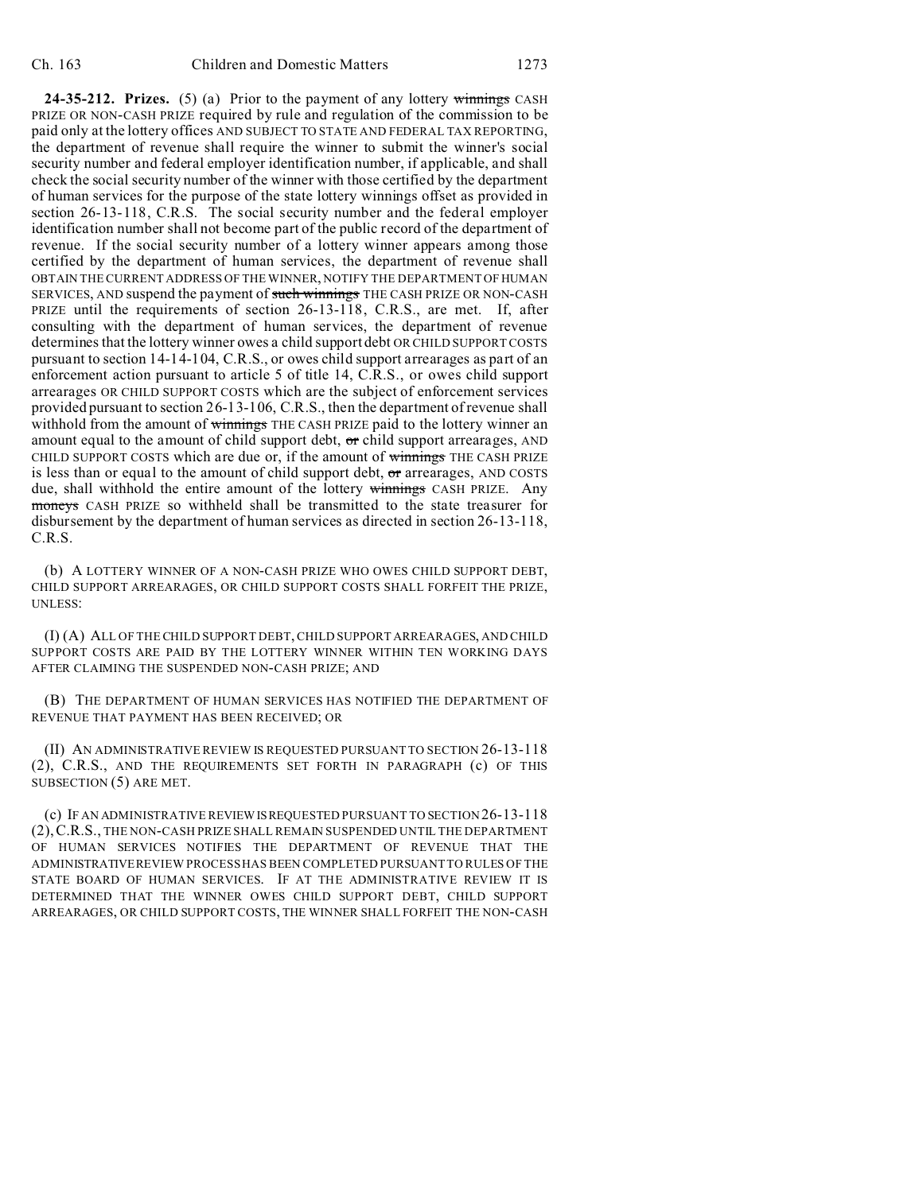**24-35-212. Prizes.** (5) (a) Prior to the payment of any lottery ~~winnings~~ CASH PRIZE OR NON-CASH PRIZE required by rule and regulation of the commission to be paid only at the lottery offices AND SUBJECT TO STATE AND FEDERAL TAX REPORTING, the department of revenue shall require the winner to submit the winner's social security number and federal employer identification number, if applicable, and shall check the social security number of the winner with those certified by the department of human services for the purpose of the state lottery winnings offset as provided in section 26-13-118, C.R.S. The social security number and the federal employer identification number shall not become part of the public record of the department of revenue. If the social security number of a lottery winner appears among those certified by the department of human services, the department of revenue shall OBTAIN THE CURRENT ADDRESS OF THE WINNER, NOTIFY THE DEPARTMENT OF HUMAN SERVICES, AND suspend the payment of ~~such winnings~~ THE CASH PRIZE OR NON-CASH PRIZE until the requirements of section 26-13-118, C.R.S., are met. If, after consulting with the department of human services, the department of revenue determines that the lottery winner owes a child support debt OR CHILD SUPPORT COSTS pursuant to section 14-14-104, C.R.S., or owes child support arrearages as part of an enforcement action pursuant to article 5 of title 14, C.R.S., or owes child support arrearages OR CHILD SUPPORT COSTS which are the subject of enforcement services provided pursuant to section 26-13-106, C.R.S., then the department of revenue shall withhold from the amount of ~~winnings~~ THE CASH PRIZE paid to the lottery winner an amount equal to the amount of child support debt, ~~or~~ child support arrearages, AND CHILD SUPPORT COSTS which are due or, if the amount of ~~winnings~~ THE CASH PRIZE is less than or equal to the amount of child support debt, ~~or~~ arrearages, AND COSTS due, shall withhold the entire amount of the lottery ~~winnings~~ CASH PRIZE. Any ~~moneys~~ CASH PRIZE so withheld shall be transmitted to the state treasurer for disbursement by the department of human services as directed in section 26-13-118, C.R.S.

(b) A LOTTERY WINNER OF A NON-CASH PRIZE WHO OWES CHILD SUPPORT DEBT, CHILD SUPPORT ARREARAGES, OR CHILD SUPPORT COSTS SHALL FORFEIT THE PRIZE, UNLESS:

(I) (A) ALL OF THE CHILD SUPPORT DEBT, CHILD SUPPORT ARREARAGES, AND CHILD SUPPORT COSTS ARE PAID BY THE LOTTERY WINNER WITHIN TEN WORKING DAYS AFTER CLAIMING THE SUSPENDED NON-CASH PRIZE; AND

(B) THE DEPARTMENT OF HUMAN SERVICES HAS NOTIFIED THE DEPARTMENT OF REVENUE THAT PAYMENT HAS BEEN RECEIVED; OR

(II) AN ADMINISTRATIVE REVIEW IS REQUESTED PURSUANT TO SECTION 26-13-118 (2), C.R.S., AND THE REQUIREMENTS SET FORTH IN PARAGRAPH (c) OF THIS SUBSECTION (5) ARE MET.

(c) IF AN ADMINISTRATIVE REVIEW IS REQUESTED PURSUANT TO SECTION 26-13-118 (2), C.R.S., THE NON-CASH PRIZE SHALL REMAIN SUSPENDED UNTIL THE DEPARTMENT OF HUMAN SERVICES NOTIFIES THE DEPARTMENT OF REVENUE THAT THE ADMINISTRATIVE REVIEW PROCESS HAS BEEN COMPLETED PURSUANT TO RULES OF THE STATE BOARD OF HUMAN SERVICES. IF AT THE ADMINISTRATIVE REVIEW IT IS DETERMINED THAT THE WINNER OWES CHILD SUPPORT DEBT, CHILD SUPPORT ARREARAGES, OR CHILD SUPPORT COSTS, THE WINNER SHALL FORFEIT THE NON-CASH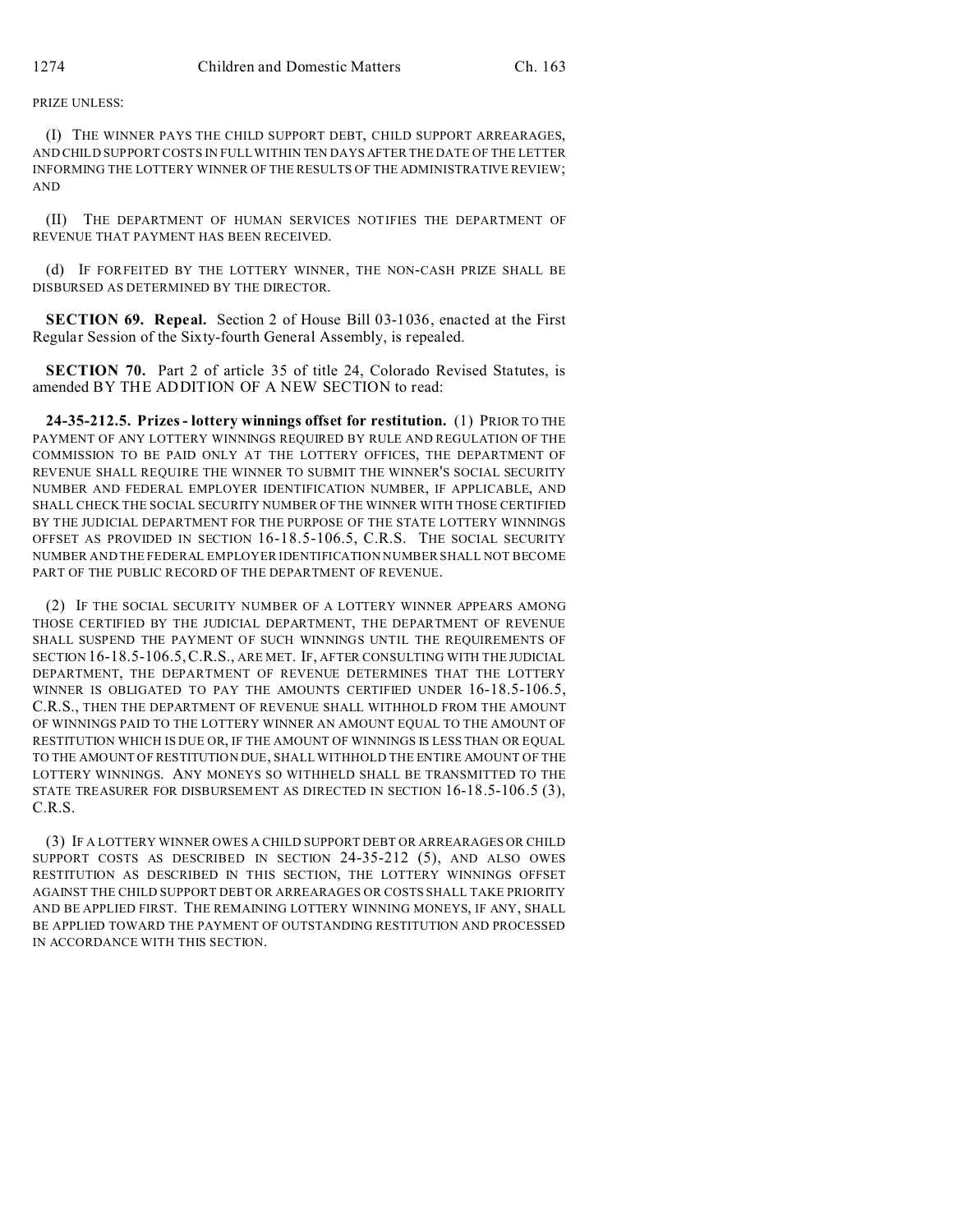PRIZE UNLESS:

(I) THE WINNER PAYS THE CHILD SUPPORT DEBT, CHILD SUPPORT ARREARAGES, AND CHILD SUPPORT COSTS IN FULL WITHIN TEN DAYS AFTER THE DATE OF THE LETTER INFORMING THE LOTTERY WINNER OF THE RESULTS OF THE ADMINISTRATIVE REVIEW; AND

(II) THE DEPARTMENT OF HUMAN SERVICES NOTIFIES THE DEPARTMENT OF REVENUE THAT PAYMENT HAS BEEN RECEIVED.

(d) IF FORFEITED BY THE LOTTERY WINNER, THE NON-CASH PRIZE SHALL BE DISBURSED AS DETERMINED BY THE DIRECTOR.

**SECTION 69. Repeal.** Section 2 of House Bill 03-1036, enacted at the First Regular Session of the Sixty-fourth General Assembly, is repealed.

**SECTION 70.** Part 2 of article 35 of title 24, Colorado Revised Statutes, is amended BY THE ADDITION OF A NEW SECTION to read:

**24-35-212.5. Prizes - lottery winnings offset for restitution.** (1) PRIOR TO THE PAYMENT OF ANY LOTTERY WINNINGS REQUIRED BY RULE AND REGULATION OF THE COMMISSION TO BE PAID ONLY AT THE LOTTERY OFFICES, THE DEPARTMENT OF REVENUE SHALL REQUIRE THE WINNER TO SUBMIT THE WINNER'S SOCIAL SECURITY NUMBER AND FEDERAL EMPLOYER IDENTIFICATION NUMBER, IF APPLICABLE, AND SHALL CHECK THE SOCIAL SECURITY NUMBER OF THE WINNER WITH THOSE CERTIFIED BY THE JUDICIAL DEPARTMENT FOR THE PURPOSE OF THE STATE LOTTERY WINNINGS OFFSET AS PROVIDED IN SECTION 16-18.5-106.5, C.R.S. THE SOCIAL SECURITY NUMBER AND THE FEDERAL EMPLOYER IDENTIFICATION NUMBER SHALL NOT BECOME PART OF THE PUBLIC RECORD OF THE DEPARTMENT OF REVENUE.

(2) IF THE SOCIAL SECURITY NUMBER OF A LOTTERY WINNER APPEARS AMONG THOSE CERTIFIED BY THE JUDICIAL DEPARTMENT, THE DEPARTMENT OF REVENUE SHALL SUSPEND THE PAYMENT OF SUCH WINNINGS UNTIL THE REQUIREMENTS OF SECTION 16-18.5-106.5, C.R.S., ARE MET. IF, AFTER CONSULTING WITH THE JUDICIAL DEPARTMENT, THE DEPARTMENT OF REVENUE DETERMINES THAT THE LOTTERY WINNER IS OBLIGATED TO PAY THE AMOUNTS CERTIFIED UNDER 16-18.5-106.5, C.R.S., THEN THE DEPARTMENT OF REVENUE SHALL WITHHOLD FROM THE AMOUNT OF WINNINGS PAID TO THE LOTTERY WINNER AN AMOUNT EQUAL TO THE AMOUNT OF RESTITUTION WHICH IS DUE OR, IF THE AMOUNT OF WINNINGS IS LESS THAN OR EQUAL TO THE AMOUNT OF RESTITUTION DUE, SHALL WITHHOLD THE ENTIRE AMOUNT OF THE LOTTERY WINNINGS. ANY MONEYS SO WITHHELD SHALL BE TRANSMITTED TO THE STATE TREASURER FOR DISBURSEMENT AS DIRECTED IN SECTION 16-18.5-106.5 (3), C.R.S.

(3) IF A LOTTERY WINNER OWES A CHILD SUPPORT DEBT OR ARREARAGES OR CHILD SUPPORT COSTS AS DESCRIBED IN SECTION 24-35-212 (5), AND ALSO OWES RESTITUTION AS DESCRIBED IN THIS SECTION, THE LOTTERY WINNINGS OFFSET AGAINST THE CHILD SUPPORT DEBT OR ARREARAGES OR COSTS SHALL TAKE PRIORITY AND BE APPLIED FIRST. THE REMAINING LOTTERY WINNING MONEYS, IF ANY, SHALL BE APPLIED TOWARD THE PAYMENT OF OUTSTANDING RESTITUTION AND PROCESSED IN ACCORDANCE WITH THIS SECTION.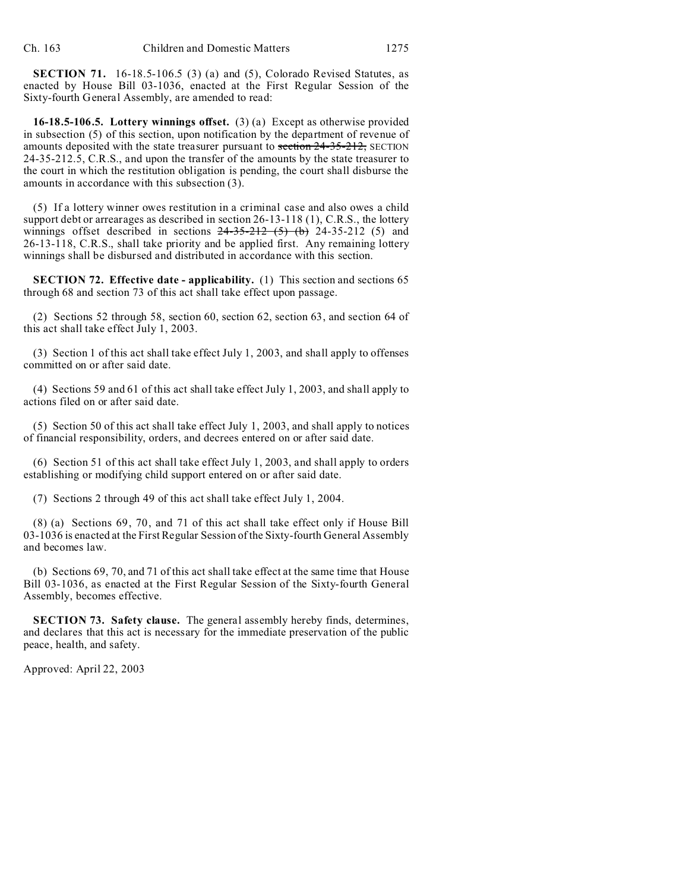**SECTION 71.** 16-18.5-106.5 (3) (a) and (5), Colorado Revised Statutes, as enacted by House Bill 03-1036, enacted at the First Regular Session of the Sixty-fourth General Assembly, are amended to read:

**16-18.5-106.5. Lottery winnings offset.** (3) (a) Except as otherwise provided in subsection (5) of this section, upon notification by the department of revenue of amounts deposited with the state treasurer pursuant to ~~section 24-35-212,~~ SECTION 24-35-212.5, C.R.S., and upon the transfer of the amounts by the state treasurer to the court in which the restitution obligation is pending, the court shall disburse the amounts in accordance with this subsection (3).

(5) If a lottery winner owes restitution in a criminal case and also owes a child support debt or arrearages as described in section 26-13-118 (1), C.R.S., the lottery winnings offset described in sections ~~24-35-212 (5) (b)~~ 24-35-212 (5) and 26-13-118, C.R.S., shall take priority and be applied first. Any remaining lottery winnings shall be disbursed and distributed in accordance with this section.

**SECTION 72. Effective date - applicability.** (1) This section and sections 65 through 68 and section 73 of this act shall take effect upon passage.

(2) Sections 52 through 58, section 60, section 62, section 63, and section 64 of this act shall take effect July 1, 2003.

(3) Section 1 of this act shall take effect July 1, 2003, and shall apply to offenses committed on or after said date.

(4) Sections 59 and 61 of this act shall take effect July 1, 2003, and shall apply to actions filed on or after said date.

(5) Section 50 of this act shall take effect July 1, 2003, and shall apply to notices of financial responsibility, orders, and decrees entered on or after said date.

(6) Section 51 of this act shall take effect July 1, 2003, and shall apply to orders establishing or modifying child support entered on or after said date.

(7) Sections 2 through 49 of this act shall take effect July 1, 2004.

(8) (a) Sections 69, 70, and 71 of this act shall take effect only if House Bill 03-1036 is enacted at the First Regular Session of the Sixty-fourth General Assembly and becomes law.

(b) Sections 69, 70, and 71 of this act shall take effect at the same time that House Bill 03-1036, as enacted at the First Regular Session of the Sixty-fourth General Assembly, becomes effective.

**SECTION 73. Safety clause.** The general assembly hereby finds, determines, and declares that this act is necessary for the immediate preservation of the public peace, health, and safety.

Approved: April 22, 2003